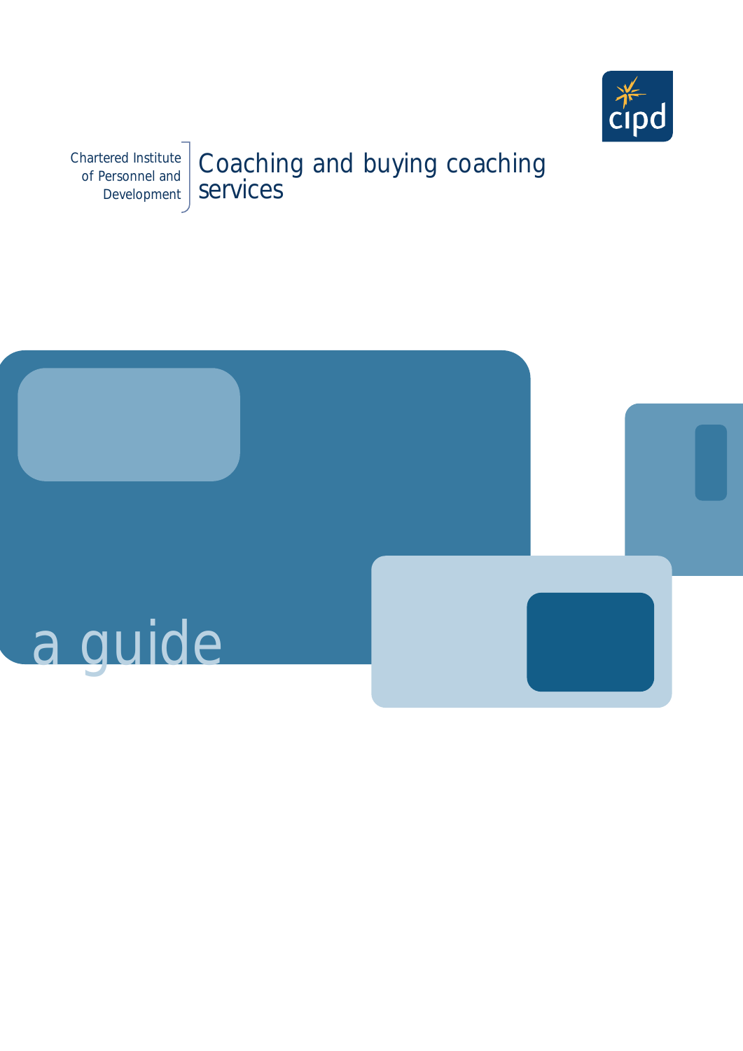cipd

Chartered Institute of Personnel and Development

# Coaching and buying coaching services

a guide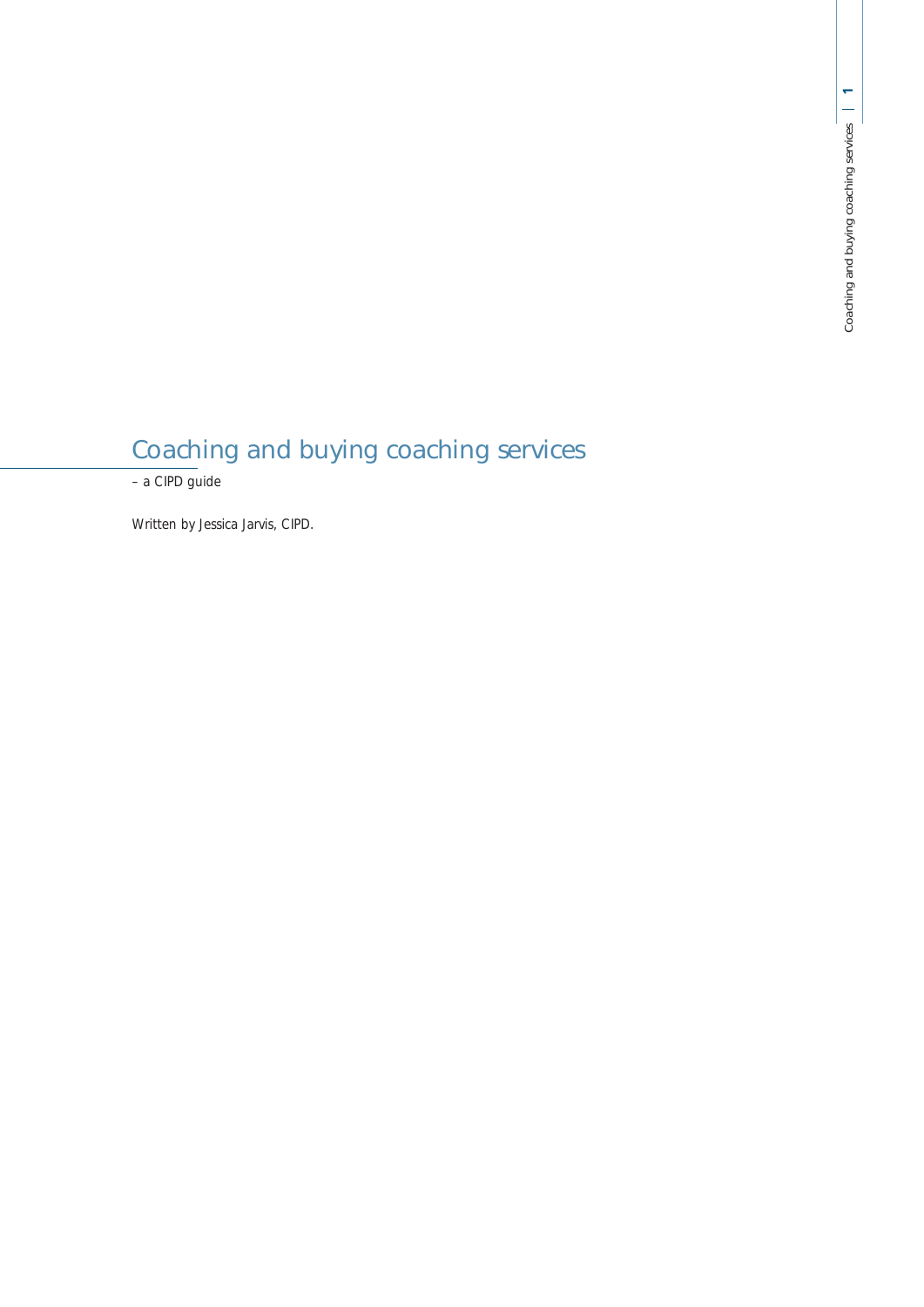# Coaching and buying coaching services

– a CIPD guide

Written by Jessica Jarvis, CIPD.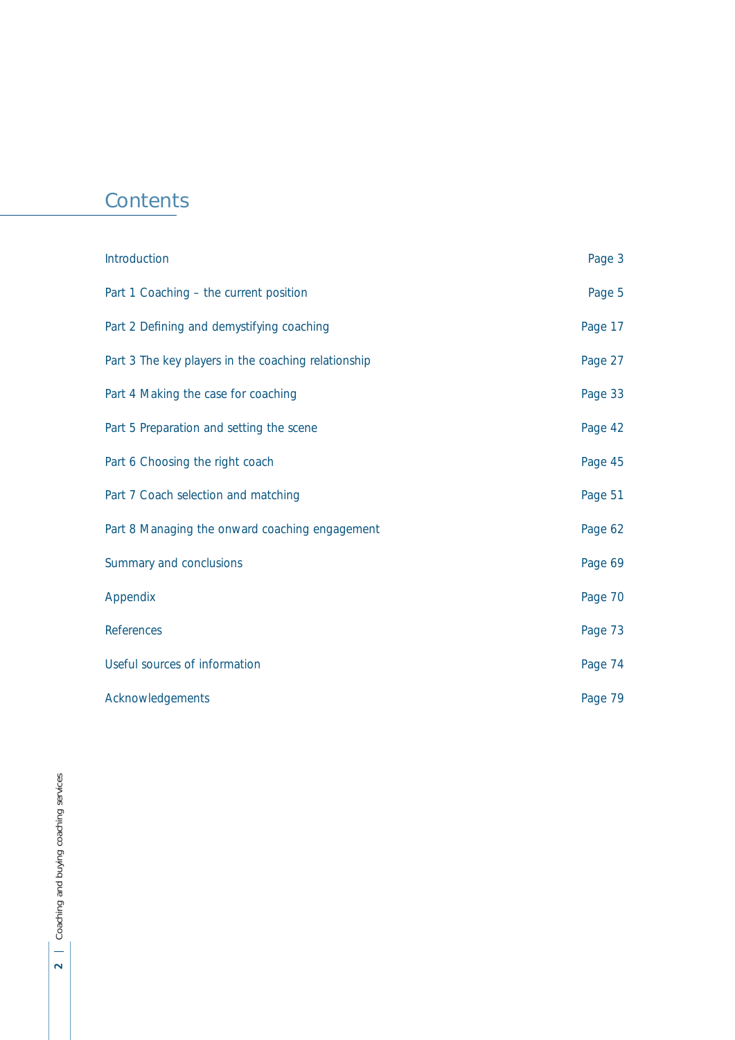# Contents

| | |
|---|---|
| Introduction | Page 3 |
| Part 1 Coaching – the current position | Page 5 |
| Part 2 Defining and demystifying coaching | Page 17 |
| Part 3 The key players in the coaching relationship | Page 27 |
| Part 4 Making the case for coaching | Page 33 |
| Part 5 Preparation and setting the scene | Page 42 |
| Part 6 Choosing the right coach | Page 45 |
| Part 7 Coach selection and matching | Page 51 |
| Part 8 Managing the onward coaching engagement | Page 62 |
| Summary and conclusions | Page 69 |
| Appendix | Page 70 |
| References | Page 73 |
| Useful sources of information | Page 74 |
| Acknowledgements | Page 79 |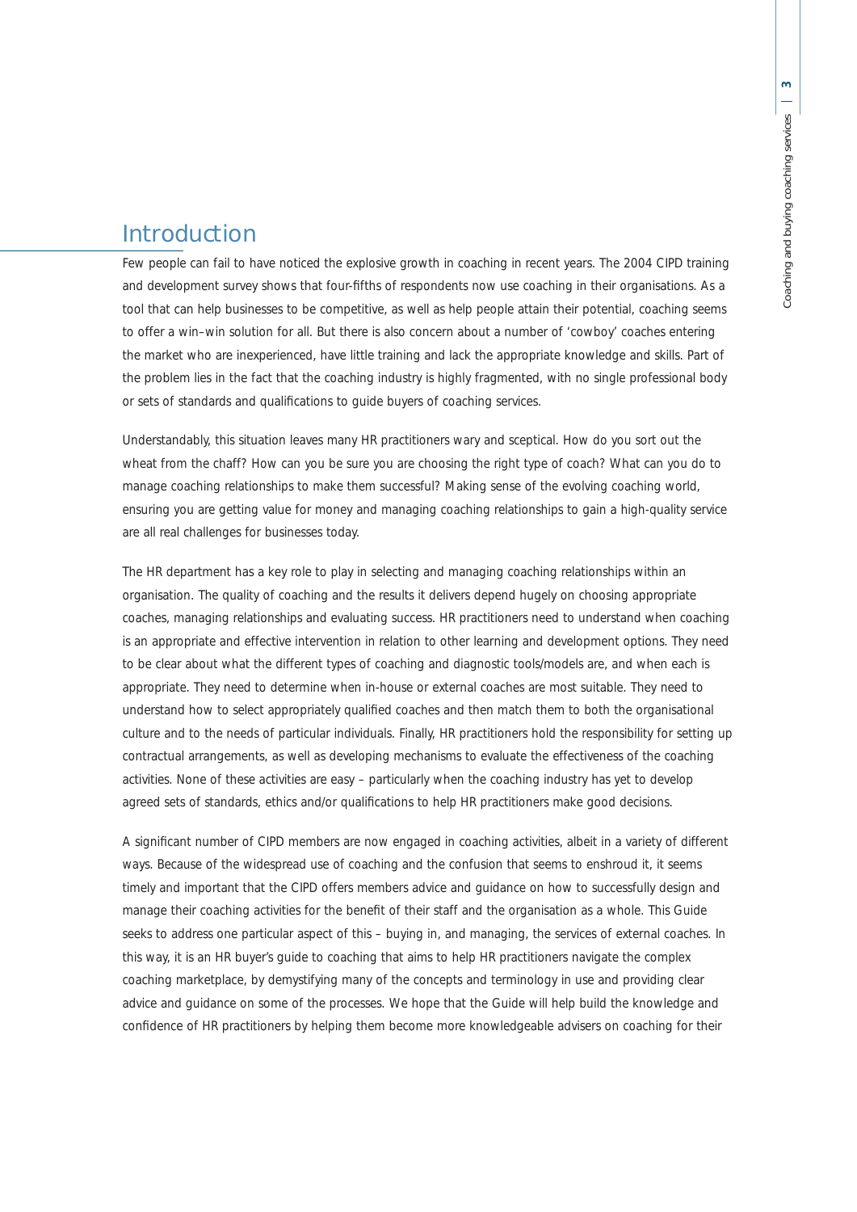# Introduction

Few people can fail to have noticed the explosive growth in coaching in recent years. The 2004 CIPD training and development survey shows that four-fifths of respondents now use coaching in their organisations. As a tool that can help businesses to be competitive, as well as help people attain their potential, coaching seems to offer a win–win solution for all. But there is also concern about a number of 'cowboy' coaches entering the market who are inexperienced, have little training and lack the appropriate knowledge and skills. Part of the problem lies in the fact that the coaching industry is highly fragmented, with no single professional body or sets of standards and qualifications to guide buyers of coaching services.

Understandably, this situation leaves many HR practitioners wary and sceptical. How do you sort out the wheat from the chaff? How can you be sure you are choosing the right type of coach? What can you do to manage coaching relationships to make them successful? Making sense of the evolving coaching world, ensuring you are getting value for money and managing coaching relationships to gain a high-quality service are all real challenges for businesses today.

The HR department has a key role to play in selecting and managing coaching relationships within an organisation. The quality of coaching and the results it delivers depend hugely on choosing appropriate coaches, managing relationships and evaluating success. HR practitioners need to understand when coaching is an appropriate and effective intervention in relation to other learning and development options. They need to be clear about what the different types of coaching and diagnostic tools/models are, and when each is appropriate. They need to determine when in-house or external coaches are most suitable. They need to understand how to select appropriately qualified coaches and then match them to both the organisational culture and to the needs of particular individuals. Finally, HR practitioners hold the responsibility for setting up contractual arrangements, as well as developing mechanisms to evaluate the effectiveness of the coaching activities. None of these activities are easy – particularly when the coaching industry has yet to develop agreed sets of standards, ethics and/or qualifications to help HR practitioners make good decisions.

A significant number of CIPD members are now engaged in coaching activities, albeit in a variety of different ways. Because of the widespread use of coaching and the confusion that seems to enshroud it, it seems timely and important that the CIPD offers members advice and guidance on how to successfully design and manage their coaching activities for the benefit of their staff and the organisation as a whole. This Guide seeks to address one particular aspect of this – buying in, and managing, the services of external coaches. In this way, it is an HR buyer's guide to coaching that aims to help HR practitioners navigate the complex coaching marketplace, by demystifying many of the concepts and terminology in use and providing clear advice and guidance on some of the processes. We hope that the Guide will help build the knowledge and confidence of HR practitioners by helping them become more knowledgeable advisers on coaching for their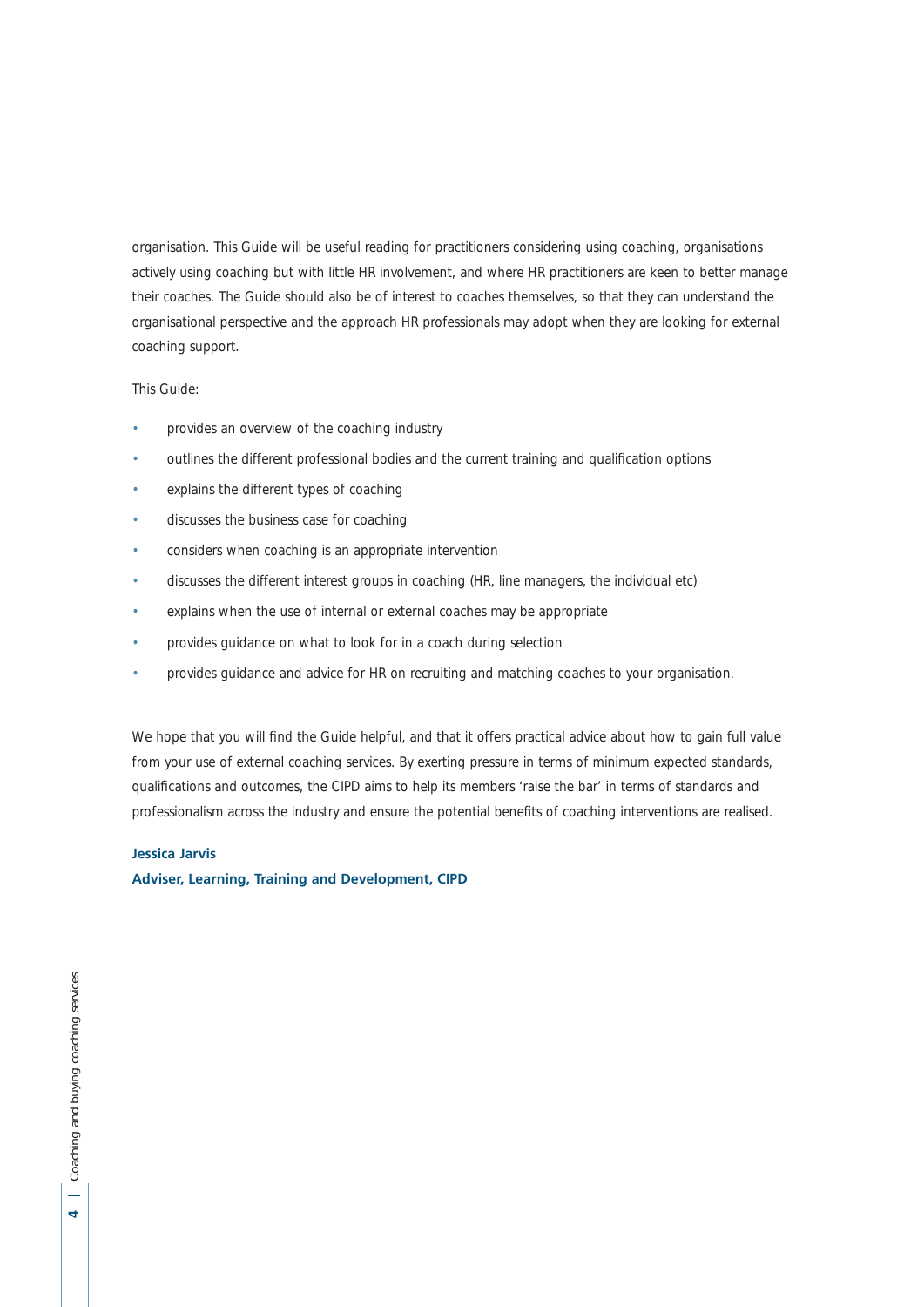organisation. This Guide will be useful reading for practitioners considering using coaching, organisations actively using coaching but with little HR involvement, and where HR practitioners are keen to better manage their coaches. The Guide should also be of interest to coaches themselves, so that they can understand the organisational perspective and the approach HR professionals may adopt when they are looking for external coaching support.

This Guide:

- provides an overview of the coaching industry
- outlines the different professional bodies and the current training and qualification options
- explains the different types of coaching
- discusses the business case for coaching
- considers when coaching is an appropriate intervention
- discusses the different interest groups in coaching (HR, line managers, the individual etc)
- explains when the use of internal or external coaches may be appropriate
- provides guidance on what to look for in a coach during selection
- provides guidance and advice for HR on recruiting and matching coaches to your organisation.

We hope that you will find the Guide helpful, and that it offers practical advice about how to gain full value from your use of external coaching services. By exerting pressure in terms of minimum expected standards, qualifications and outcomes, the CIPD aims to help its members 'raise the bar' in terms of standards and professionalism across the industry and ensure the potential benefits of coaching interventions are realised.

**Jessica Jarvis**
**Adviser, Learning, Training and Development, CIPD**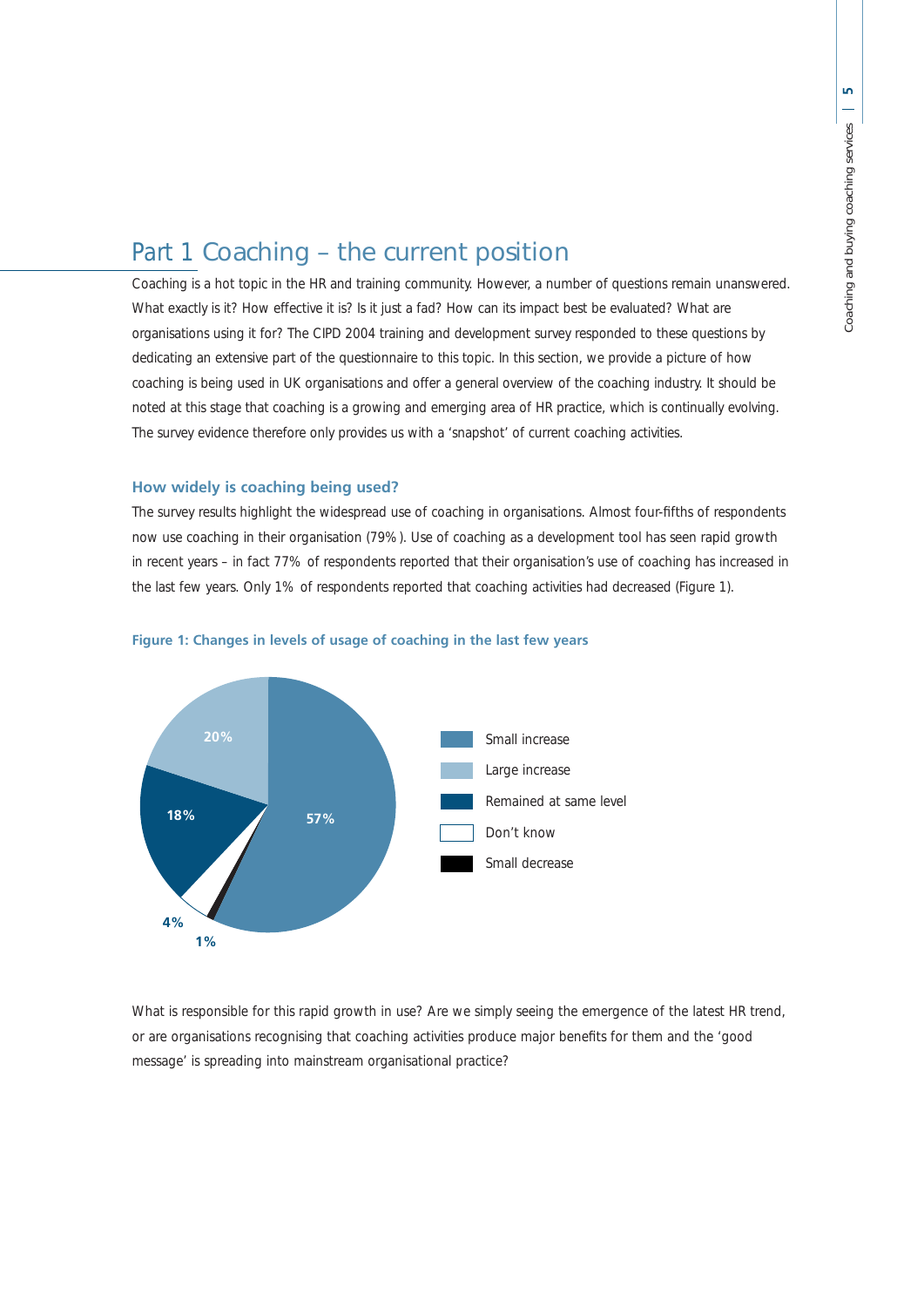# Part 1 Coaching – the current position

Coaching is a hot topic in the HR and training community. However, a number of questions remain unanswered. What exactly is it? How effective it is? Is it just a fad? How can its impact best be evaluated? What are organisations using it for? The CIPD 2004 training and development survey responded to these questions by dedicating an extensive part of the questionnaire to this topic. In this section, we provide a picture of how coaching is being used in UK organisations and offer a general overview of the coaching industry. It should be noted at this stage that coaching is a growing and emerging area of HR practice, which is continually evolving. The survey evidence therefore only provides us with a 'snapshot' of current coaching activities.

### How widely is coaching being used?

The survey results highlight the widespread use of coaching in organisations. Almost four-fifths of respondents now use coaching in their organisation (79%). Use of coaching as a development tool has seen rapid growth in recent years – in fact 77% of respondents reported that their organisation's use of coaching has increased in the last few years. Only 1% of respondents reported that coaching activities had decreased (Figure 1).

**Figure 1: Changes in levels of usage of coaching in the last few years**

| Change | % |
|---|---|
| Small increase | 57% |
| Large increase | 20% |
| Remained at same level | 18% |
| Don't know | 4% |
| Small decrease | 1% |

What is responsible for this rapid growth in use? Are we simply seeing the emergence of the latest HR trend, or are organisations recognising that coaching activities produce major benefits for them and the 'good message' is spreading into mainstream organisational practice?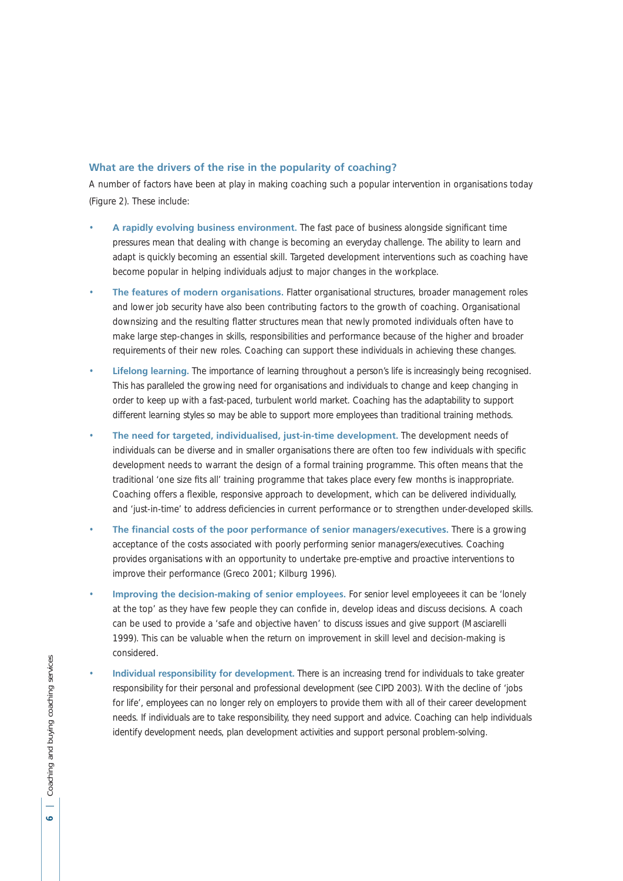### What are the drivers of the rise in the popularity of coaching?

A number of factors have been at play in making coaching such a popular intervention in organisations today (Figure 2). These include:

- **A rapidly evolving business environment.** The fast pace of business alongside significant time pressures mean that dealing with change is becoming an everyday challenge. The ability to learn and adapt is quickly becoming an essential skill. Targeted development interventions such as coaching have become popular in helping individuals adjust to major changes in the workplace.
- **The features of modern organisations.** Flatter organisational structures, broader management roles and lower job security have also been contributing factors to the growth of coaching. Organisational downsizing and the resulting flatter structures mean that newly promoted individuals often have to make large step-changes in skills, responsibilities and performance because of the higher and broader requirements of their new roles. Coaching can support these individuals in achieving these changes.
- **Lifelong learning.** The importance of learning throughout a person's life is increasingly being recognised. This has paralleled the growing need for organisations and individuals to change and keep changing in order to keep up with a fast-paced, turbulent world market. Coaching has the adaptability to support different learning styles so may be able to support more employees than traditional training methods.
- **The need for targeted, individualised, just-in-time development.** The development needs of individuals can be diverse and in smaller organisations there are often too few individuals with specific development needs to warrant the design of a formal training programme. This often means that the traditional 'one size fits all' training programme that takes place every few months is inappropriate. Coaching offers a flexible, responsive approach to development, which can be delivered individually, and 'just-in-time' to address deficiencies in current performance or to strengthen under-developed skills.
- **The financial costs of the poor performance of senior managers/executives.** There is a growing acceptance of the costs associated with poorly performing senior managers/executives. Coaching provides organisations with an opportunity to undertake pre-emptive and proactive interventions to improve their performance (Greco 2001; Kilburg 1996).
- **Improving the decision-making of senior employees.** For senior level employeees it can be 'lonely at the top' as they have few people they can confide in, develop ideas and discuss decisions. A coach can be used to provide a 'safe and objective haven' to discuss issues and give support (Masciarelli 1999). This can be valuable when the return on improvement in skill level and decision-making is considered.
- **Individual responsibility for development.** There is an increasing trend for individuals to take greater responsibility for their personal and professional development (see CIPD 2003). With the decline of 'jobs for life', employees can no longer rely on employers to provide them with all of their career development needs. If individuals are to take responsibility, they need support and advice. Coaching can help individuals identify development needs, plan development activities and support personal problem-solving.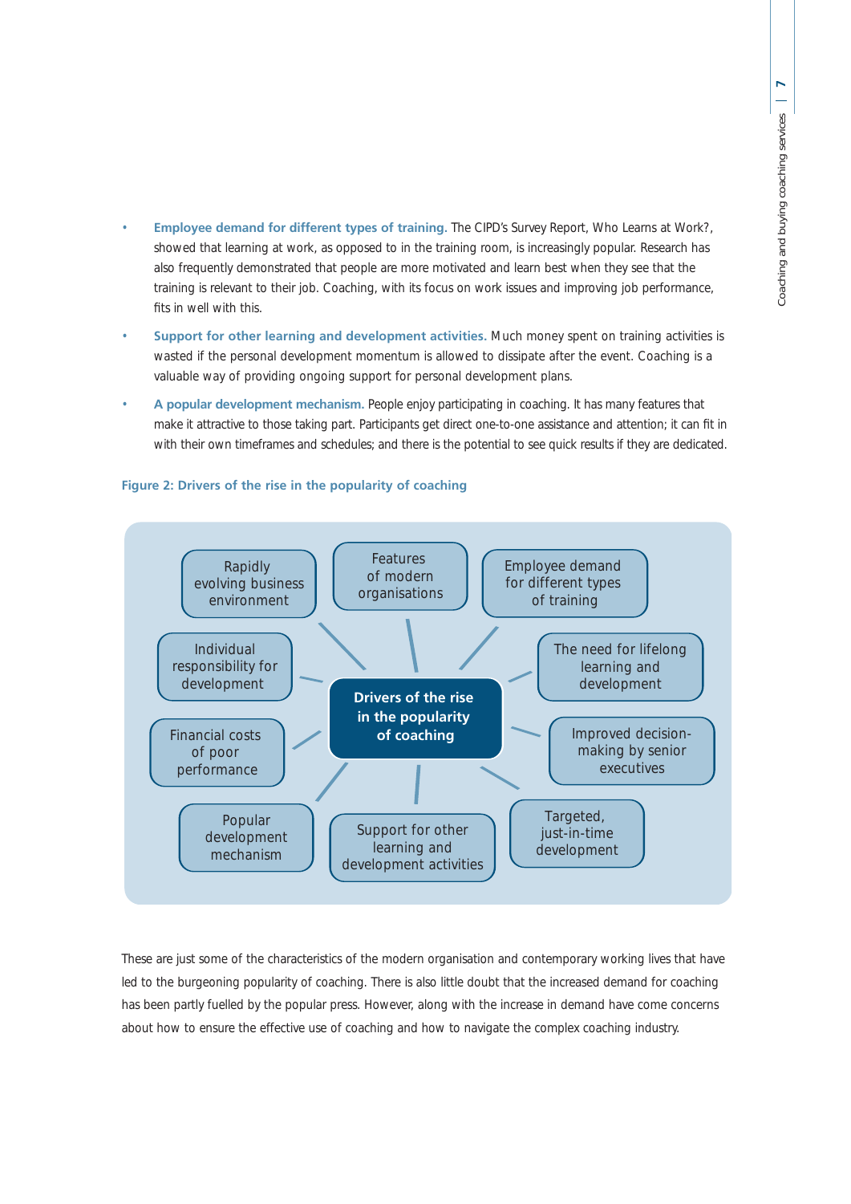- **Employee demand for different types of training.** The CIPD's Survey Report, Who Learns at Work?, showed that learning at work, as opposed to in the training room, is increasingly popular. Research has also frequently demonstrated that people are more motivated and learn best when they see that the training is relevant to their job. Coaching, with its focus on work issues and improving job performance, fits in well with this.
- **Support for other learning and development activities.** Much money spent on training activities is wasted if the personal development momentum is allowed to dissipate after the event. Coaching is a valuable way of providing ongoing support for personal development plans.
- **A popular development mechanism.** People enjoy participating in coaching. It has many features that make it attractive to those taking part. Participants get direct one-to-one assistance and attention; it can fit in with their own timeframes and schedules; and there is the potential to see quick results if they are dedicated.

**Figure 2: Drivers of the rise in the popularity of coaching**

Drivers of the rise in the popularity of coaching:

- Rapidly evolving business environment
- Features of modern organisations
- Employee demand for different types of training
- Individual responsibility for development
- The need for lifelong learning and development
- Financial costs of poor performance
- Improved decision-making by senior executives
- Popular development mechanism
- Support for other learning and development activities
- Targeted, just-in-time development

These are just some of the characteristics of the modern organisation and contemporary working lives that have led to the burgeoning popularity of coaching. There is also little doubt that the increased demand for coaching has been partly fuelled by the popular press. However, along with the increase in demand have come concerns about how to ensure the effective use of coaching and how to navigate the complex coaching industry.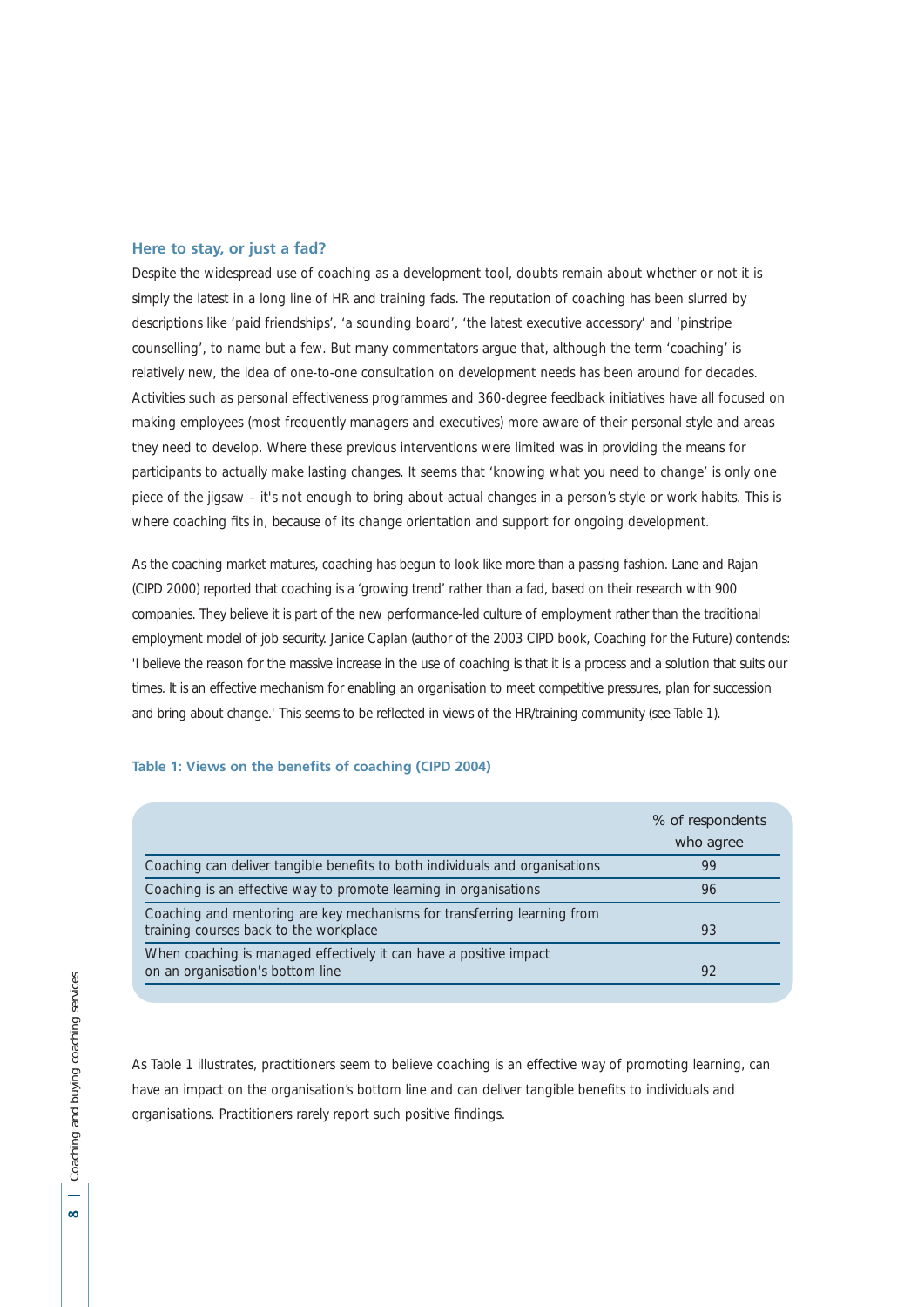### Here to stay, or just a fad?

Despite the widespread use of coaching as a development tool, doubts remain about whether or not it is simply the latest in a long line of HR and training fads. The reputation of coaching has been slurred by descriptions like 'paid friendships', 'a sounding board', 'the latest executive accessory' and 'pinstripe counselling', to name but a few. But many commentators argue that, although the term 'coaching' is relatively new, the idea of one-to-one consultation on development needs has been around for decades. Activities such as personal effectiveness programmes and 360-degree feedback initiatives have all focused on making employees (most frequently managers and executives) more aware of their personal style and areas they need to develop. Where these previous interventions were limited was in providing the means for participants to actually make lasting changes. It seems that 'knowing what you need to change' is only one piece of the jigsaw – it's not enough to bring about actual changes in a person's style or work habits. This is where coaching fits in, because of its change orientation and support for ongoing development.

As the coaching market matures, coaching has begun to look like more than a passing fashion. Lane and Rajan (CIPD 2000) reported that coaching is a 'growing trend' rather than a fad, based on their research with 900 companies. They believe it is part of the new performance-led culture of employment rather than the traditional employment model of job security. Janice Caplan (author of the 2003 CIPD book, Coaching for the Future) contends: 'I believe the reason for the massive increase in the use of coaching is that it is a process and a solution that suits our times. It is an effective mechanism for enabling an organisation to meet competitive pressures, plan for succession and bring about change.' This seems to be reflected in views of the HR/training community (see Table 1).

**Table 1: Views on the benefits of coaching (CIPD 2004)**

| | % of respondents who agree |
|---|---|
| Coaching can deliver tangible benefits to both individuals and organisations | 99 |
| Coaching is an effective way to promote learning in organisations | 96 |
| Coaching and mentoring are key mechanisms for transferring learning from training courses back to the workplace | 93 |
| When coaching is managed effectively it can have a positive impact on an organisation's bottom line | 92 |

As Table 1 illustrates, practitioners seem to believe coaching is an effective way of promoting learning, can have an impact on the organisation's bottom line and can deliver tangible benefits to individuals and organisations. Practitioners rarely report such positive findings.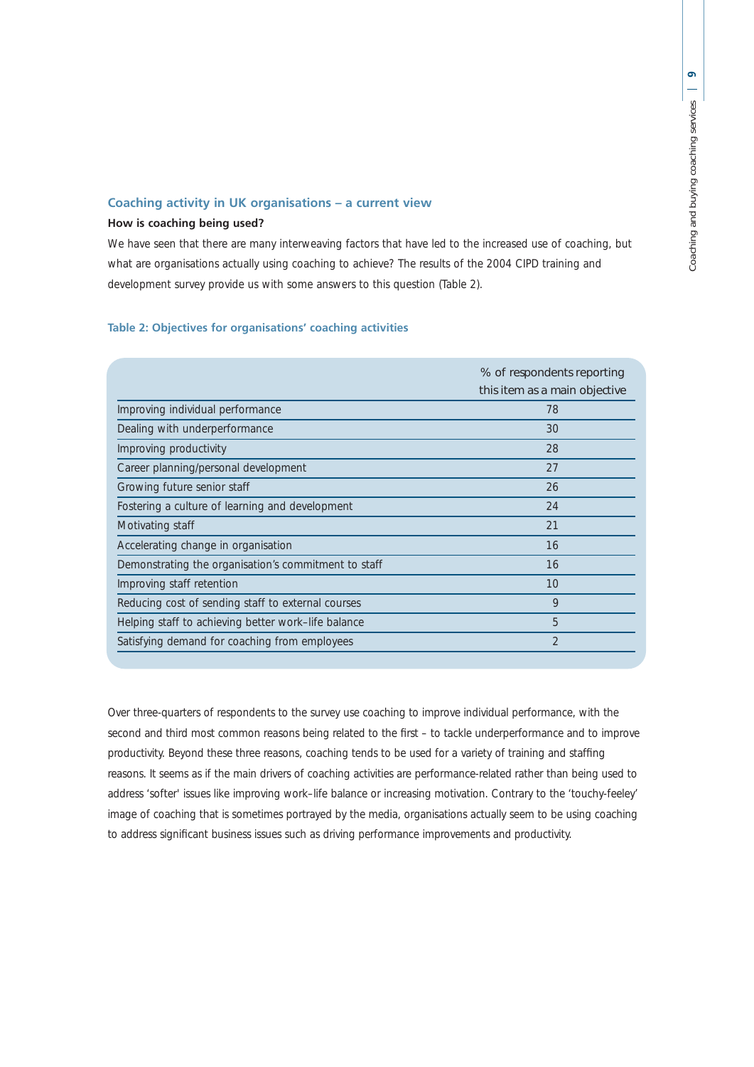## Coaching activity in UK organisations – a current view

### How is coaching being used?

We have seen that there are many interweaving factors that have led to the increased use of coaching, but what are organisations actually using coaching to achieve? The results of the 2004 CIPD training and development survey provide us with some answers to this question (Table 2).

**Table 2: Objectives for organisations' coaching activities**

| | % of respondents reporting this item as a main objective |
|---|---|
| Improving individual performance | 78 |
| Dealing with underperformance | 30 |
| Improving productivity | 28 |
| Career planning/personal development | 27 |
| Growing future senior staff | 26 |
| Fostering a culture of learning and development | 24 |
| Motivating staff | 21 |
| Accelerating change in organisation | 16 |
| Demonstrating the organisation's commitment to staff | 16 |
| Improving staff retention | 10 |
| Reducing cost of sending staff to external courses | 9 |
| Helping staff to achieving better work–life balance | 5 |
| Satisfying demand for coaching from employees | 2 |

Over three-quarters of respondents to the survey use coaching to improve individual performance, with the second and third most common reasons being related to the first – to tackle underperformance and to improve productivity. Beyond these three reasons, coaching tends to be used for a variety of training and staffing reasons. It seems as if the main drivers of coaching activities are performance-related rather than being used to address 'softer' issues like improving work–life balance or increasing motivation. Contrary to the 'touchy-feeley' image of coaching that is sometimes portrayed by the media, organisations actually seem to be using coaching to address significant business issues such as driving performance improvements and productivity.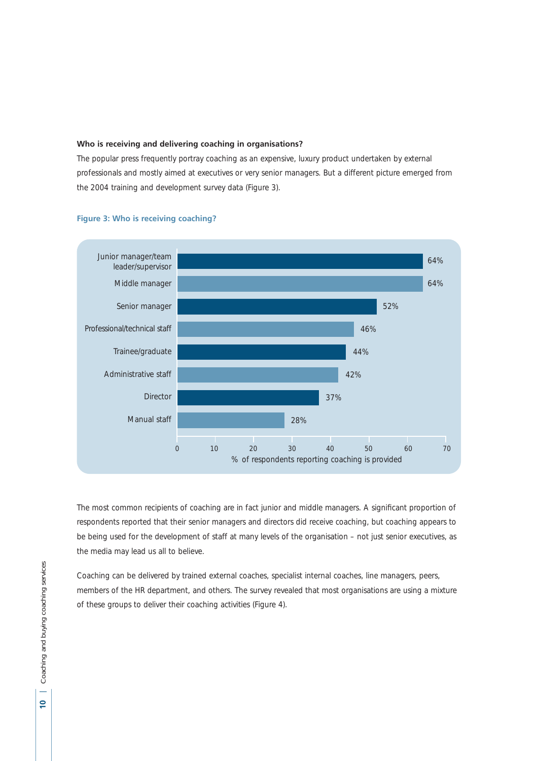### Who is receiving and delivering coaching in organisations?

The popular press frequently portray coaching as an expensive, luxury product undertaken by external professionals and mostly aimed at executives or very senior managers. But a different picture emerged from the 2004 training and development survey data (Figure 3).

**Figure 3: Who is receiving coaching?**

| | % of respondents reporting coaching is provided |
|---|---|
| Junior manager/team leader/supervisor | 64% |
| Middle manager | 64% |
| Senior manager | 52% |
| Professional/technical staff | 46% |
| Trainee/graduate | 44% |
| Administrative staff | 42% |
| Director | 37% |
| Manual staff | 28% |

The most common recipients of coaching are in fact junior and middle managers. A significant proportion of respondents reported that their senior managers and directors did receive coaching, but coaching appears to be being used for the development of staff at many levels of the organisation – not just senior executives, as the media may lead us all to believe.

Coaching can be delivered by trained external coaches, specialist internal coaches, line managers, peers, members of the HR department, and others. The survey revealed that most organisations are using a mixture of these groups to deliver their coaching activities (Figure 4).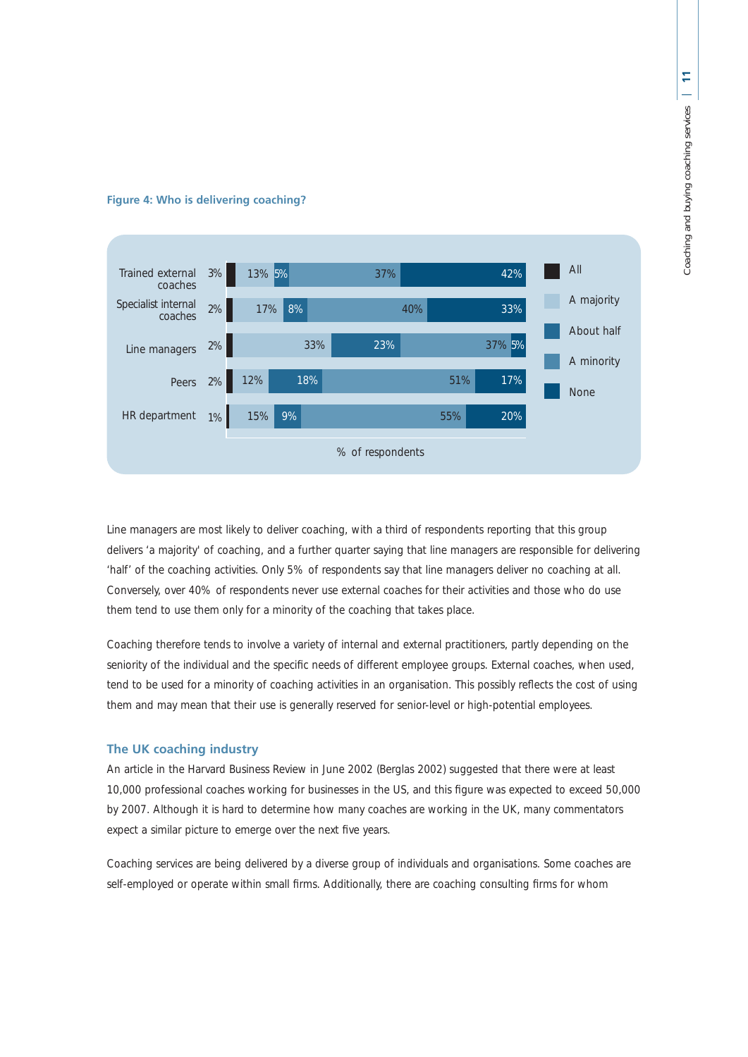**Figure 4: Who is delivering coaching?**

| | All | A majority | About half | A minority | None |
|---|---|---|---|---|---|
| Trained external coaches | 3% | 13% | 5% | 37% | 42% |
| Specialist internal coaches | 2% | 17% | 8% | 40% | 33% |
| Line managers | 2% | 33% | 23% | 37% | 5% |
| Peers | 2% | 12% | 18% | 51% | 17% |
| HR department | 1% | 15% | 9% | 55% | 20% |

% of respondents

Line managers are most likely to deliver coaching, with a third of respondents reporting that this group delivers 'a majority' of coaching, and a further quarter saying that line managers are responsible for delivering 'half' of the coaching activities. Only 5% of respondents say that line managers deliver no coaching at all. Conversely, over 40% of respondents never use external coaches for their activities and those who do use them tend to use them only for a minority of the coaching that takes place.

Coaching therefore tends to involve a variety of internal and external practitioners, partly depending on the seniority of the individual and the specific needs of different employee groups. External coaches, when used, tend to be used for a minority of coaching activities in an organisation. This possibly reflects the cost of using them and may mean that their use is generally reserved for senior-level or high-potential employees.

### The UK coaching industry

An article in the Harvard Business Review in June 2002 (Berglas 2002) suggested that there were at least 10,000 professional coaches working for businesses in the US, and this figure was expected to exceed 50,000 by 2007. Although it is hard to determine how many coaches are working in the UK, many commentators expect a similar picture to emerge over the next five years.

Coaching services are being delivered by a diverse group of individuals and organisations. Some coaches are self-employed or operate within small firms. Additionally, there are coaching consulting firms for whom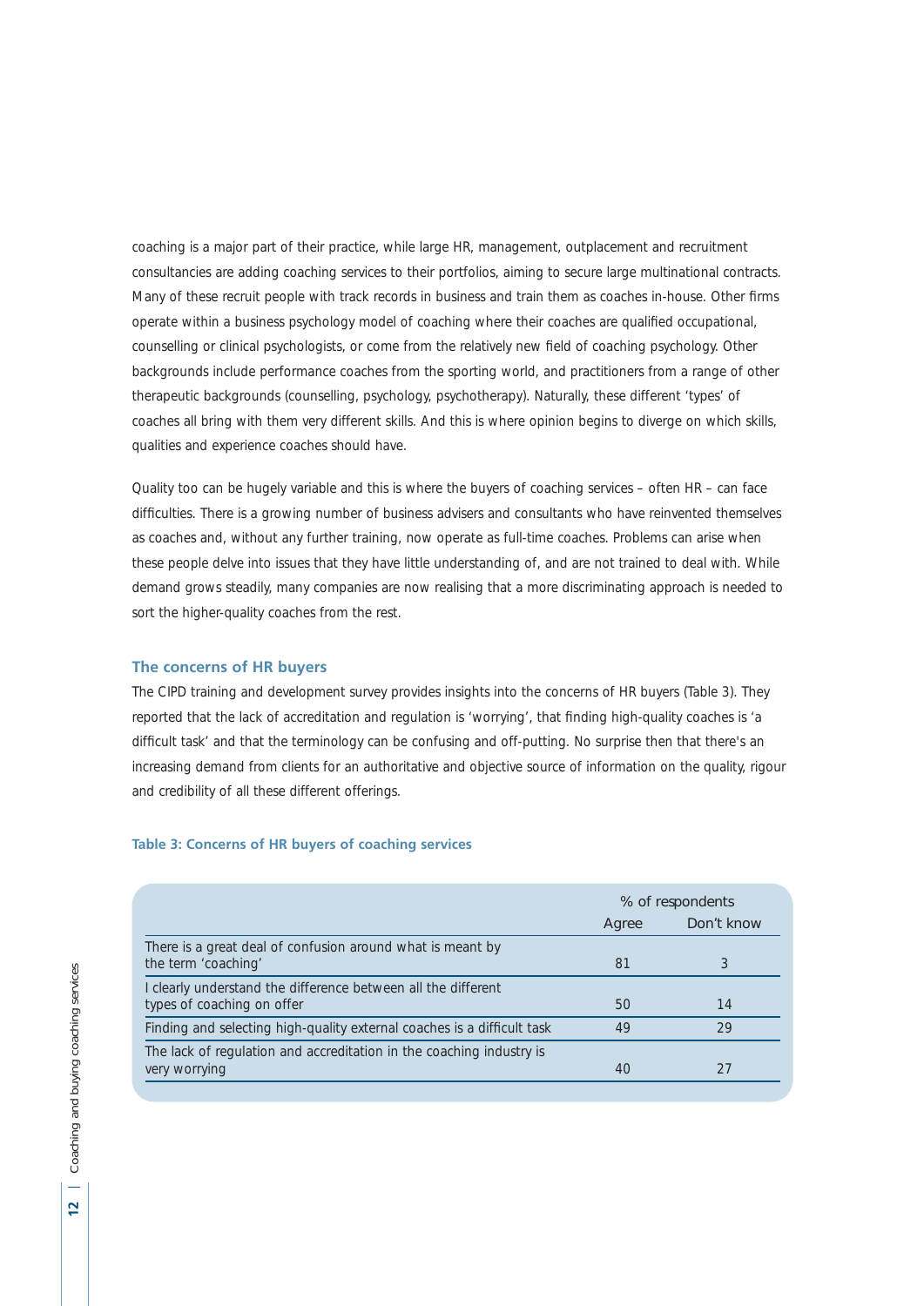coaching is a major part of their practice, while large HR, management, outplacement and recruitment consultancies are adding coaching services to their portfolios, aiming to secure large multinational contracts. Many of these recruit people with track records in business and train them as coaches in-house. Other firms operate within a business psychology model of coaching where their coaches are qualified occupational, counselling or clinical psychologists, or come from the relatively new field of coaching psychology. Other backgrounds include performance coaches from the sporting world, and practitioners from a range of other therapeutic backgrounds (counselling, psychology, psychotherapy). Naturally, these different 'types' of coaches all bring with them very different skills. And this is where opinion begins to diverge on which skills, qualities and experience coaches should have.

Quality too can be hugely variable and this is where the buyers of coaching services – often HR – can face difficulties. There is a growing number of business advisers and consultants who have reinvented themselves as coaches and, without any further training, now operate as full-time coaches. Problems can arise when these people delve into issues that they have little understanding of, and are not trained to deal with. While demand grows steadily, many companies are now realising that a more discriminating approach is needed to sort the higher-quality coaches from the rest.

### The concerns of HR buyers

The CIPD training and development survey provides insights into the concerns of HR buyers (Table 3). They reported that the lack of accreditation and regulation is 'worrying', that finding high-quality coaches is 'a difficult task' and that the terminology can be confusing and off-putting. No surprise then that there's an increasing demand from clients for an authoritative and objective source of information on the quality, rigour and credibility of all these different offerings.

**Table 3: Concerns of HR buyers of coaching services**

| | % of respondents | |
|---|---|---|
| | Agree | Don't know |
| There is a great deal of confusion around what is meant by the term 'coaching' | 81 | 3 |
| I clearly understand the difference between all the different types of coaching on offer | 50 | 14 |
| Finding and selecting high-quality external coaches is a difficult task | 49 | 29 |
| The lack of regulation and accreditation in the coaching industry is very worrying | 40 | 27 |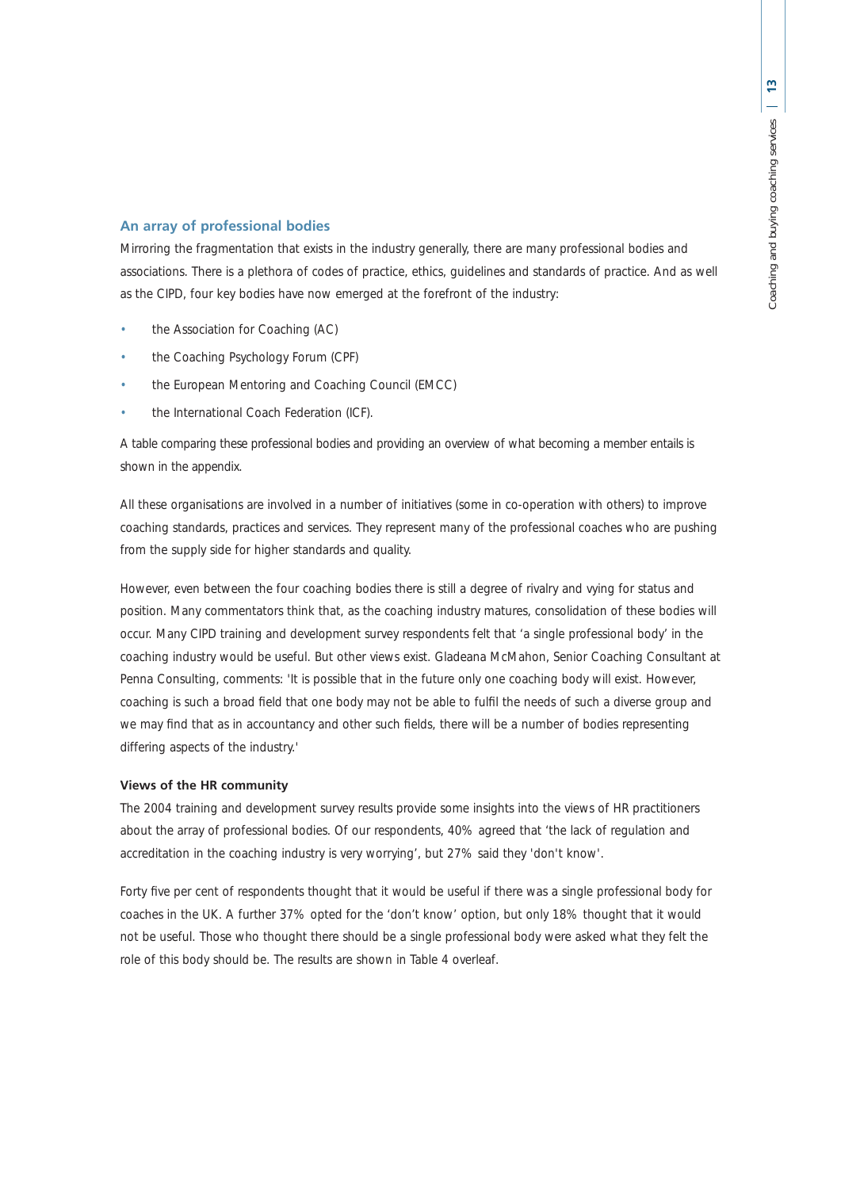## An array of professional bodies

Mirroring the fragmentation that exists in the industry generally, there are many professional bodies and associations. There is a plethora of codes of practice, ethics, guidelines and standards of practice. And as well as the CIPD, four key bodies have now emerged at the forefront of the industry:

- the Association for Coaching (AC)
- the Coaching Psychology Forum (CPF)
- the European Mentoring and Coaching Council (EMCC)
- the International Coach Federation (ICF).

A table comparing these professional bodies and providing an overview of what becoming a member entails is shown in the appendix.

All these organisations are involved in a number of initiatives (some in co-operation with others) to improve coaching standards, practices and services. They represent many of the professional coaches who are pushing from the supply side for higher standards and quality.

However, even between the four coaching bodies there is still a degree of rivalry and vying for status and position. Many commentators think that, as the coaching industry matures, consolidation of these bodies will occur. Many CIPD training and development survey respondents felt that 'a single professional body' in the coaching industry would be useful. But other views exist. Gladeana McMahon, Senior Coaching Consultant at Penna Consulting, comments: 'It is possible that in the future only one coaching body will exist. However, coaching is such a broad field that one body may not be able to fulfil the needs of such a diverse group and we may find that as in accountancy and other such fields, there will be a number of bodies representing differing aspects of the industry.'

### Views of the HR community

The 2004 training and development survey results provide some insights into the views of HR practitioners about the array of professional bodies. Of our respondents, 40% agreed that 'the lack of regulation and accreditation in the coaching industry is very worrying', but 27% said they 'don't know'.

Forty five per cent of respondents thought that it would be useful if there was a single professional body for coaches in the UK. A further 37% opted for the 'don't know' option, but only 18% thought that it would not be useful. Those who thought there should be a single professional body were asked what they felt the role of this body should be. The results are shown in Table 4 overleaf.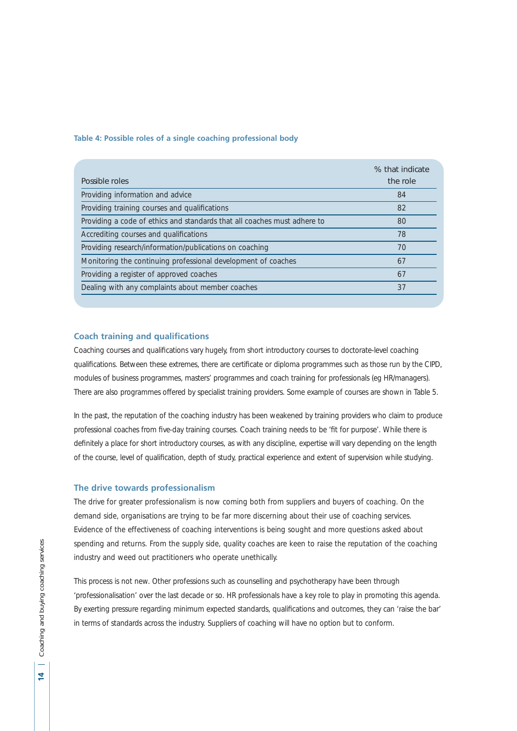**Table 4: Possible roles of a single coaching professional body**

| Possible roles | % that indicate the role |
|---|---|
| Providing information and advice | 84 |
| Providing training courses and qualifications | 82 |
| Providing a code of ethics and standards that all coaches must adhere to | 80 |
| Accrediting courses and qualifications | 78 |
| Providing research/information/publications on coaching | 70 |
| Monitoring the continuing professional development of coaches | 67 |
| Providing a register of approved coaches | 67 |
| Dealing with any complaints about member coaches | 37 |

### Coach training and qualifications

Coaching courses and qualifications vary hugely, from short introductory courses to doctorate-level coaching qualifications. Between these extremes, there are certificate or diploma programmes such as those run by the CIPD, modules of business programmes, masters' programmes and coach training for professionals (eg HR/managers). There are also programmes offered by specialist training providers. Some example of courses are shown in Table 5.

In the past, the reputation of the coaching industry has been weakened by training providers who claim to produce professional coaches from five-day training courses. Coach training needs to be 'fit for purpose'. While there is definitely a place for short introductory courses, as with any discipline, expertise will vary depending on the length of the course, level of qualification, depth of study, practical experience and extent of supervision while studying.

### The drive towards professionalism

The drive for greater professionalism is now coming both from suppliers and buyers of coaching. On the demand side, organisations are trying to be far more discerning about their use of coaching services. Evidence of the effectiveness of coaching interventions is being sought and more questions asked about spending and returns. From the supply side, quality coaches are keen to raise the reputation of the coaching industry and weed out practitioners who operate unethically.

This process is not new. Other professions such as counselling and psychotherapy have been through 'professionalisation' over the last decade or so. HR professionals have a key role to play in promoting this agenda. By exerting pressure regarding minimum expected standards, qualifications and outcomes, they can 'raise the bar' in terms of standards across the industry. Suppliers of coaching will have no option but to conform.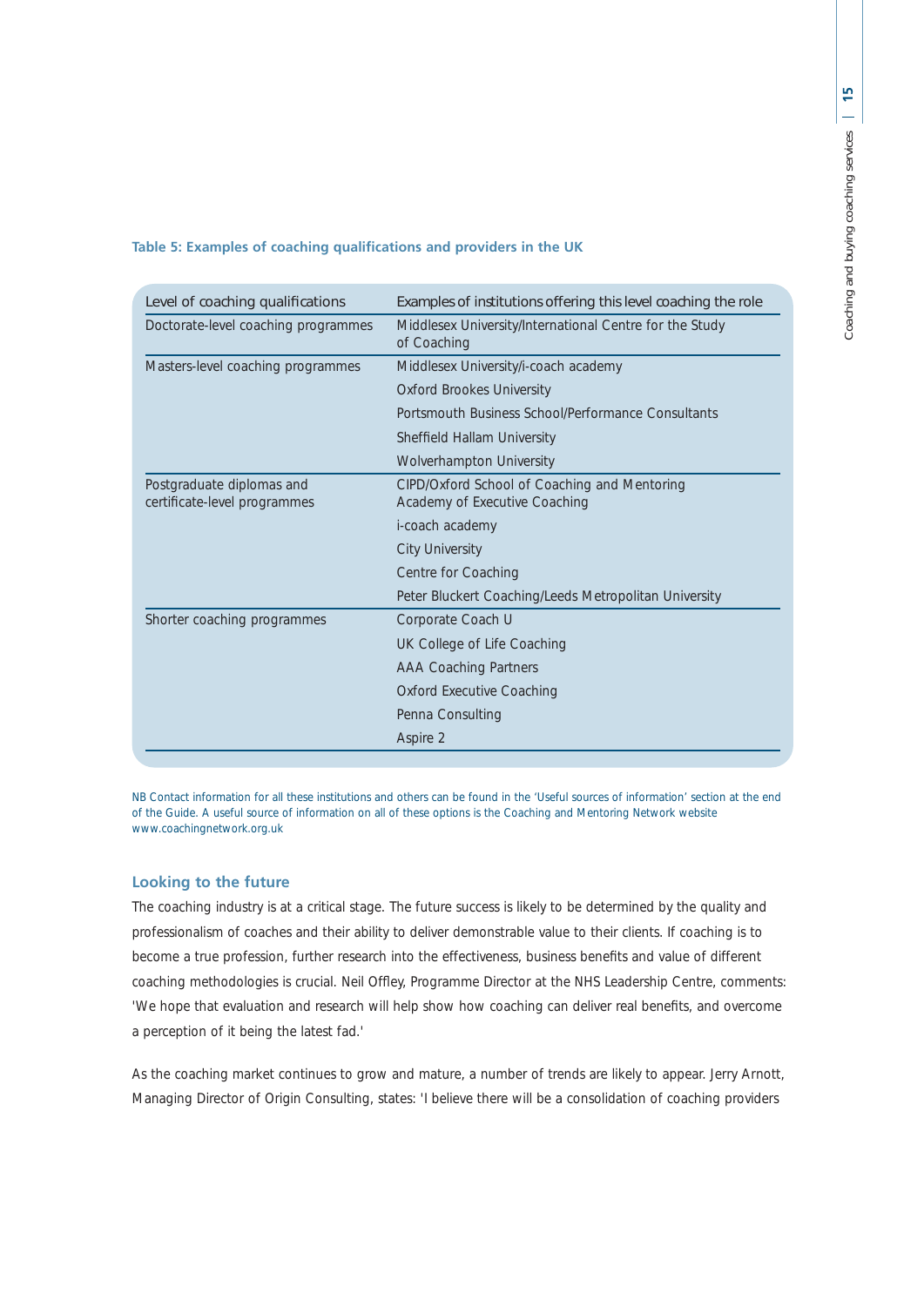**Table 5: Examples of coaching qualifications and providers in the UK**

| Level of coaching qualifications | Examples of institutions offering this level coaching the role |
|---|---|
| Doctorate-level coaching programmes | Middlesex University/International Centre for the Study of Coaching |
| Masters-level coaching programmes | Middlesex University/i-coach academy |
| | Oxford Brookes University |
| | Portsmouth Business School/Performance Consultants |
| | Sheffield Hallam University |
| | Wolverhampton University |
| Postgraduate diplomas and certificate-level programmes | CIPD/Oxford School of Coaching and Mentoring Academy of Executive Coaching |
| | i-coach academy |
| | City University |
| | Centre for Coaching |
| | Peter Bluckert Coaching/Leeds Metropolitan University |
| Shorter coaching programmes | Corporate Coach U |
| | UK College of Life Coaching |
| | AAA Coaching Partners |
| | Oxford Executive Coaching |
| | Penna Consulting |
| | Aspire 2 |

NB Contact information for all these institutions and others can be found in the 'Useful sources of information' section at the end of the Guide. A useful source of information on all of these options is the Coaching and Mentoring Network website www.coachingnetwork.org.uk

## Looking to the future

The coaching industry is at a critical stage. The future success is likely to be determined by the quality and professionalism of coaches and their ability to deliver demonstrable value to their clients. If coaching is to become a true profession, further research into the effectiveness, business benefits and value of different coaching methodologies is crucial. Neil Offley, Programme Director at the NHS Leadership Centre, comments: 'We hope that evaluation and research will help show how coaching can deliver real benefits, and overcome a perception of it being the latest fad.'

As the coaching market continues to grow and mature, a number of trends are likely to appear. Jerry Arnott, Managing Director of Origin Consulting, states: 'I believe there will be a consolidation of coaching providers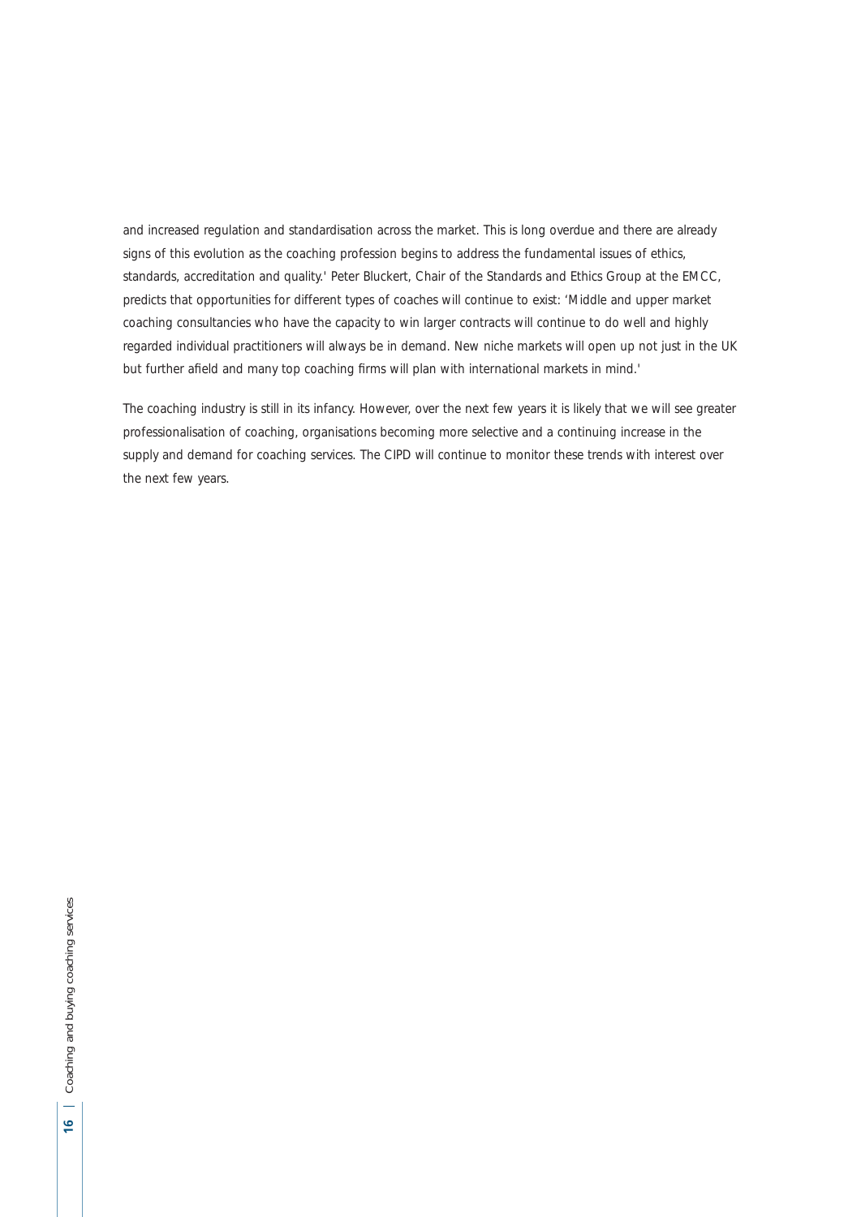and increased regulation and standardisation across the market. This is long overdue and there are already signs of this evolution as the coaching profession begins to address the fundamental issues of ethics, standards, accreditation and quality.' Peter Bluckert, Chair of the Standards and Ethics Group at the EMCC, predicts that opportunities for different types of coaches will continue to exist: 'Middle and upper market coaching consultancies who have the capacity to win larger contracts will continue to do well and highly regarded individual practitioners will always be in demand. New niche markets will open up not just in the UK but further afield and many top coaching firms will plan with international markets in mind.'

The coaching industry is still in its infancy. However, over the next few years it is likely that we will see greater professionalisation of coaching, organisations becoming more selective and a continuing increase in the supply and demand for coaching services. The CIPD will continue to monitor these trends with interest over the next few years.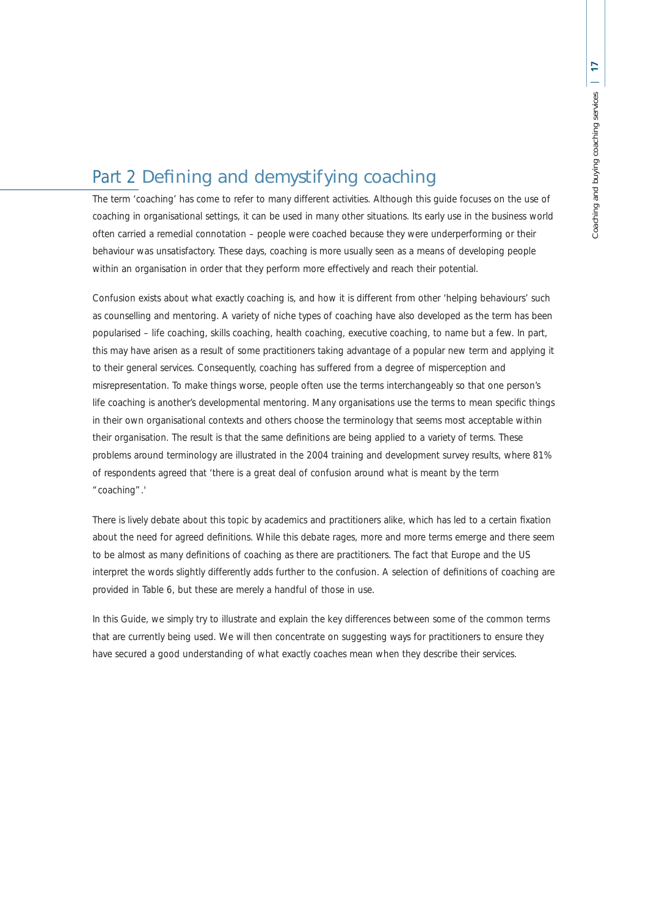## Part 2 Defining and demystifying coaching

The term 'coaching' has come to refer to many different activities. Although this guide focuses on the use of coaching in organisational settings, it can be used in many other situations. Its early use in the business world often carried a remedial connotation – people were coached because they were underperforming or their behaviour was unsatisfactory. These days, coaching is more usually seen as a means of developing people within an organisation in order that they perform more effectively and reach their potential.

Confusion exists about what exactly coaching is, and how it is different from other 'helping behaviours' such as counselling and mentoring. A variety of niche types of coaching have also developed as the term has been popularised – life coaching, skills coaching, health coaching, executive coaching, to name but a few. In part, this may have arisen as a result of some practitioners taking advantage of a popular new term and applying it to their general services. Consequently, coaching has suffered from a degree of misperception and misrepresentation. To make things worse, people often use the terms interchangeably so that one person's life coaching is another's developmental mentoring. Many organisations use the terms to mean specific things in their own organisational contexts and others choose the terminology that seems most acceptable within their organisation. The result is that the same definitions are being applied to a variety of terms. These problems around terminology are illustrated in the 2004 training and development survey results, where 81% of respondents agreed that 'there is a great deal of confusion around what is meant by the term "coaching".'

There is lively debate about this topic by academics and practitioners alike, which has led to a certain fixation about the need for agreed definitions. While this debate rages, more and more terms emerge and there seem to be almost as many definitions of coaching as there are practitioners. The fact that Europe and the US interpret the words slightly differently adds further to the confusion. A selection of definitions of coaching are provided in Table 6, but these are merely a handful of those in use.

In this Guide, we simply try to illustrate and explain the key differences between some of the common terms that are currently being used. We will then concentrate on suggesting ways for practitioners to ensure they have secured a good understanding of what exactly coaches mean when they describe their services.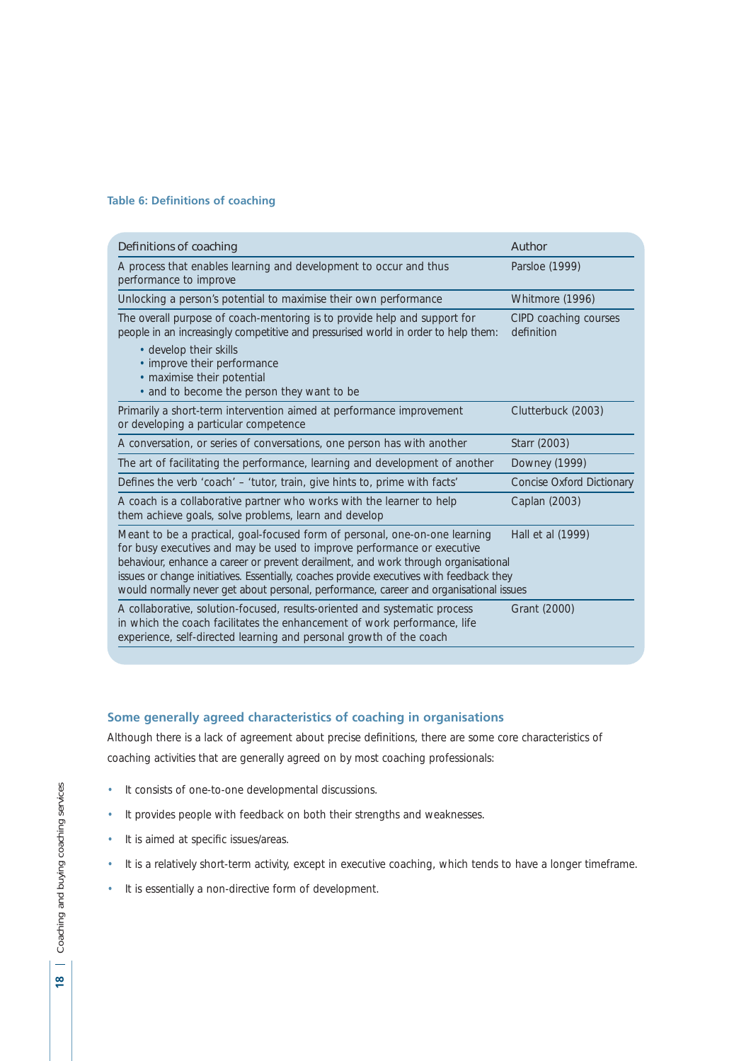**Table 6: Definitions of coaching**

| Definitions of coaching | Author |
|---|---|
| A process that enables learning and development to occur and thus performance to improve | Parsloe (1999) |
| Unlocking a person's potential to maximise their own performance | Whitmore (1996) |
| The overall purpose of coach-mentoring is to provide help and support for people in an increasingly competitive and pressurised world in order to help them: • develop their skills • improve their performance • maximise their potential • and to become the person they want to be | CIPD coaching courses definition |
| Primarily a short-term intervention aimed at performance improvement or developing a particular competence | Clutterbuck (2003) |
| A conversation, or series of conversations, one person has with another | Starr (2003) |
| The art of facilitating the performance, learning and development of another | Downey (1999) |
| Defines the verb 'coach' – 'tutor, train, give hints to, prime with facts' | Concise Oxford Dictionary |
| A coach is a collaborative partner who works with the learner to help them achieve goals, solve problems, learn and develop | Caplan (2003) |
| Meant to be a practical, goal-focused form of personal, one-on-one learning for busy executives and may be used to improve performance or executive behaviour, enhance a career or prevent derailment, and work through organisational issues or change initiatives. Essentially, coaches provide executives with feedback they would normally never get about personal, performance, career and organisational issues | Hall et al (1999) |
| A collaborative, solution-focused, results-oriented and systematic process in which the coach facilitates the enhancement of work performance, life experience, self-directed learning and personal growth of the coach | Grant (2000) |

### Some generally agreed characteristics of coaching in organisations

Although there is a lack of agreement about precise definitions, there are some core characteristics of coaching activities that are generally agreed on by most coaching professionals:

- It consists of one-to-one developmental discussions.
- It provides people with feedback on both their strengths and weaknesses.
- It is aimed at specific issues/areas.
- It is a relatively short-term activity, except in executive coaching, which tends to have a longer timeframe.
- It is essentially a non-directive form of development.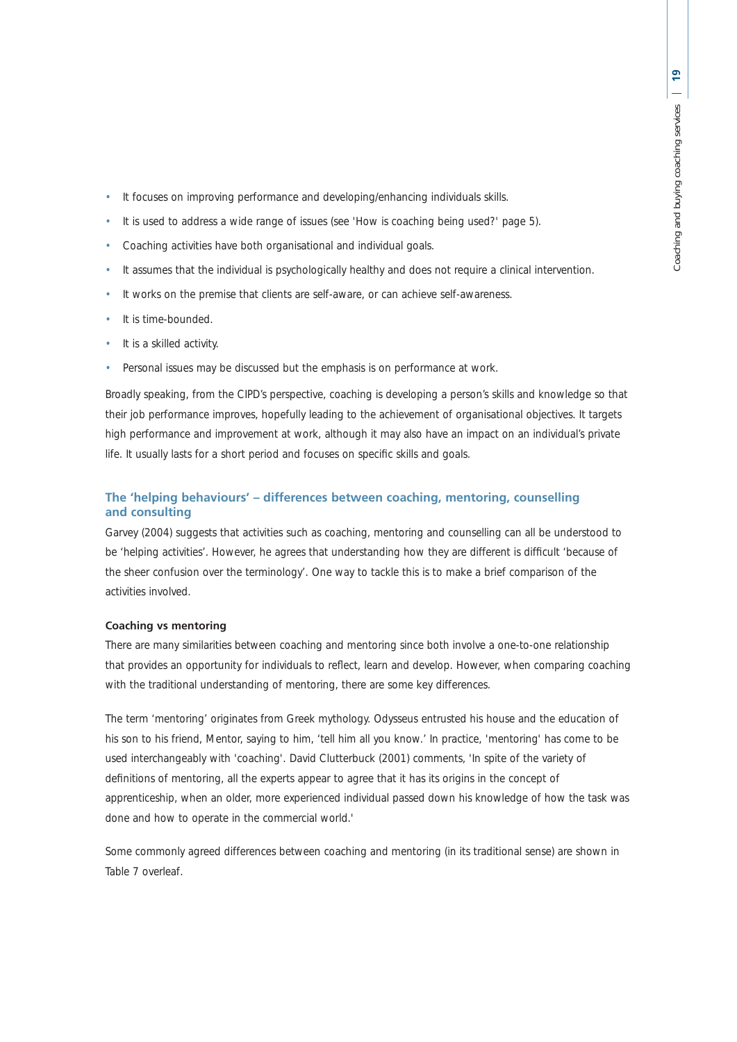- It focuses on improving performance and developing/enhancing individuals skills.
- It is used to address a wide range of issues (see 'How is coaching being used?' page 5).
- Coaching activities have both organisational and individual goals.
- It assumes that the individual is psychologically healthy and does not require a clinical intervention.
- It works on the premise that clients are self-aware, or can achieve self-awareness.
- It is time-bounded.
- It is a skilled activity.
- Personal issues may be discussed but the emphasis is on performance at work.

Broadly speaking, from the CIPD's perspective, coaching is developing a person's skills and knowledge so that their job performance improves, hopefully leading to the achievement of organisational objectives. It targets high performance and improvement at work, although it may also have an impact on an individual's private life. It usually lasts for a short period and focuses on specific skills and goals.

### The 'helping behaviours' – differences between coaching, mentoring, counselling and consulting

Garvey (2004) suggests that activities such as coaching, mentoring and counselling can all be understood to be 'helping activities'. However, he agrees that understanding how they are different is difficult 'because of the sheer confusion over the terminology'. One way to tackle this is to make a brief comparison of the activities involved.

#### Coaching vs mentoring

There are many similarities between coaching and mentoring since both involve a one-to-one relationship that provides an opportunity for individuals to reflect, learn and develop. However, when comparing coaching with the traditional understanding of mentoring, there are some key differences.

The term 'mentoring' originates from Greek mythology. Odysseus entrusted his house and the education of his son to his friend, Mentor, saying to him, 'tell him all you know.' In practice, 'mentoring' has come to be used interchangeably with 'coaching'. David Clutterbuck (2001) comments, 'In spite of the variety of definitions of mentoring, all the experts appear to agree that it has its origins in the concept of apprenticeship, when an older, more experienced individual passed down his knowledge of how the task was done and how to operate in the commercial world.'

Some commonly agreed differences between coaching and mentoring (in its traditional sense) are shown in Table 7 overleaf.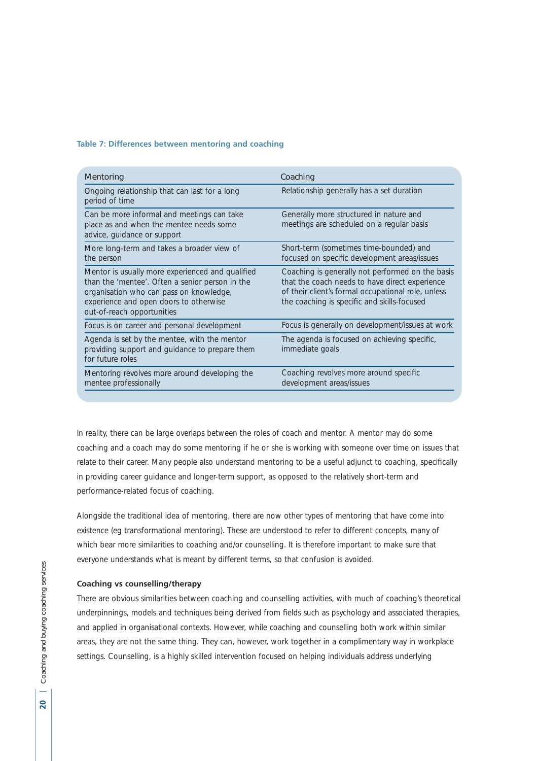**Table 7: Differences between mentoring and coaching**

| Mentoring | Coaching |
|---|---|
| Ongoing relationship that can last for a long period of time | Relationship generally has a set duration |
| Can be more informal and meetings can take place as and when the mentee needs some advice, guidance or support | Generally more structured in nature and meetings are scheduled on a regular basis |
| More long-term and takes a broader view of the person | Short-term (sometimes time-bounded) and focused on specific development areas/issues |
| Mentor is usually more experienced and qualified than the 'mentee'. Often a senior person in the organisation who can pass on knowledge, experience and open doors to otherwise out-of-reach opportunities | Coaching is generally not performed on the basis that the coach needs to have direct experience of their client's formal occupational role, unless the coaching is specific and skills-focused |
| Focus is on career and personal development | Focus is generally on development/issues at work |
| Agenda is set by the mentee, with the mentor providing support and guidance to prepare them for future roles | The agenda is focused on achieving specific, immediate goals |
| Mentoring revolves more around developing the mentee professionally | Coaching revolves more around specific development areas/issues |

In reality, there can be large overlaps between the roles of coach and mentor. A mentor may do some coaching and a coach may do some mentoring if he or she is working with someone over time on issues that relate to their career. Many people also understand mentoring to be a useful adjunct to coaching, specifically in providing career guidance and longer-term support, as opposed to the relatively short-term and performance-related focus of coaching.

Alongside the traditional idea of mentoring, there are now other types of mentoring that have come into existence (eg transformational mentoring). These are understood to refer to different concepts, many of which bear more similarities to coaching and/or counselling. It is therefore important to make sure that everyone understands what is meant by different terms, so that confusion is avoided.

**Coaching vs counselling/therapy**

There are obvious similarities between coaching and counselling activities, with much of coaching's theoretical underpinnings, models and techniques being derived from fields such as psychology and associated therapies, and applied in organisational contexts. However, while coaching and counselling both work within similar areas, they are not the same thing. They can, however, work together in a complimentary way in workplace settings. Counselling, is a highly skilled intervention focused on helping individuals address underlying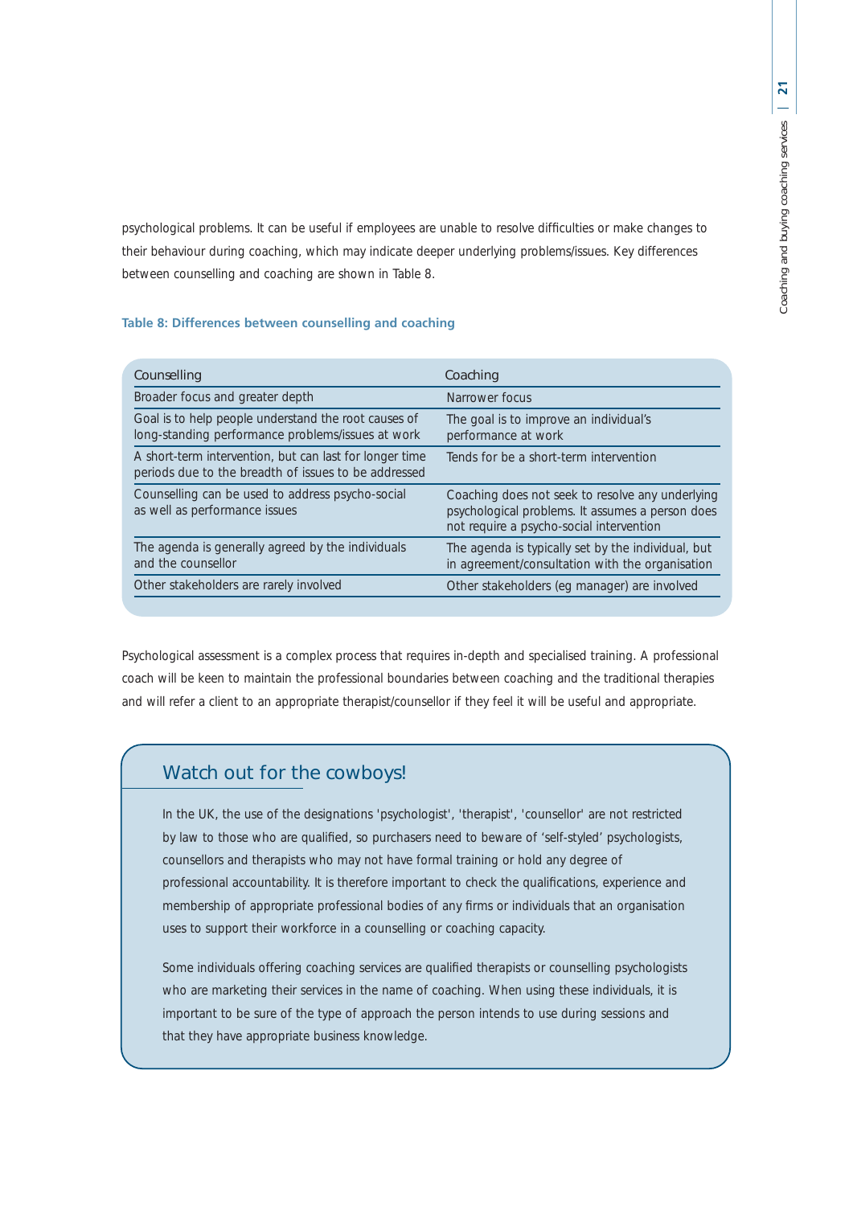psychological problems. It can be useful if employees are unable to resolve difficulties or make changes to their behaviour during coaching, which may indicate deeper underlying problems/issues. Key differences between counselling and coaching are shown in Table 8.

**Table 8: Differences between counselling and coaching**

| Counselling | Coaching |
|---|---|
| Broader focus and greater depth | Narrower focus |
| Goal is to help people understand the root causes of long-standing performance problems/issues at work | The goal is to improve an individual's performance at work |
| A short-term intervention, but can last for longer time periods due to the breadth of issues to be addressed | Tends for be a short-term intervention |
| Counselling can be used to address psycho-social as well as performance issues | Coaching does not seek to resolve any underlying psychological problems. It assumes a person does not require a psycho-social intervention |
| The agenda is generally agreed by the individuals and the counsellor | The agenda is typically set by the individual, but in agreement/consultation with the organisation |
| Other stakeholders are rarely involved | Other stakeholders (eg manager) are involved |

Psychological assessment is a complex process that requires in-depth and specialised training. A professional coach will be keen to maintain the professional boundaries between coaching and the traditional therapies and will refer a client to an appropriate therapist/counsellor if they feel it will be useful and appropriate.

## Watch out for the cowboys!

In the UK, the use of the designations 'psychologist', 'therapist', 'counsellor' are not restricted by law to those who are qualified, so purchasers need to beware of 'self-styled' psychologists, counsellors and therapists who may not have formal training or hold any degree of professional accountability. It is therefore important to check the qualifications, experience and membership of appropriate professional bodies of any firms or individuals that an organisation uses to support their workforce in a counselling or coaching capacity.

Some individuals offering coaching services are qualified therapists or counselling psychologists who are marketing their services in the name of coaching. When using these individuals, it is important to be sure of the type of approach the person intends to use during sessions and that they have appropriate business knowledge.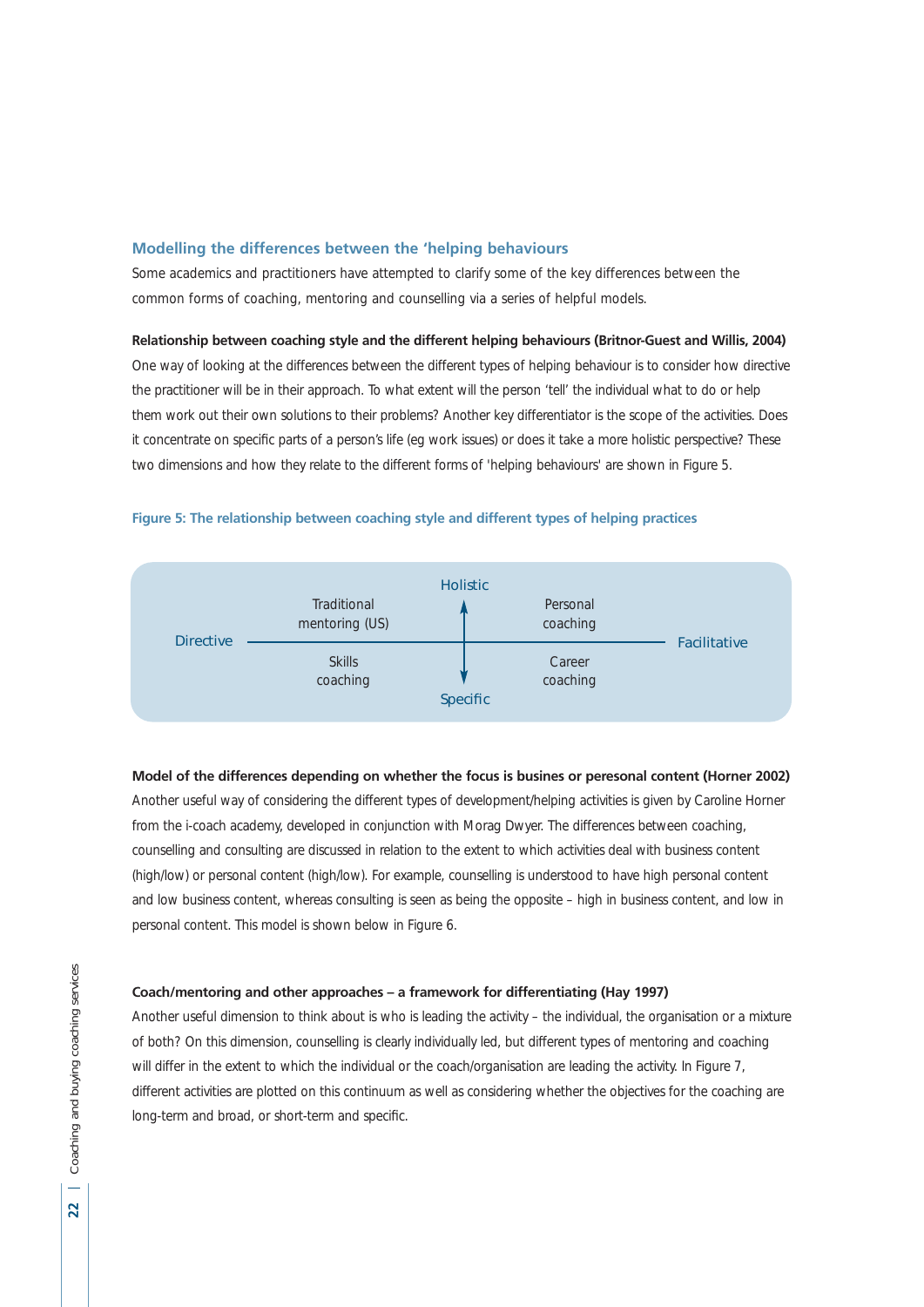## Modelling the differences between the 'helping behaviours

Some academics and practitioners have attempted to clarify some of the key differences between the common forms of coaching, mentoring and counselling via a series of helpful models.

**Relationship between coaching style and the different helping behaviours (Britnor-Guest and Willis, 2004)**

One way of looking at the differences between the different types of helping behaviour is to consider how directive the practitioner will be in their approach. To what extent will the person 'tell' the individual what to do or help them work out their own solutions to their problems? Another key differentiator is the scope of the activities. Does it concentrate on specific parts of a person's life (eg work issues) or does it take a more holistic perspective? These two dimensions and how they relate to the different forms of 'helping behaviours' are shown in Figure 5.

**Figure 5: The relationship between coaching style and different types of helping practices**

| | Directive | | Facilitative |
|---|---|---|---|
| **Holistic** | Traditional mentoring (US) | | Personal coaching |
| **Specific** | Skills coaching | | Career coaching |

**Model of the differences depending on whether the focus is busines or peresonal content (Horner 2002)**

Another useful way of considering the different types of development/helping activities is given by Caroline Horner from the i-coach academy, developed in conjunction with Morag Dwyer. The differences between coaching, counselling and consulting are discussed in relation to the extent to which activities deal with business content (high/low) or personal content (high/low). For example, counselling is understood to have high personal content and low business content, whereas consulting is seen as being the opposite – high in business content, and low in personal content. This model is shown below in Figure 6.

**Coach/mentoring and other approaches – a framework for differentiating (Hay 1997)**

Another useful dimension to think about is who is leading the activity – the individual, the organisation or a mixture of both? On this dimension, counselling is clearly individually led, but different types of mentoring and coaching will differ in the extent to which the individual or the coach/organisation are leading the activity. In Figure 7, different activities are plotted on this continuum as well as considering whether the objectives for the coaching are long-term and broad, or short-term and specific.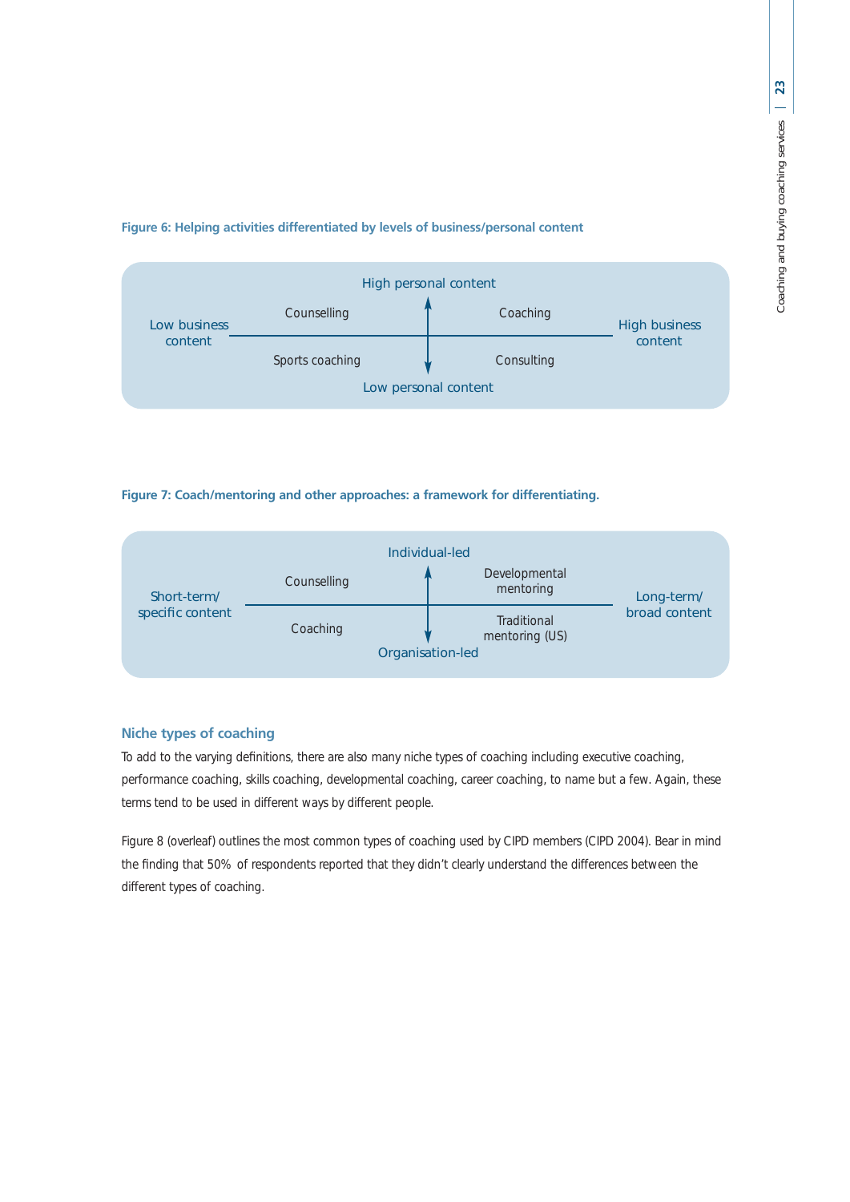**Figure 6: Helping activities differentiated by levels of business/personal content**

| | Low business content | High business content |
|---|---|---|
| **High personal content** | Counselling | Coaching |
| **Low personal content** | Sports coaching | Consulting |

**Figure 7: Coach/mentoring and other approaches: a framework for differentiating.**

| | Short-term/ specific content | Long-term/ broad content |
|---|---|---|
| **Individual-led** | Counselling | Developmental mentoring |
| **Organisation-led** | Coaching | Traditional mentoring (US) |

### Niche types of coaching

To add to the varying definitions, there are also many niche types of coaching including executive coaching, performance coaching, skills coaching, developmental coaching, career coaching, to name but a few. Again, these terms tend to be used in different ways by different people.

Figure 8 (overleaf) outlines the most common types of coaching used by CIPD members (CIPD 2004). Bear in mind the finding that 50% of respondents reported that they didn't clearly understand the differences between the different types of coaching.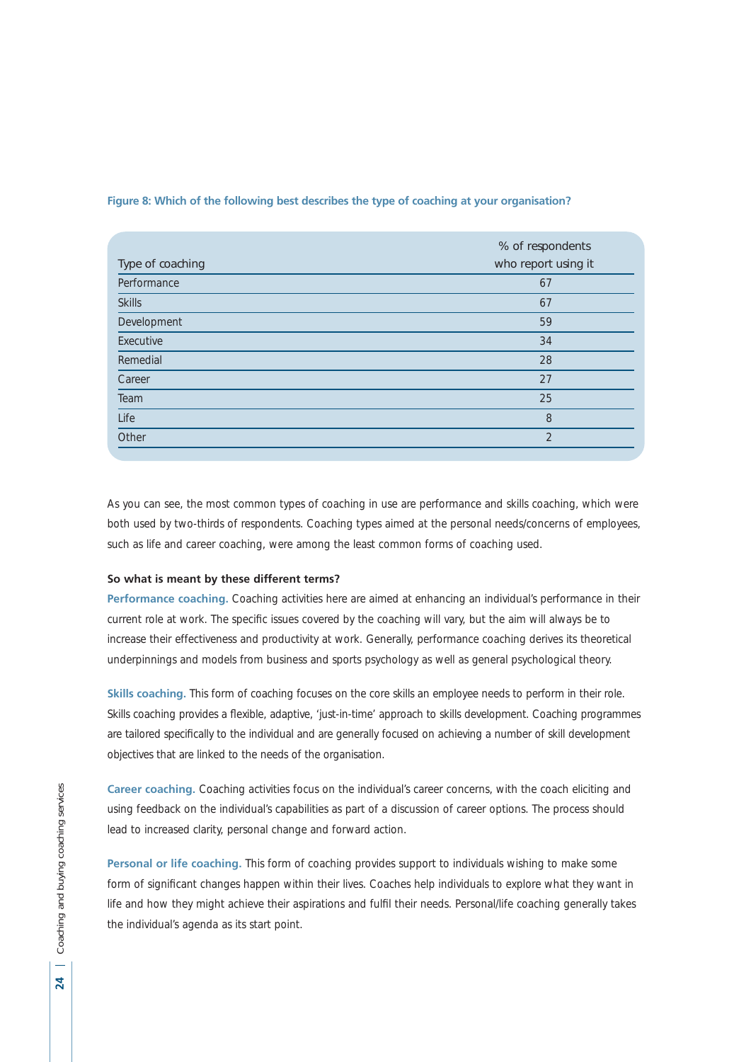**Figure 8: Which of the following best describes the type of coaching at your organisation?**

| Type of coaching | % of respondents who report using it |
|---|---|
| Performance | 67 |
| Skills | 67 |
| Development | 59 |
| Executive | 34 |
| Remedial | 28 |
| Career | 27 |
| Team | 25 |
| Life | 8 |
| Other | 2 |

As you can see, the most common types of coaching in use are performance and skills coaching, which were both used by two-thirds of respondents. Coaching types aimed at the personal needs/concerns of employees, such as life and career coaching, were among the least common forms of coaching used.

**So what is meant by these different terms?**

**Performance coaching.** Coaching activities here are aimed at enhancing an individual's performance in their current role at work. The specific issues covered by the coaching will vary, but the aim will always be to increase their effectiveness and productivity at work. Generally, performance coaching derives its theoretical underpinnings and models from business and sports psychology as well as general psychological theory.

**Skills coaching.** This form of coaching focuses on the core skills an employee needs to perform in their role. Skills coaching provides a flexible, adaptive, 'just-in-time' approach to skills development. Coaching programmes are tailored specifically to the individual and are generally focused on achieving a number of skill development objectives that are linked to the needs of the organisation.

**Career coaching.** Coaching activities focus on the individual's career concerns, with the coach eliciting and using feedback on the individual's capabilities as part of a discussion of career options. The process should lead to increased clarity, personal change and forward action.

**Personal or life coaching.** This form of coaching provides support to individuals wishing to make some form of significant changes happen within their lives. Coaches help individuals to explore what they want in life and how they might achieve their aspirations and fulfil their needs. Personal/life coaching generally takes the individual's agenda as its start point.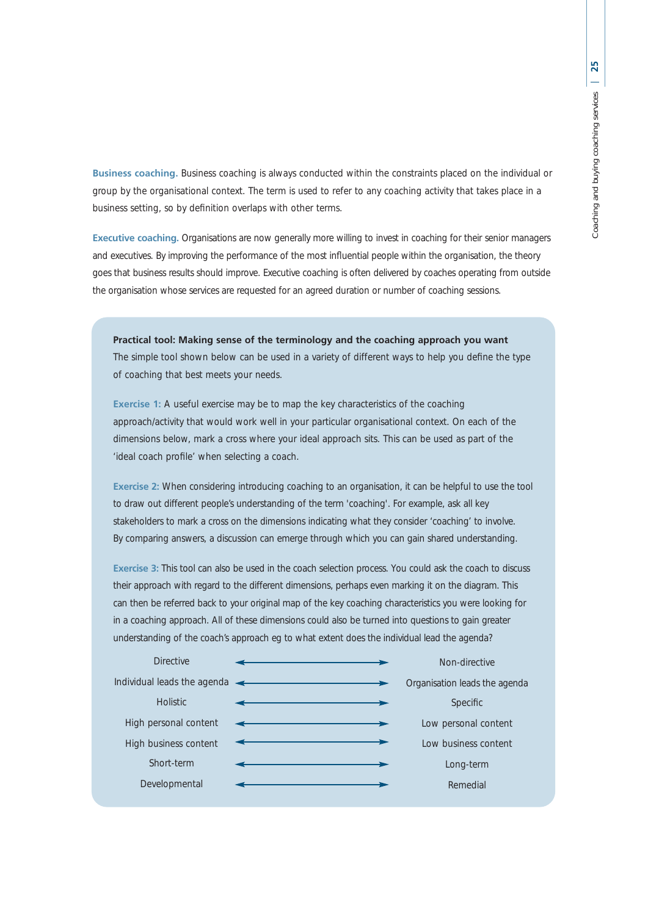**Business coaching.** Business coaching is always conducted within the constraints placed on the individual or group by the organisational context. The term is used to refer to any coaching activity that takes place in a business setting, so by definition overlaps with other terms.

**Executive coaching.** Organisations are now generally more willing to invest in coaching for their senior managers and executives. By improving the performance of the most influential people within the organisation, the theory goes that business results should improve. Executive coaching is often delivered by coaches operating from outside the organisation whose services are requested for an agreed duration or number of coaching sessions.

**Practical tool: Making sense of the terminology and the coaching approach you want**

The simple tool shown below can be used in a variety of different ways to help you define the type of coaching that best meets your needs.

**Exercise 1:** A useful exercise may be to map the key characteristics of the coaching approach/activity that would work well in your particular organisational context. On each of the dimensions below, mark a cross where your ideal approach sits. This can be used as part of the 'ideal coach profile' when selecting a coach.

**Exercise 2:** When considering introducing coaching to an organisation, it can be helpful to use the tool to draw out different people's understanding of the term 'coaching'. For example, ask all key stakeholders to mark a cross on the dimensions indicating what they consider 'coaching' to involve. By comparing answers, a discussion can emerge through which you can gain shared understanding.

**Exercise 3:** This tool can also be used in the coach selection process. You could ask the coach to discuss their approach with regard to the different dimensions, perhaps even marking it on the diagram. This can then be referred back to your original map of the key coaching characteristics you were looking for in a coaching approach. All of these dimensions could also be turned into questions to gain greater understanding of the coach's approach eg to what extent does the individual lead the agenda?

| | | |
|---|---|---|
| Directive | ⟵⟶ | Non-directive |
| Individual leads the agenda | ⟵⟶ | Organisation leads the agenda |
| Holistic | ⟵⟶ | Specific |
| High personal content | ⟵⟶ | Low personal content |
| High business content | ⟵⟶ | Low business content |
| Short-term | ⟵⟶ | Long-term |
| Developmental | ⟵⟶ | Remedial |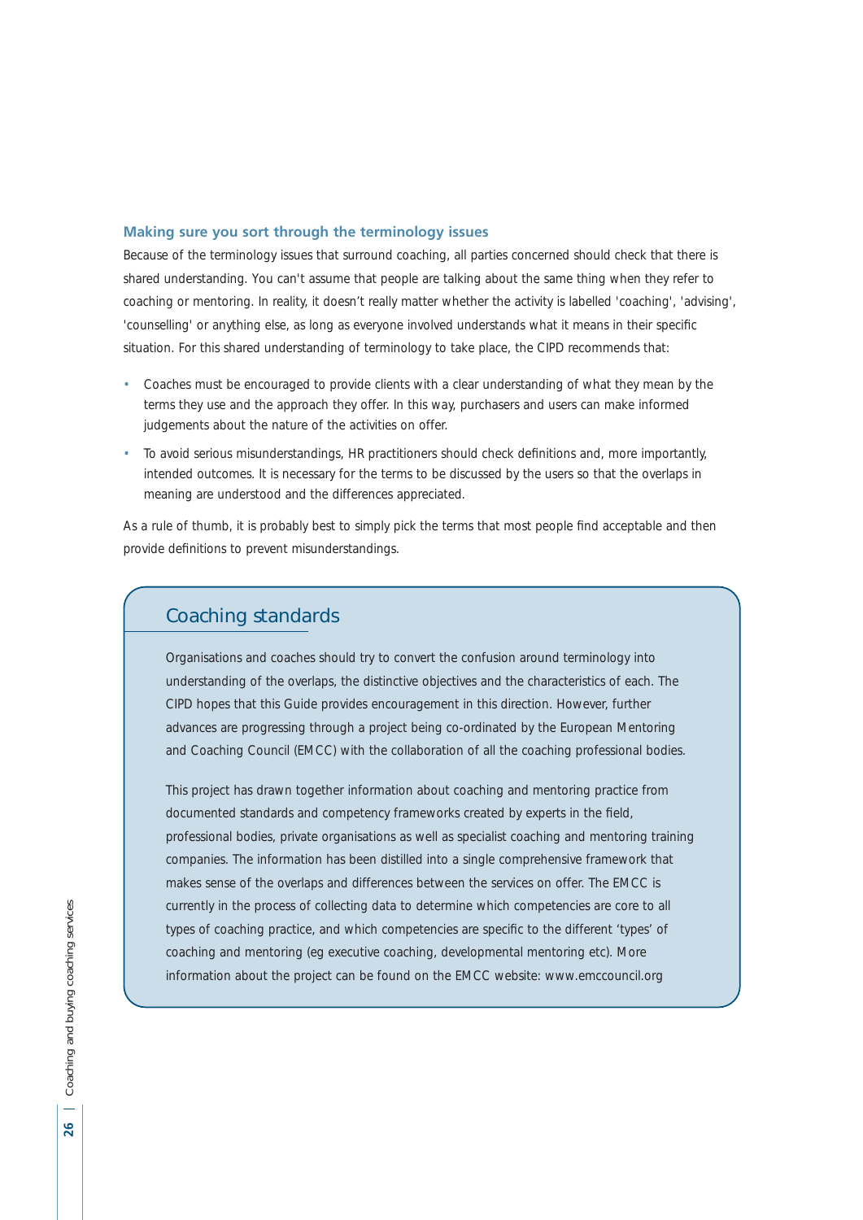### Making sure you sort through the terminology issues

Because of the terminology issues that surround coaching, all parties concerned should check that there is shared understanding. You can't assume that people are talking about the same thing when they refer to coaching or mentoring. In reality, it doesn't really matter whether the activity is labelled 'coaching', 'advising', 'counselling' or anything else, as long as everyone involved understands what it means in their specific situation. For this shared understanding of terminology to take place, the CIPD recommends that:

- Coaches must be encouraged to provide clients with a clear understanding of what they mean by the terms they use and the approach they offer. In this way, purchasers and users can make informed judgements about the nature of the activities on offer.
- To avoid serious misunderstandings, HR practitioners should check definitions and, more importantly, intended outcomes. It is necessary for the terms to be discussed by the users so that the overlaps in meaning are understood and the differences appreciated.

As a rule of thumb, it is probably best to simply pick the terms that most people find acceptable and then provide definitions to prevent misunderstandings.

## Coaching standards

Organisations and coaches should try to convert the confusion around terminology into understanding of the overlaps, the distinctive objectives and the characteristics of each. The CIPD hopes that this Guide provides encouragement in this direction. However, further advances are progressing through a project being co-ordinated by the European Mentoring and Coaching Council (EMCC) with the collaboration of all the coaching professional bodies.

This project has drawn together information about coaching and mentoring practice from documented standards and competency frameworks created by experts in the field, professional bodies, private organisations as well as specialist coaching and mentoring training companies. The information has been distilled into a single comprehensive framework that makes sense of the overlaps and differences between the services on offer. The EMCC is currently in the process of collecting data to determine which competencies are core to all types of coaching practice, and which competencies are specific to the different 'types' of coaching and mentoring (eg executive coaching, developmental mentoring etc). More information about the project can be found on the EMCC website: www.emccouncil.org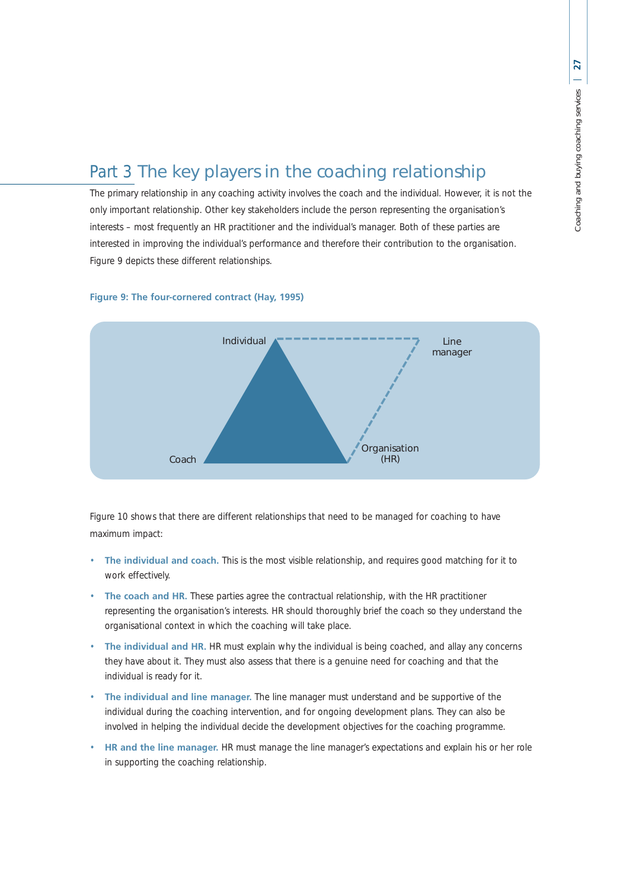# Part 3 The key players in the coaching relationship

The primary relationship in any coaching activity involves the coach and the individual. However, it is not the only important relationship. Other key stakeholders include the person representing the organisation's interests – most frequently an HR practitioner and the individual's manager. Both of these parties are interested in improving the individual's performance and therefore their contribution to the organisation. Figure 9 depicts these different relationships.

**Figure 9: The four-cornered contract (Hay, 1995)**

Individual

Line manager

Coach

Organisation (HR)

Figure 10 shows that there are different relationships that need to be managed for coaching to have maximum impact:

- **The individual and coach.** This is the most visible relationship, and requires good matching for it to work effectively.
- **The coach and HR.** These parties agree the contractual relationship, with the HR practitioner representing the organisation's interests. HR should thoroughly brief the coach so they understand the organisational context in which the coaching will take place.
- **The individual and HR.** HR must explain why the individual is being coached, and allay any concerns they have about it. They must also assess that there is a genuine need for coaching and that the individual is ready for it.
- **The individual and line manager.** The line manager must understand and be supportive of the individual during the coaching intervention, and for ongoing development plans. They can also be involved in helping the individual decide the development objectives for the coaching programme.
- **HR and the line manager.** HR must manage the line manager's expectations and explain his or her role in supporting the coaching relationship.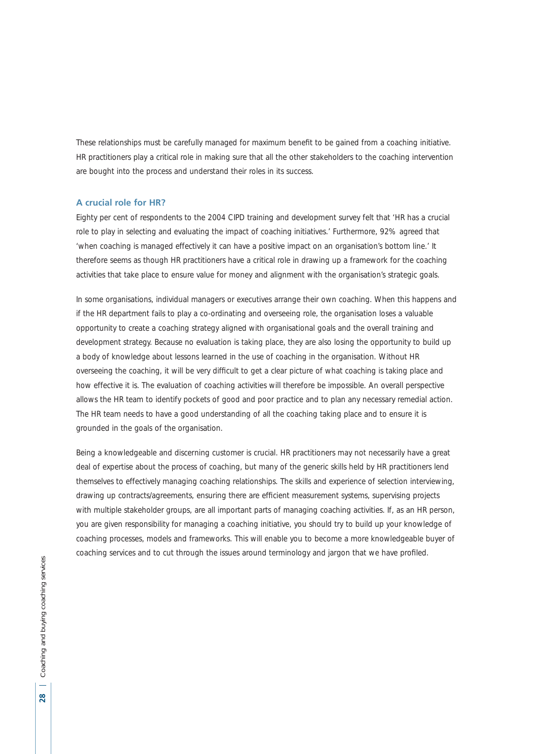These relationships must be carefully managed for maximum benefit to be gained from a coaching initiative. HR practitioners play a critical role in making sure that all the other stakeholders to the coaching intervention are bought into the process and understand their roles in its success.

### A crucial role for HR?

Eighty per cent of respondents to the 2004 CIPD training and development survey felt that 'HR has a crucial role to play in selecting and evaluating the impact of coaching initiatives.' Furthermore, 92% agreed that 'when coaching is managed effectively it can have a positive impact on an organisation's bottom line.' It therefore seems as though HR practitioners have a critical role in drawing up a framework for the coaching activities that take place to ensure value for money and alignment with the organisation's strategic goals.

In some organisations, individual managers or executives arrange their own coaching. When this happens and if the HR department fails to play a co-ordinating and overseeing role, the organisation loses a valuable opportunity to create a coaching strategy aligned with organisational goals and the overall training and development strategy. Because no evaluation is taking place, they are also losing the opportunity to build up a body of knowledge about lessons learned in the use of coaching in the organisation. Without HR overseeing the coaching, it will be very difficult to get a clear picture of what coaching is taking place and how effective it is. The evaluation of coaching activities will therefore be impossible. An overall perspective allows the HR team to identify pockets of good and poor practice and to plan any necessary remedial action. The HR team needs to have a good understanding of all the coaching taking place and to ensure it is grounded in the goals of the organisation.

Being a knowledgeable and discerning customer is crucial. HR practitioners may not necessarily have a great deal of expertise about the process of coaching, but many of the generic skills held by HR practitioners lend themselves to effectively managing coaching relationships. The skills and experience of selection interviewing, drawing up contracts/agreements, ensuring there are efficient measurement systems, supervising projects with multiple stakeholder groups, are all important parts of managing coaching activities. If, as an HR person, you are given responsibility for managing a coaching initiative, you should try to build up your knowledge of coaching processes, models and frameworks. This will enable you to become a more knowledgeable buyer of coaching services and to cut through the issues around terminology and jargon that we have profiled.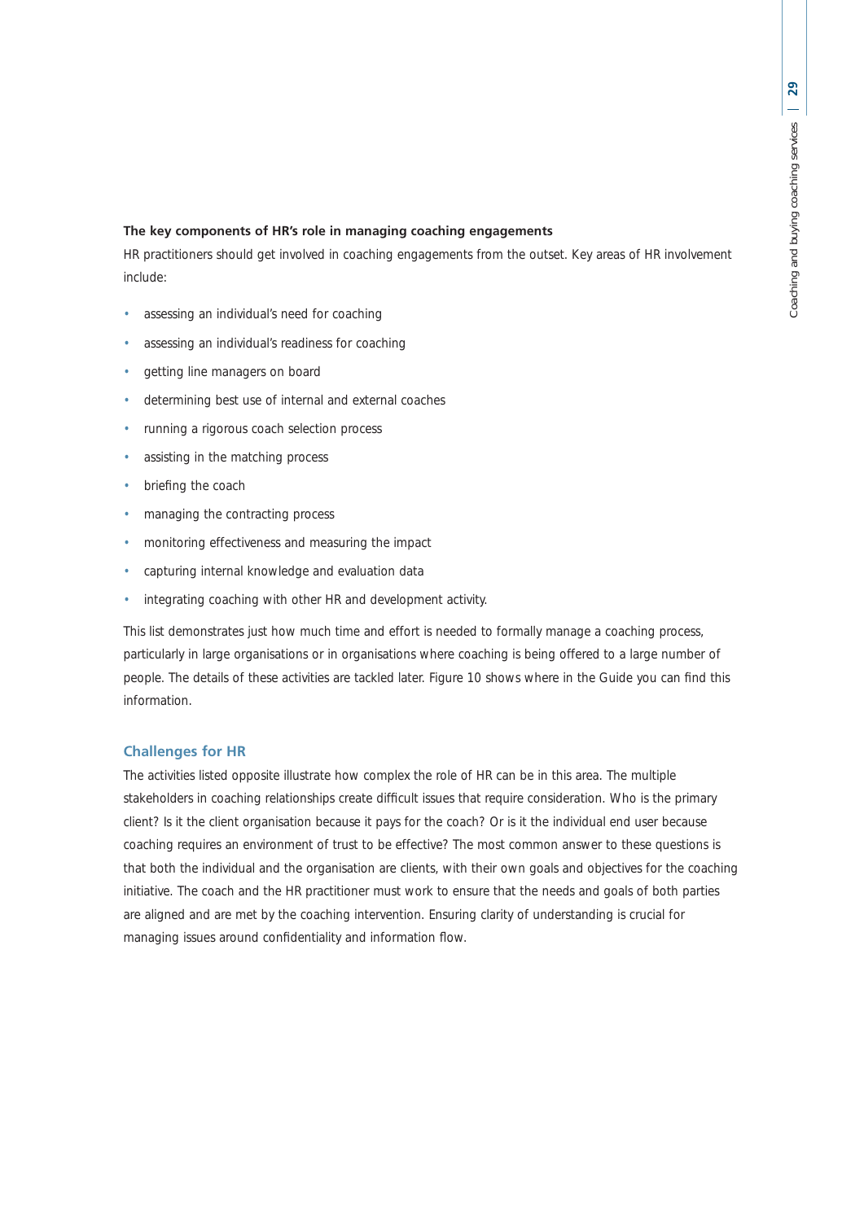**The key components of HR's role in managing coaching engagements**

HR practitioners should get involved in coaching engagements from the outset. Key areas of HR involvement include:

- assessing an individual's need for coaching
- assessing an individual's readiness for coaching
- getting line managers on board
- determining best use of internal and external coaches
- running a rigorous coach selection process
- assisting in the matching process
- briefing the coach
- managing the contracting process
- monitoring effectiveness and measuring the impact
- capturing internal knowledge and evaluation data
- integrating coaching with other HR and development activity.

This list demonstrates just how much time and effort is needed to formally manage a coaching process, particularly in large organisations or in organisations where coaching is being offered to a large number of people. The details of these activities are tackled later. Figure 10 shows where in the Guide you can find this information.

## Challenges for HR

The activities listed opposite illustrate how complex the role of HR can be in this area. The multiple stakeholders in coaching relationships create difficult issues that require consideration. Who is the primary client? Is it the client organisation because it pays for the coach? Or is it the individual end user because coaching requires an environment of trust to be effective? The most common answer to these questions is that both the individual and the organisation are clients, with their own goals and objectives for the coaching initiative. The coach and the HR practitioner must work to ensure that the needs and goals of both parties are aligned and are met by the coaching intervention. Ensuring clarity of understanding is crucial for managing issues around confidentiality and information flow.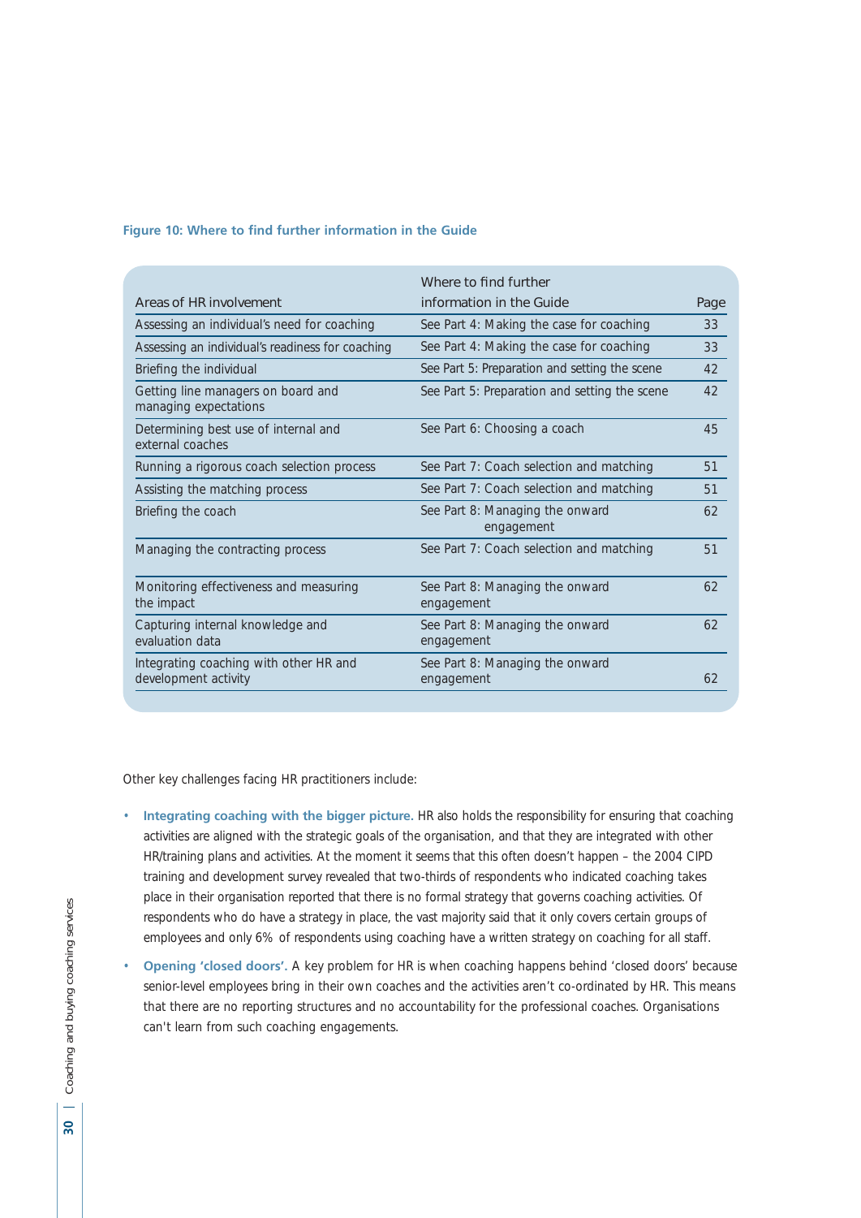**Figure 10: Where to find further information in the Guide**

| Areas of HR involvement | Where to find further information in the Guide | Page |
|---|---|---|
| Assessing an individual's need for coaching | See Part 4: Making the case for coaching | 33 |
| Assessing an individual's readiness for coaching | See Part 4: Making the case for coaching | 33 |
| Briefing the individual | See Part 5: Preparation and setting the scene | 42 |
| Getting line managers on board and managing expectations | See Part 5: Preparation and setting the scene | 42 |
| Determining best use of internal and external coaches | See Part 6: Choosing a coach | 45 |
| Running a rigorous coach selection process | See Part 7: Coach selection and matching | 51 |
| Assisting the matching process | See Part 7: Coach selection and matching | 51 |
| Briefing the coach | See Part 8: Managing the onward engagement | 62 |
| Managing the contracting process | See Part 7: Coach selection and matching | 51 |
| Monitoring effectiveness and measuring the impact | See Part 8: Managing the onward engagement | 62 |
| Capturing internal knowledge and evaluation data | See Part 8: Managing the onward engagement | 62 |
| Integrating coaching with other HR and development activity | See Part 8: Managing the onward engagement | 62 |

Other key challenges facing HR practitioners include:

- **Integrating coaching with the bigger picture.** HR also holds the responsibility for ensuring that coaching activities are aligned with the strategic goals of the organisation, and that they are integrated with other HR/training plans and activities. At the moment it seems that this often doesn't happen – the 2004 CIPD training and development survey revealed that two-thirds of respondents who indicated coaching takes place in their organisation reported that there is no formal strategy that governs coaching activities. Of respondents who do have a strategy in place, the vast majority said that it only covers certain groups of employees and only 6% of respondents using coaching have a written strategy on coaching for all staff.
- **Opening 'closed doors'.** A key problem for HR is when coaching happens behind 'closed doors' because senior-level employees bring in their own coaches and the activities aren't co-ordinated by HR. This means that there are no reporting structures and no accountability for the professional coaches. Organisations can't learn from such coaching engagements.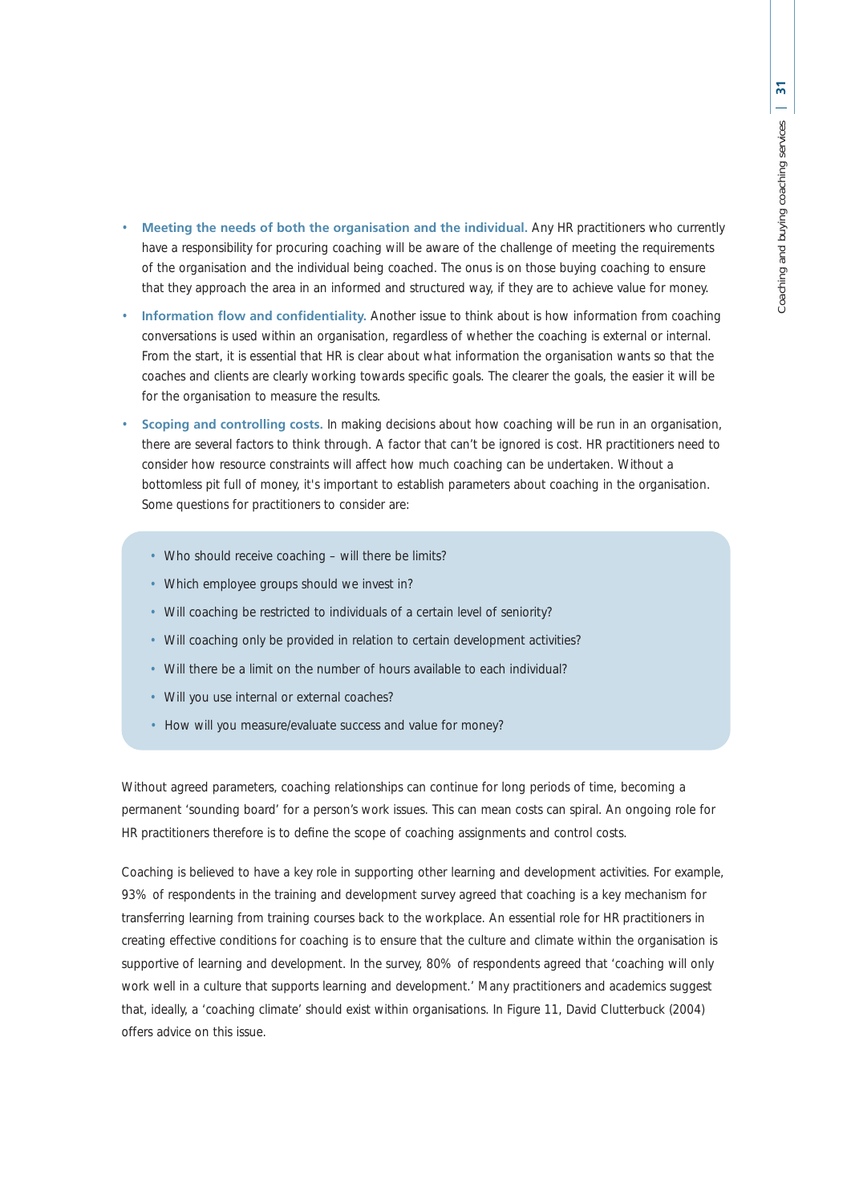- **Meeting the needs of both the organisation and the individual.** Any HR practitioners who currently have a responsibility for procuring coaching will be aware of the challenge of meeting the requirements of the organisation and the individual being coached. The onus is on those buying coaching to ensure that they approach the area in an informed and structured way, if they are to achieve value for money.
- **Information flow and confidentiality.** Another issue to think about is how information from coaching conversations is used within an organisation, regardless of whether the coaching is external or internal. From the start, it is essential that HR is clear about what information the organisation wants so that the coaches and clients are clearly working towards specific goals. The clearer the goals, the easier it will be for the organisation to measure the results.
- **Scoping and controlling costs.** In making decisions about how coaching will be run in an organisation, there are several factors to think through. A factor that can't be ignored is cost. HR practitioners need to consider how resource constraints will affect how much coaching can be undertaken. Without a bottomless pit full of money, it's important to establish parameters about coaching in the organisation. Some questions for practitioners to consider are:

  - Who should receive coaching – will there be limits?
  - Which employee groups should we invest in?
  - Will coaching be restricted to individuals of a certain level of seniority?
  - Will coaching only be provided in relation to certain development activities?
  - Will there be a limit on the number of hours available to each individual?
  - Will you use internal or external coaches?
  - How will you measure/evaluate success and value for money?

Without agreed parameters, coaching relationships can continue for long periods of time, becoming a permanent 'sounding board' for a person's work issues. This can mean costs can spiral. An ongoing role for HR practitioners therefore is to define the scope of coaching assignments and control costs.

Coaching is believed to have a key role in supporting other learning and development activities. For example, 93% of respondents in the training and development survey agreed that coaching is a key mechanism for transferring learning from training courses back to the workplace. An essential role for HR practitioners in creating effective conditions for coaching is to ensure that the culture and climate within the organisation is supportive of learning and development. In the survey, 80% of respondents agreed that 'coaching will only work well in a culture that supports learning and development.' Many practitioners and academics suggest that, ideally, a 'coaching climate' should exist within organisations. In Figure 11, David Clutterbuck (2004) offers advice on this issue.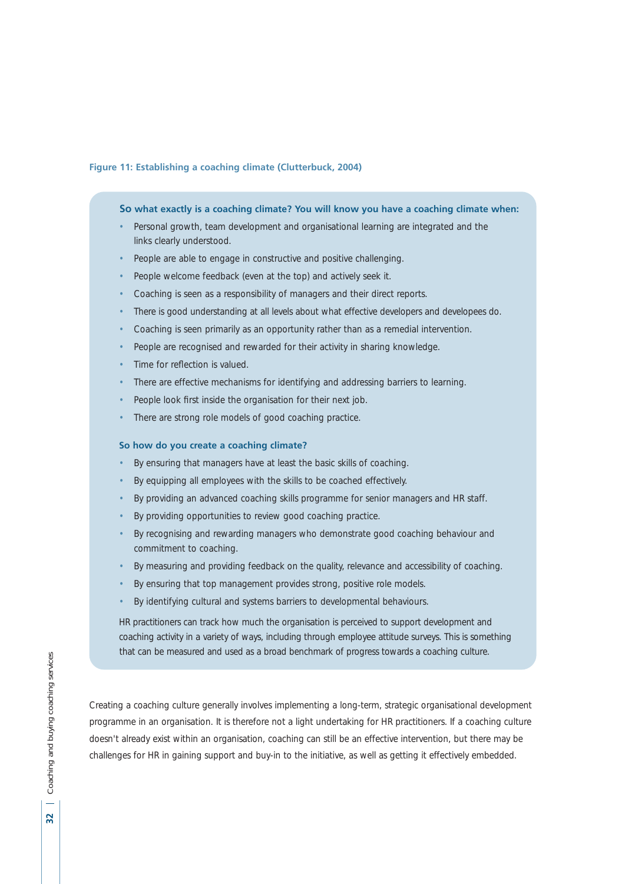**Figure 11: Establishing a coaching climate (Clutterbuck, 2004)**

**So what exactly is a coaching climate? You will know you have a coaching climate when:**

- Personal growth, team development and organisational learning are integrated and the links clearly understood.
- People are able to engage in constructive and positive challenging.
- People welcome feedback (even at the top) and actively seek it.
- Coaching is seen as a responsibility of managers and their direct reports.
- There is good understanding at all levels about what effective developers and developees do.
- Coaching is seen primarily as an opportunity rather than as a remedial intervention.
- People are recognised and rewarded for their activity in sharing knowledge.
- Time for reflection is valued.
- There are effective mechanisms for identifying and addressing barriers to learning.
- People look first inside the organisation for their next job.
- There are strong role models of good coaching practice.

**So how do you create a coaching climate?**

- By ensuring that managers have at least the basic skills of coaching.
- By equipping all employees with the skills to be coached effectively.
- By providing an advanced coaching skills programme for senior managers and HR staff.
- By providing opportunities to review good coaching practice.
- By recognising and rewarding managers who demonstrate good coaching behaviour and commitment to coaching.
- By measuring and providing feedback on the quality, relevance and accessibility of coaching.
- By ensuring that top management provides strong, positive role models.
- By identifying cultural and systems barriers to developmental behaviours.

HR practitioners can track how much the organisation is perceived to support development and coaching activity in a variety of ways, including through employee attitude surveys. This is something that can be measured and used as a broad benchmark of progress towards a coaching culture.

Creating a coaching culture generally involves implementing a long-term, strategic organisational development programme in an organisation. It is therefore not a light undertaking for HR practitioners. If a coaching culture doesn't already exist within an organisation, coaching can still be an effective intervention, but there may be challenges for HR in gaining support and buy-in to the initiative, as well as getting it effectively embedded.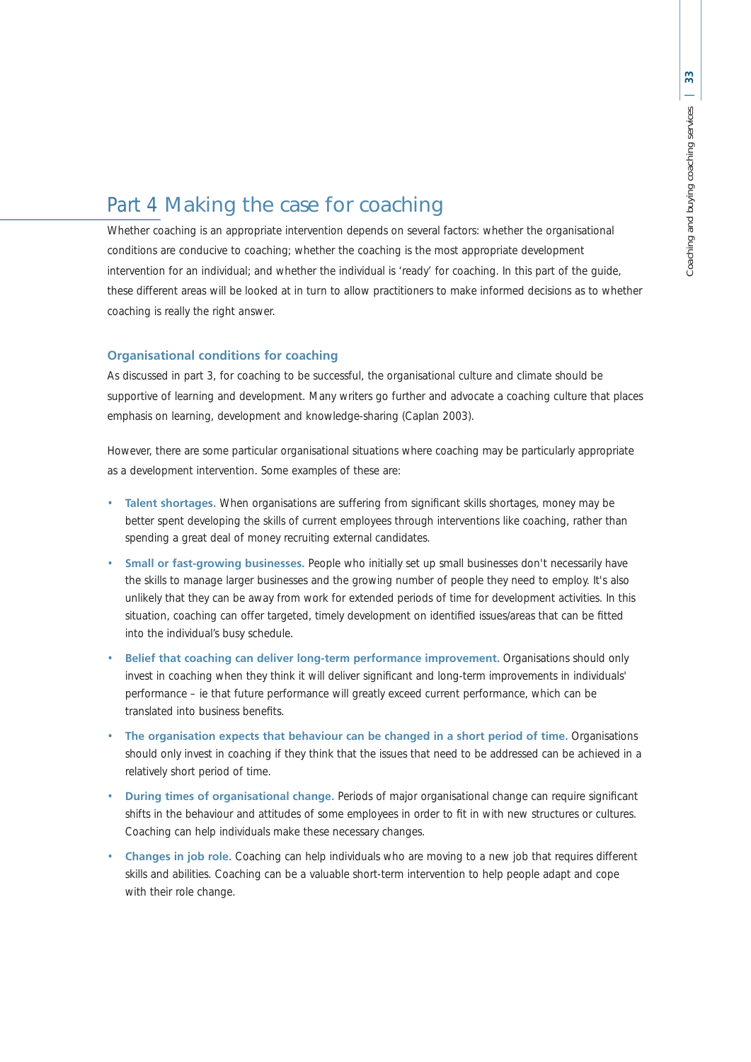# Part 4 Making the case for coaching

Whether coaching is an appropriate intervention depends on several factors: whether the organisational conditions are conducive to coaching; whether the coaching is the most appropriate development intervention for an individual; and whether the individual is 'ready' for coaching. In this part of the guide, these different areas will be looked at in turn to allow practitioners to make informed decisions as to whether coaching is really the right answer.

## Organisational conditions for coaching

As discussed in part 3, for coaching to be successful, the organisational culture and climate should be supportive of learning and development. Many writers go further and advocate a coaching culture that places emphasis on learning, development and knowledge-sharing (Caplan 2003).

However, there are some particular organisational situations where coaching may be particularly appropriate as a development intervention. Some examples of these are:

- **Talent shortages.** When organisations are suffering from significant skills shortages, money may be better spent developing the skills of current employees through interventions like coaching, rather than spending a great deal of money recruiting external candidates.
- **Small or fast-growing businesses.** People who initially set up small businesses don't necessarily have the skills to manage larger businesses and the growing number of people they need to employ. It's also unlikely that they can be away from work for extended periods of time for development activities. In this situation, coaching can offer targeted, timely development on identified issues/areas that can be fitted into the individual's busy schedule.
- **Belief that coaching can deliver long-term performance improvement.** Organisations should only invest in coaching when they think it will deliver significant and long-term improvements in individuals' performance – ie that future performance will greatly exceed current performance, which can be translated into business benefits.
- **The organisation expects that behaviour can be changed in a short period of time.** Organisations should only invest in coaching if they think that the issues that need to be addressed can be achieved in a relatively short period of time.
- **During times of organisational change.** Periods of major organisational change can require significant shifts in the behaviour and attitudes of some employees in order to fit in with new structures or cultures. Coaching can help individuals make these necessary changes.
- **Changes in job role.** Coaching can help individuals who are moving to a new job that requires different skills and abilities. Coaching can be a valuable short-term intervention to help people adapt and cope with their role change.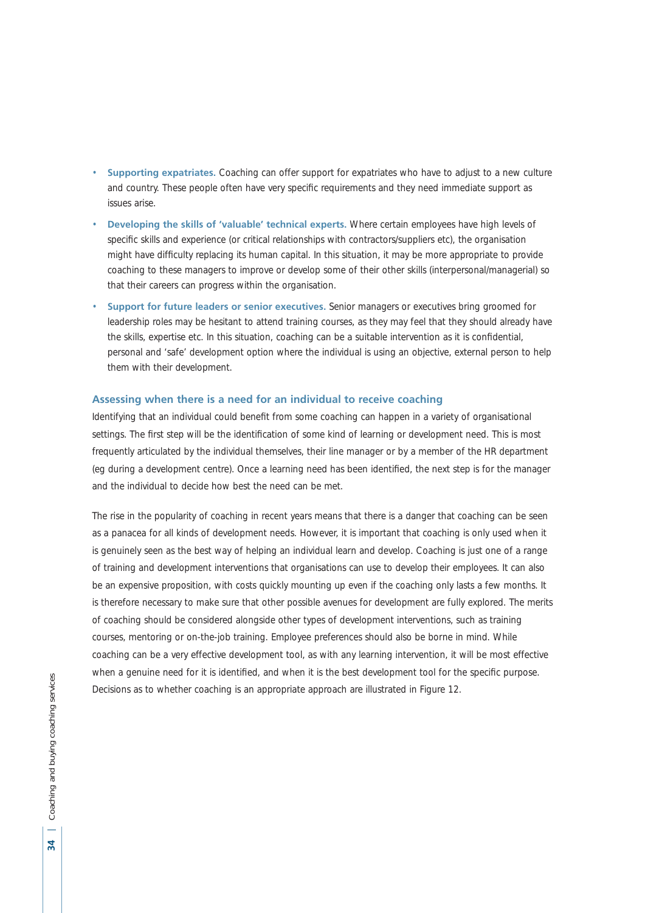- **Supporting expatriates.** Coaching can offer support for expatriates who have to adjust to a new culture and country. These people often have very specific requirements and they need immediate support as issues arise.
- **Developing the skills of 'valuable' technical experts.** Where certain employees have high levels of specific skills and experience (or critical relationships with contractors/suppliers etc), the organisation might have difficulty replacing its human capital. In this situation, it may be more appropriate to provide coaching to these managers to improve or develop some of their other skills (interpersonal/managerial) so that their careers can progress within the organisation.
- **Support for future leaders or senior executives.** Senior managers or executives bring groomed for leadership roles may be hesitant to attend training courses, as they may feel that they should already have the skills, expertise etc. In this situation, coaching can be a suitable intervention as it is confidential, personal and 'safe' development option where the individual is using an objective, external person to help them with their development.

### Assessing when there is a need for an individual to receive coaching

Identifying that an individual could benefit from some coaching can happen in a variety of organisational settings. The first step will be the identification of some kind of learning or development need. This is most frequently articulated by the individual themselves, their line manager or by a member of the HR department (eg during a development centre). Once a learning need has been identified, the next step is for the manager and the individual to decide how best the need can be met.

The rise in the popularity of coaching in recent years means that there is a danger that coaching can be seen as a panacea for all kinds of development needs. However, it is important that coaching is only used when it is genuinely seen as the best way of helping an individual learn and develop. Coaching is just one of a range of training and development interventions that organisations can use to develop their employees. It can also be an expensive proposition, with costs quickly mounting up even if the coaching only lasts a few months. It is therefore necessary to make sure that other possible avenues for development are fully explored. The merits of coaching should be considered alongside other types of development interventions, such as training courses, mentoring or on-the-job training. Employee preferences should also be borne in mind. While coaching can be a very effective development tool, as with any learning intervention, it will be most effective when a genuine need for it is identified, and when it is the best development tool for the specific purpose. Decisions as to whether coaching is an appropriate approach are illustrated in Figure 12.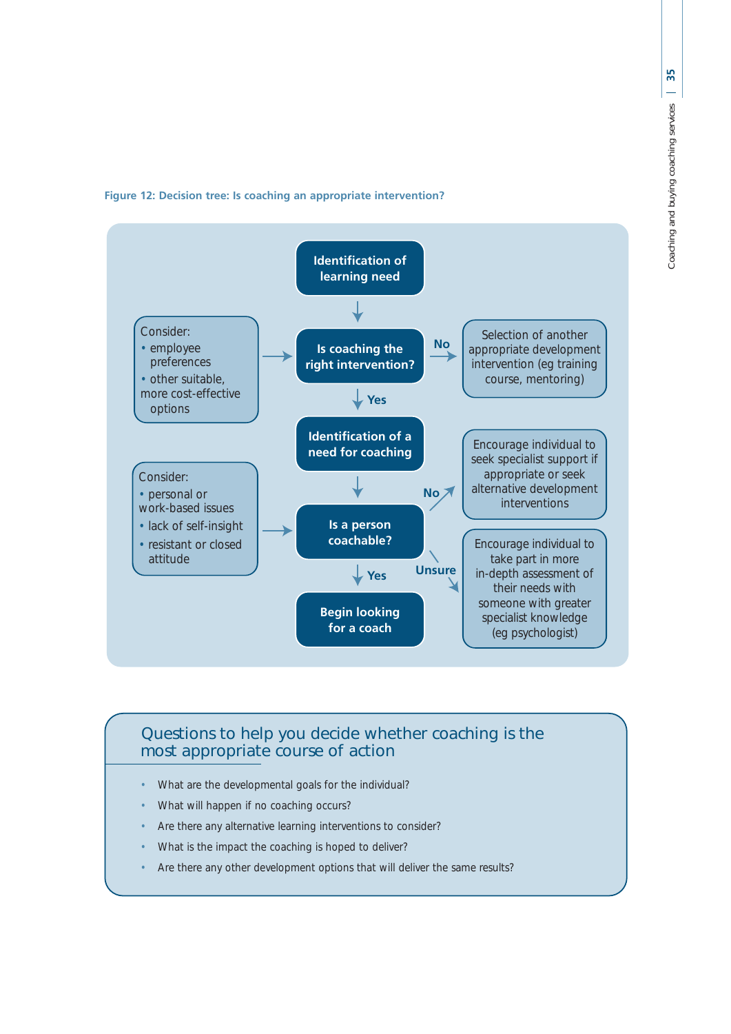**Figure 12: Decision tree: Is coaching an appropriate intervention?**

**Identification of learning need**

↓

Consider:
- employee preferences
- other suitable, more cost-effective options

→ **Is coaching the right intervention?** — No → Selection of another appropriate development intervention (eg training course, mentoring)

↓ Yes

**Identification of a need for coaching**

↓

Consider:
- personal or work-based issues
- lack of self-insight
- resistant or closed attitude

→ **Is a person coachable?**

- No → Encourage individual to seek specialist support if appropriate or seek alternative development interventions
- Unsure → Encourage individual to take part in more in-depth assessment of their needs with someone with greater specialist knowledge (eg psychologist)

↓ Yes

**Begin looking for a coach**

## Questions to help you decide whether coaching is the most appropriate course of action

- What are the developmental goals for the individual?
- What will happen if no coaching occurs?
- Are there any alternative learning interventions to consider?
- What is the impact the coaching is hoped to deliver?
- Are there any other development options that will deliver the same results?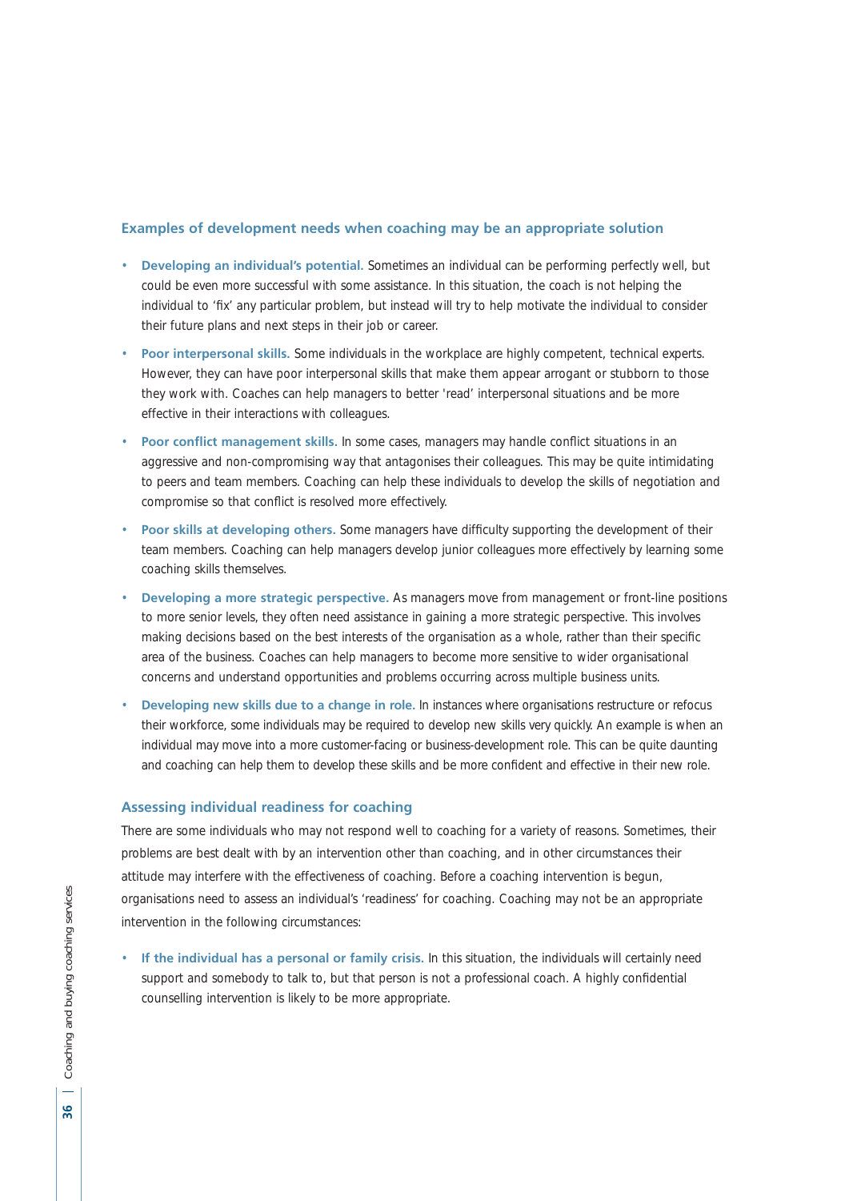### Examples of development needs when coaching may be an appropriate solution

- **Developing an individual's potential.** Sometimes an individual can be performing perfectly well, but could be even more successful with some assistance. In this situation, the coach is not helping the individual to 'fix' any particular problem, but instead will try to help motivate the individual to consider their future plans and next steps in their job or career.
- **Poor interpersonal skills.** Some individuals in the workplace are highly competent, technical experts. However, they can have poor interpersonal skills that make them appear arrogant or stubborn to those they work with. Coaches can help managers to better 'read' interpersonal situations and be more effective in their interactions with colleagues.
- **Poor conflict management skills.** In some cases, managers may handle conflict situations in an aggressive and non-compromising way that antagonises their colleagues. This may be quite intimidating to peers and team members. Coaching can help these individuals to develop the skills of negotiation and compromise so that conflict is resolved more effectively.
- **Poor skills at developing others.** Some managers have difficulty supporting the development of their team members. Coaching can help managers develop junior colleagues more effectively by learning some coaching skills themselves.
- **Developing a more strategic perspective.** As managers move from management or front-line positions to more senior levels, they often need assistance in gaining a more strategic perspective. This involves making decisions based on the best interests of the organisation as a whole, rather than their specific area of the business. Coaches can help managers to become more sensitive to wider organisational concerns and understand opportunities and problems occurring across multiple business units.
- **Developing new skills due to a change in role.** In instances where organisations restructure or refocus their workforce, some individuals may be required to develop new skills very quickly. An example is when an individual may move into a more customer-facing or business-development role. This can be quite daunting and coaching can help them to develop these skills and be more confident and effective in their new role.

### Assessing individual readiness for coaching

There are some individuals who may not respond well to coaching for a variety of reasons. Sometimes, their problems are best dealt with by an intervention other than coaching, and in other circumstances their attitude may interfere with the effectiveness of coaching. Before a coaching intervention is begun, organisations need to assess an individual's 'readiness' for coaching. Coaching may not be an appropriate intervention in the following circumstances:

- **If the individual has a personal or family crisis.** In this situation, the individuals will certainly need support and somebody to talk to, but that person is not a professional coach. A highly confidential counselling intervention is likely to be more appropriate.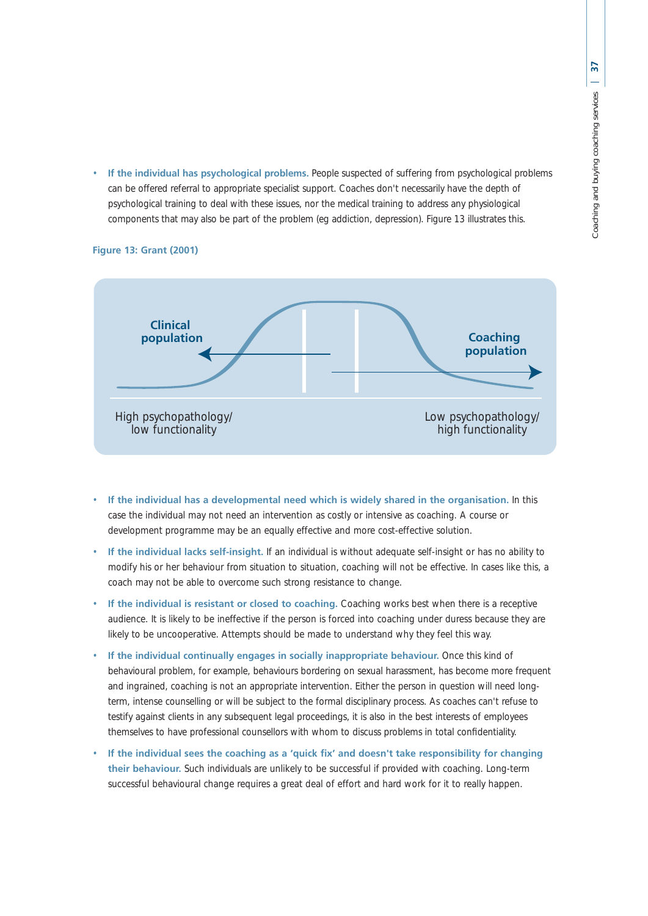- **If the individual has psychological problems.** People suspected of suffering from psychological problems can be offered referral to appropriate specialist support. Coaches don't necessarily have the depth of psychological training to deal with these issues, nor the medical training to address any physiological components that may also be part of the problem (eg addiction, depression). Figure 13 illustrates this.

**Figure 13: Grant (2001)**

Clinical population

Coaching population

High psychopathology/ low functionality

Low psychopathology/ high functionality

- **If the individual has a developmental need which is widely shared in the organisation.** In this case the individual may not need an intervention as costly or intensive as coaching. A course or development programme may be an equally effective and more cost-effective solution.
- **If the individual lacks self-insight.** If an individual is without adequate self-insight or has no ability to modify his or her behaviour from situation to situation, coaching will not be effective. In cases like this, a coach may not be able to overcome such strong resistance to change.
- **If the individual is resistant or closed to coaching.** Coaching works best when there is a receptive audience. It is likely to be ineffective if the person is forced into coaching under duress because they are likely to be uncooperative. Attempts should be made to understand why they feel this way.
- **If the individual continually engages in socially inappropriate behaviour.** Once this kind of behavioural problem, for example, behaviours bordering on sexual harassment, has become more frequent and ingrained, coaching is not an appropriate intervention. Either the person in question will need long-term, intense counselling or will be subject to the formal disciplinary process. As coaches can't refuse to testify against clients in any subsequent legal proceedings, it is also in the best interests of employees themselves to have professional counsellors with whom to discuss problems in total confidentiality.
- **If the individual sees the coaching as a 'quick fix' and doesn't take responsibility for changing their behaviour.** Such individuals are unlikely to be successful if provided with coaching. Long-term successful behavioural change requires a great deal of effort and hard work for it to really happen.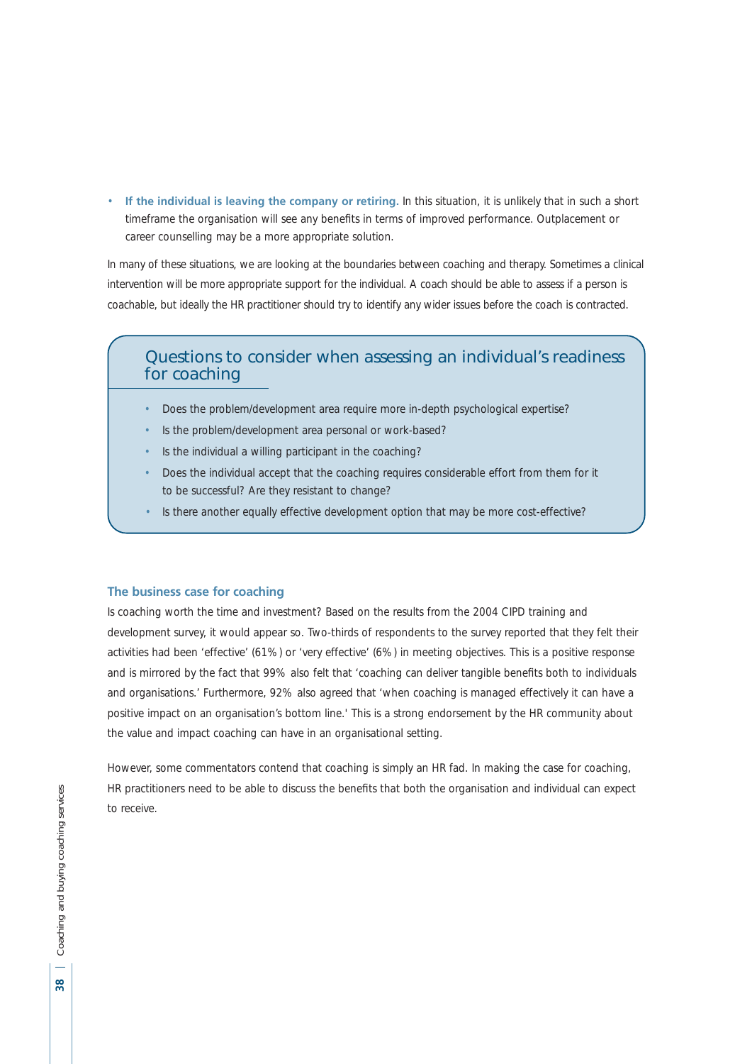- **If the individual is leaving the company or retiring.** In this situation, it is unlikely that in such a short timeframe the organisation will see any benefits in terms of improved performance. Outplacement or career counselling may be a more appropriate solution.

In many of these situations, we are looking at the boundaries between coaching and therapy. Sometimes a clinical intervention will be more appropriate support for the individual. A coach should be able to assess if a person is coachable, but ideally the HR practitioner should try to identify any wider issues before the coach is contracted.

## Questions to consider when assessing an individual's readiness for coaching

- Does the problem/development area require more in-depth psychological expertise?
- Is the problem/development area personal or work-based?
- Is the individual a willing participant in the coaching?
- Does the individual accept that the coaching requires considerable effort from them for it to be successful? Are they resistant to change?
- Is there another equally effective development option that may be more cost-effective?

### The business case for coaching

Is coaching worth the time and investment? Based on the results from the 2004 CIPD training and development survey, it would appear so. Two-thirds of respondents to the survey reported that they felt their activities had been 'effective' (61%) or 'very effective' (6%) in meeting objectives. This is a positive response and is mirrored by the fact that 99% also felt that 'coaching can deliver tangible benefits both to individuals and organisations.' Furthermore, 92% also agreed that 'when coaching is managed effectively it can have a positive impact on an organisation's bottom line.' This is a strong endorsement by the HR community about the value and impact coaching can have in an organisational setting.

However, some commentators contend that coaching is simply an HR fad. In making the case for coaching, HR practitioners need to be able to discuss the benefits that both the organisation and individual can expect to receive.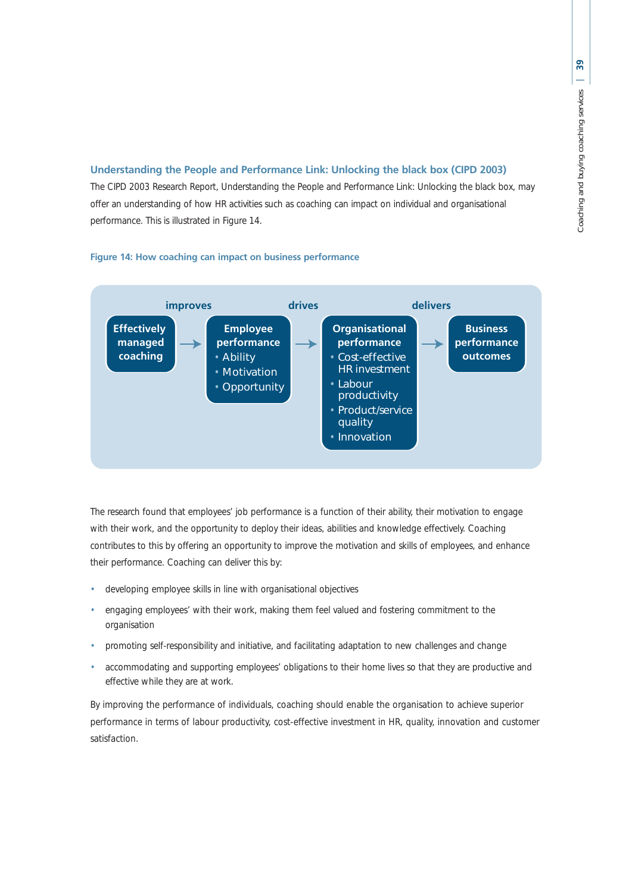### Understanding the People and Performance Link: Unlocking the black box (CIPD 2003)

The CIPD 2003 Research Report, Understanding the People and Performance Link: Unlocking the black box, may offer an understanding of how HR activities such as coaching can impact on individual and organisational performance. This is illustrated in Figure 14.

**Figure 14: How coaching can impact on business performance**

| Effectively managed coaching | → improves → | Employee performance | → drives → | Organisational performance | → delivers → | Business performance outcomes |
|---|---|---|---|---|---|---|
| | | • Ability<br>• Motivation<br>• Opportunity | | • Cost-effective HR investment<br>• Labour productivity<br>• Product/service quality<br>• Innovation | | |

The research found that employees' job performance is a function of their ability, their motivation to engage with their work, and the opportunity to deploy their ideas, abilities and knowledge effectively. Coaching contributes to this by offering an opportunity to improve the motivation and skills of employees, and enhance their performance. Coaching can deliver this by:

- developing employee skills in line with organisational objectives
- engaging employees' with their work, making them feel valued and fostering commitment to the organisation
- promoting self-responsibility and initiative, and facilitating adaptation to new challenges and change
- accommodating and supporting employees' obligations to their home lives so that they are productive and effective while they are at work.

By improving the performance of individuals, coaching should enable the organisation to achieve superior performance in terms of labour productivity, cost-effective investment in HR, quality, innovation and customer satisfaction.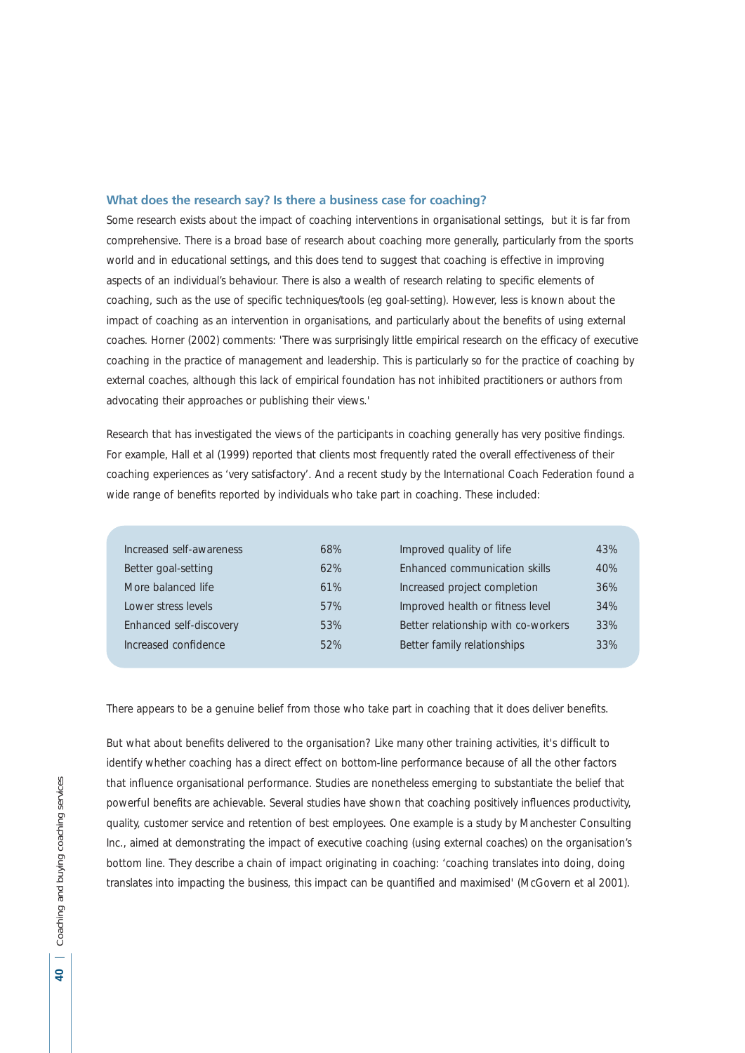### What does the research say? Is there a business case for coaching?

Some research exists about the impact of coaching interventions in organisational settings, but it is far from comprehensive. There is a broad base of research about coaching more generally, particularly from the sports world and in educational settings, and this does tend to suggest that coaching is effective in improving aspects of an individual's behaviour. There is also a wealth of research relating to specific elements of coaching, such as the use of specific techniques/tools (eg goal-setting). However, less is known about the impact of coaching as an intervention in organisations, and particularly about the benefits of using external coaches. Horner (2002) comments: 'There was surprisingly little empirical research on the efficacy of executive coaching in the practice of management and leadership. This is particularly so for the practice of coaching by external coaches, although this lack of empirical foundation has not inhibited practitioners or authors from advocating their approaches or publishing their views.'

Research that has investigated the views of the participants in coaching generally has very positive findings. For example, Hall et al (1999) reported that clients most frequently rated the overall effectiveness of their coaching experiences as 'very satisfactory'. And a recent study by the International Coach Federation found a wide range of benefits reported by individuals who take part in coaching. These included:

| | | | |
|---|---|---|---|
| Increased self-awareness | 68% | Improved quality of life | 43% |
| Better goal-setting | 62% | Enhanced communication skills | 40% |
| More balanced life | 61% | Increased project completion | 36% |
| Lower stress levels | 57% | Improved health or fitness level | 34% |
| Enhanced self-discovery | 53% | Better relationship with co-workers | 33% |
| Increased confidence | 52% | Better family relationships | 33% |

There appears to be a genuine belief from those who take part in coaching that it does deliver benefits.

But what about benefits delivered to the organisation? Like many other training activities, it's difficult to identify whether coaching has a direct effect on bottom-line performance because of all the other factors that influence organisational performance. Studies are nonetheless emerging to substantiate the belief that powerful benefits are achievable. Several studies have shown that coaching positively influences productivity, quality, customer service and retention of best employees. One example is a study by Manchester Consulting Inc., aimed at demonstrating the impact of executive coaching (using external coaches) on the organisation's bottom line. They describe a chain of impact originating in coaching: 'coaching translates into doing, doing translates into impacting the business, this impact can be quantified and maximised' (McGovern et al 2001).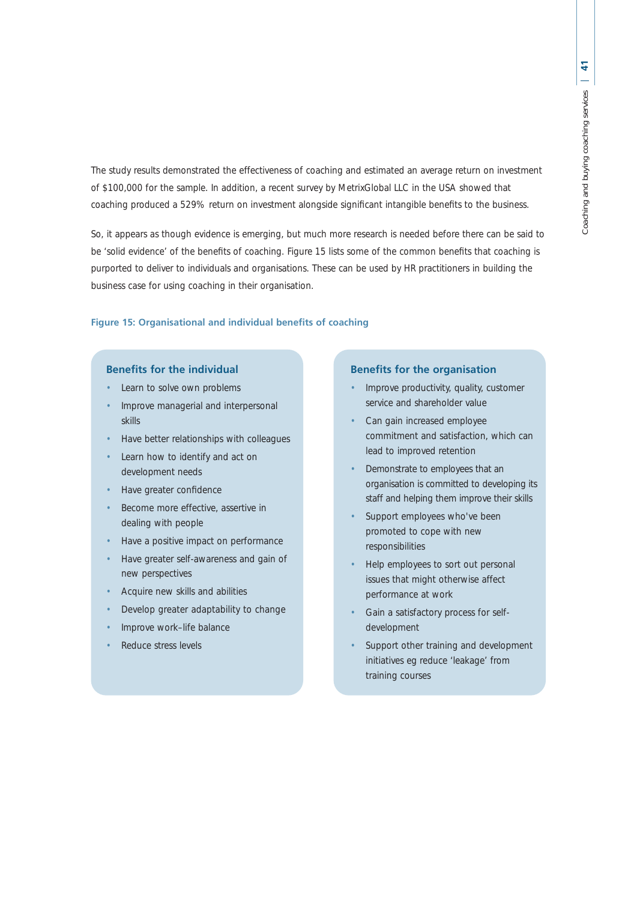The study results demonstrated the effectiveness of coaching and estimated an average return on investment of $100,000 for the sample. In addition, a recent survey by MetrixGlobal LLC in the USA showed that coaching produced a 529% return on investment alongside significant intangible benefits to the business.

So, it appears as though evidence is emerging, but much more research is needed before there can be said to be 'solid evidence' of the benefits of coaching. Figure 15 lists some of the common benefits that coaching is purported to deliver to individuals and organisations. These can be used by HR practitioners in building the business case for using coaching in their organisation.

**Figure 15: Organisational and individual benefits of coaching**

### Benefits for the individual

- Learn to solve own problems
- Improve managerial and interpersonal skills
- Have better relationships with colleagues
- Learn how to identify and act on development needs
- Have greater confidence
- Become more effective, assertive in dealing with people
- Have a positive impact on performance
- Have greater self-awareness and gain of new perspectives
- Acquire new skills and abilities
- Develop greater adaptability to change
- Improve work–life balance
- Reduce stress levels

### Benefits for the organisation

- Improve productivity, quality, customer service and shareholder value
- Can gain increased employee commitment and satisfaction, which can lead to improved retention
- Demonstrate to employees that an organisation is committed to developing its staff and helping them improve their skills
- Support employees who've been promoted to cope with new responsibilities
- Help employees to sort out personal issues that might otherwise affect performance at work
- Gain a satisfactory process for self-development
- Support other training and development initiatives eg reduce 'leakage' from training courses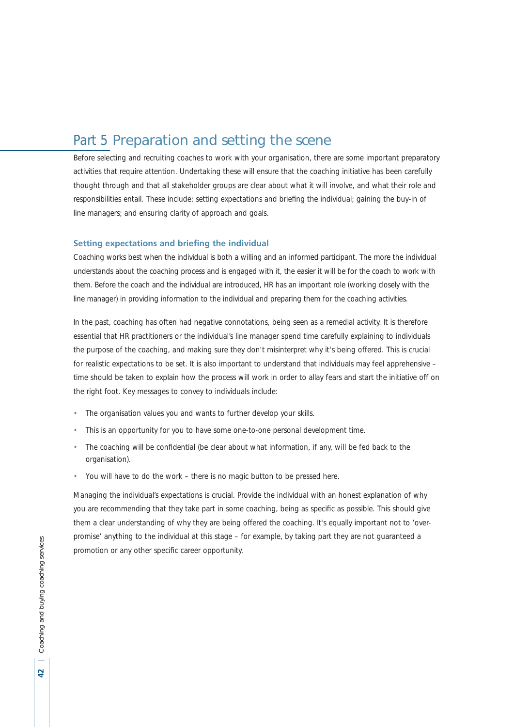# Part 5 Preparation and setting the scene

Before selecting and recruiting coaches to work with your organisation, there are some important preparatory activities that require attention. Undertaking these will ensure that the coaching initiative has been carefully thought through and that all stakeholder groups are clear about what it will involve, and what their role and responsibilities entail. These include: setting expectations and briefing the individual; gaining the buy-in of line managers; and ensuring clarity of approach and goals.

## Setting expectations and briefing the individual

Coaching works best when the individual is both a willing and an informed participant. The more the individual understands about the coaching process and is engaged with it, the easier it will be for the coach to work with them. Before the coach and the individual are introduced, HR has an important role (working closely with the line manager) in providing information to the individual and preparing them for the coaching activities.

In the past, coaching has often had negative connotations, being seen as a remedial activity. It is therefore essential that HR practitioners or the individual's line manager spend time carefully explaining to individuals the purpose of the coaching, and making sure they don't misinterpret why it's being offered. This is crucial for realistic expectations to be set. It is also important to understand that individuals may feel apprehensive – time should be taken to explain how the process will work in order to allay fears and start the initiative off on the right foot. Key messages to convey to individuals include:

- The organisation values you and wants to further develop your skills.
- This is an opportunity for you to have some one-to-one personal development time.
- The coaching will be confidential (be clear about what information, if any, will be fed back to the organisation).
- You will have to do the work – there is no magic button to be pressed here.

Managing the individual's expectations is crucial. Provide the individual with an honest explanation of why you are recommending that they take part in some coaching, being as specific as possible. This should give them a clear understanding of why they are being offered the coaching. It's equally important not to 'over-promise' anything to the individual at this stage – for example, by taking part they are not guaranteed a promotion or any other specific career opportunity.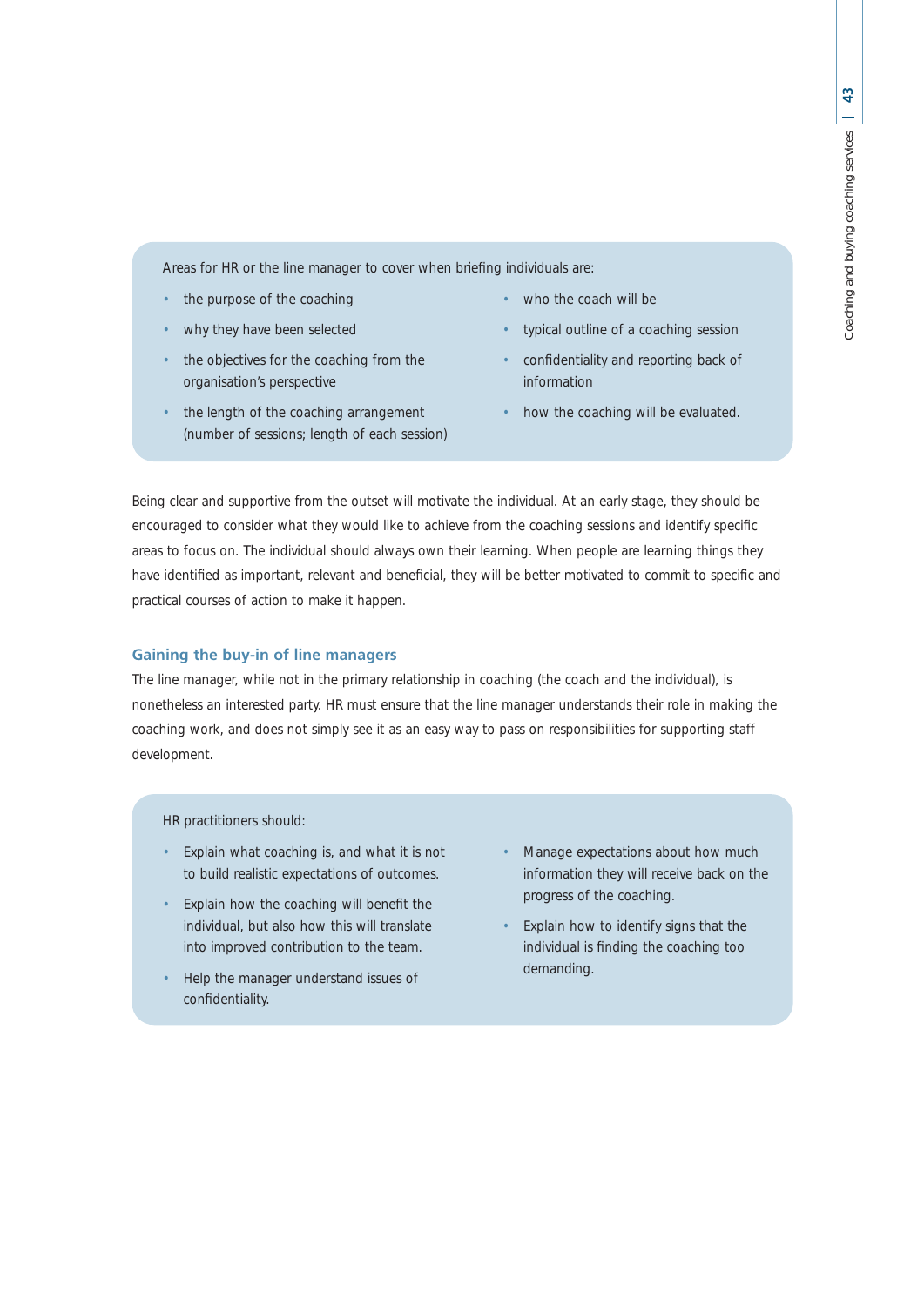Areas for HR or the line manager to cover when briefing individuals are:

- the purpose of the coaching
- why they have been selected
- the objectives for the coaching from the organisation's perspective
- the length of the coaching arrangement (number of sessions; length of each session)
- who the coach will be
- typical outline of a coaching session
- confidentiality and reporting back of information
- how the coaching will be evaluated.

Being clear and supportive from the outset will motivate the individual. At an early stage, they should be encouraged to consider what they would like to achieve from the coaching sessions and identify specific areas to focus on. The individual should always own their learning. When people are learning things they have identified as important, relevant and beneficial, they will be better motivated to commit to specific and practical courses of action to make it happen.

### Gaining the buy-in of line managers

The line manager, while not in the primary relationship in coaching (the coach and the individual), is nonetheless an interested party. HR must ensure that the line manager understands their role in making the coaching work, and does not simply see it as an easy way to pass on responsibilities for supporting staff development.

HR practitioners should:

- Explain what coaching is, and what it is not to build realistic expectations of outcomes.
- Explain how the coaching will benefit the individual, but also how this will translate into improved contribution to the team.
- Help the manager understand issues of confidentiality.
- Manage expectations about how much information they will receive back on the progress of the coaching.
- Explain how to identify signs that the individual is finding the coaching too demanding.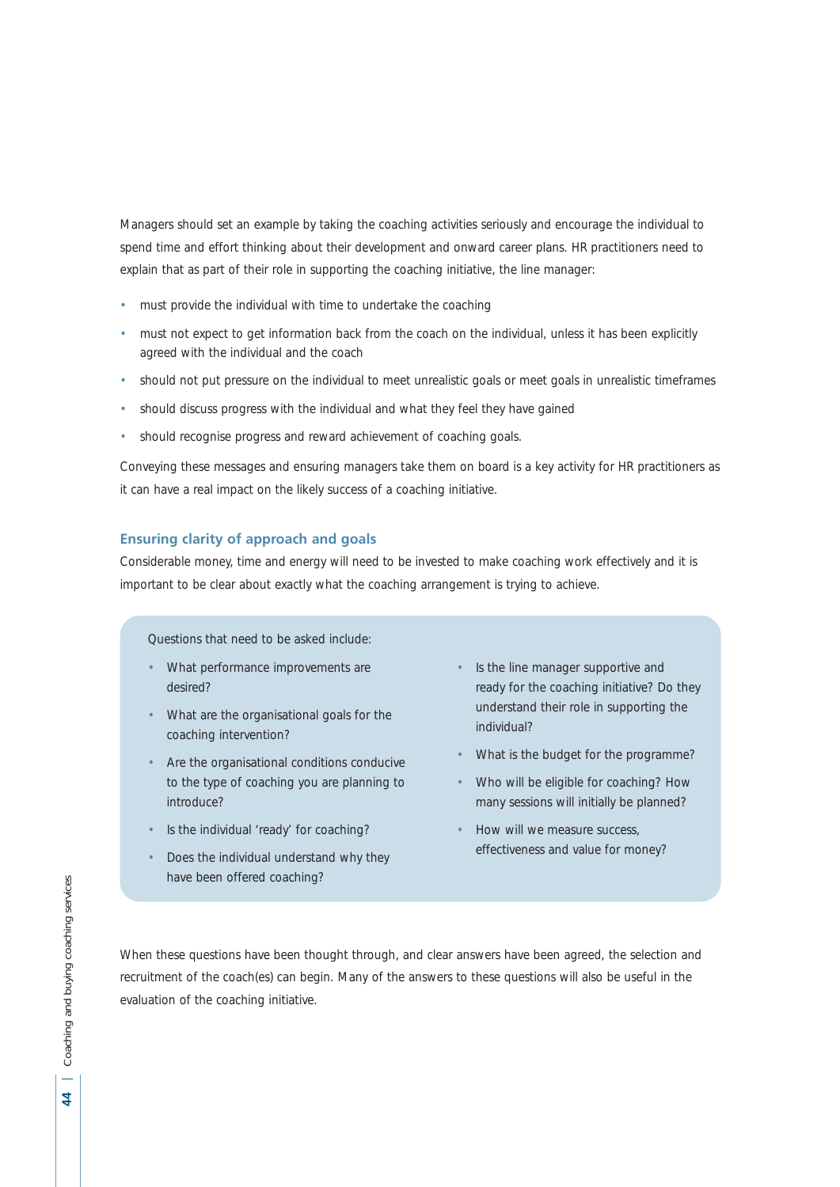Managers should set an example by taking the coaching activities seriously and encourage the individual to spend time and effort thinking about their development and onward career plans. HR practitioners need to explain that as part of their role in supporting the coaching initiative, the line manager:

- must provide the individual with time to undertake the coaching
- must not expect to get information back from the coach on the individual, unless it has been explicitly agreed with the individual and the coach
- should not put pressure on the individual to meet unrealistic goals or meet goals in unrealistic timeframes
- should discuss progress with the individual and what they feel they have gained
- should recognise progress and reward achievement of coaching goals.

Conveying these messages and ensuring managers take them on board is a key activity for HR practitioners as it can have a real impact on the likely success of a coaching initiative.

### Ensuring clarity of approach and goals

Considerable money, time and energy will need to be invested to make coaching work effectively and it is important to be clear about exactly what the coaching arrangement is trying to achieve.

Questions that need to be asked include:

- What performance improvements are desired?
- What are the organisational goals for the coaching intervention?
- Are the organisational conditions conducive to the type of coaching you are planning to introduce?
- Is the individual 'ready' for coaching?
- Does the individual understand why they have been offered coaching?
- Is the line manager supportive and ready for the coaching initiative? Do they understand their role in supporting the individual?
- What is the budget for the programme?
- Who will be eligible for coaching? How many sessions will initially be planned?
- How will we measure success, effectiveness and value for money?

When these questions have been thought through, and clear answers have been agreed, the selection and recruitment of the coach(es) can begin. Many of the answers to these questions will also be useful in the evaluation of the coaching initiative.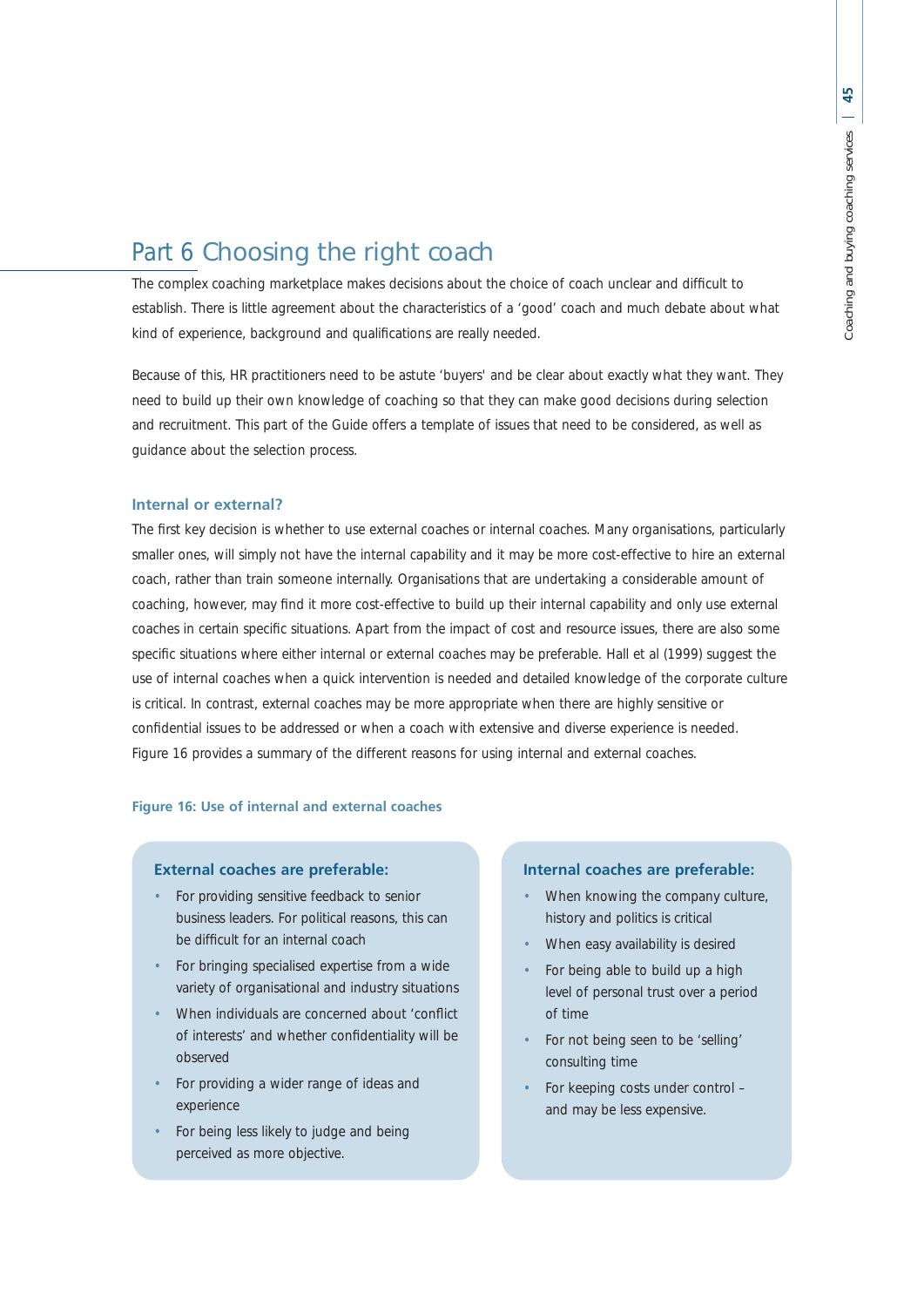# Part 6 Choosing the right coach

The complex coaching marketplace makes decisions about the choice of coach unclear and difficult to establish. There is little agreement about the characteristics of a 'good' coach and much debate about what kind of experience, background and qualifications are really needed.

Because of this, HR practitioners need to be astute 'buyers' and be clear about exactly what they want. They need to build up their own knowledge of coaching so that they can make good decisions during selection and recruitment. This part of the Guide offers a template of issues that need to be considered, as well as guidance about the selection process.

### Internal or external?

The first key decision is whether to use external coaches or internal coaches. Many organisations, particularly smaller ones, will simply not have the internal capability and it may be more cost-effective to hire an external coach, rather than train someone internally. Organisations that are undertaking a considerable amount of coaching, however, may find it more cost-effective to build up their internal capability and only use external coaches in certain specific situations. Apart from the impact of cost and resource issues, there are also some specific situations where either internal or external coaches may be preferable. Hall et al (1999) suggest the use of internal coaches when a quick intervention is needed and detailed knowledge of the corporate culture is critical. In contrast, external coaches may be more appropriate when there are highly sensitive or confidential issues to be addressed or when a coach with extensive and diverse experience is needed. Figure 16 provides a summary of the different reasons for using internal and external coaches.

**Figure 16: Use of internal and external coaches**

**External coaches are preferable:**

- For providing sensitive feedback to senior business leaders. For political reasons, this can be difficult for an internal coach
- For bringing specialised expertise from a wide variety of organisational and industry situations
- When individuals are concerned about 'conflict of interests' and whether confidentiality will be observed
- For providing a wider range of ideas and experience
- For being less likely to judge and being perceived as more objective.

**Internal coaches are preferable:**

- When knowing the company culture, history and politics is critical
- When easy availability is desired
- For being able to build up a high level of personal trust over a period of time
- For not being seen to be 'selling' consulting time
- For keeping costs under control – and may be less expensive.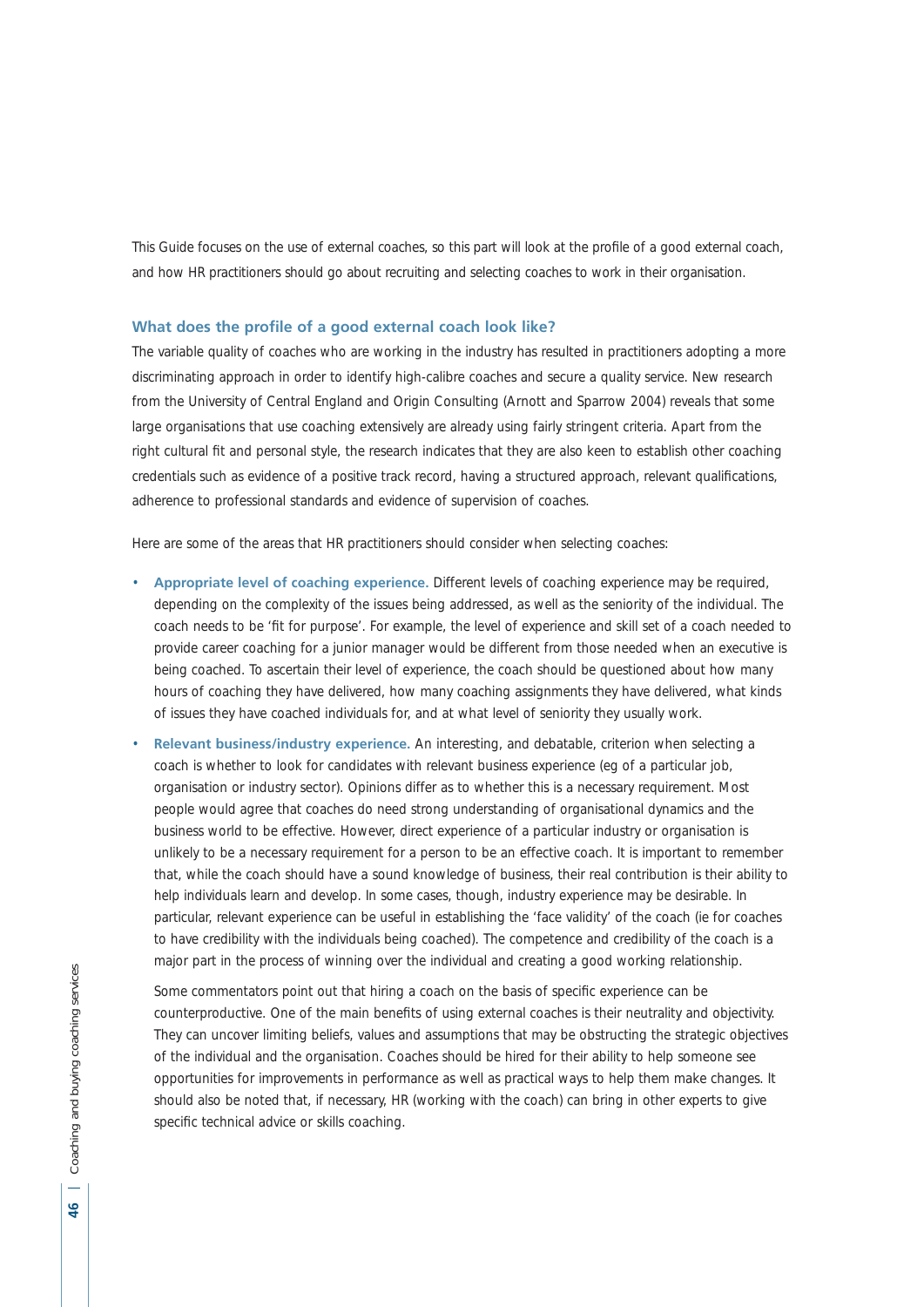This Guide focuses on the use of external coaches, so this part will look at the profile of a good external coach, and how HR practitioners should go about recruiting and selecting coaches to work in their organisation.

### What does the profile of a good external coach look like?

The variable quality of coaches who are working in the industry has resulted in practitioners adopting a more discriminating approach in order to identify high-calibre coaches and secure a quality service. New research from the University of Central England and Origin Consulting (Arnott and Sparrow 2004) reveals that some large organisations that use coaching extensively are already using fairly stringent criteria. Apart from the right cultural fit and personal style, the research indicates that they are also keen to establish other coaching credentials such as evidence of a positive track record, having a structured approach, relevant qualifications, adherence to professional standards and evidence of supervision of coaches.

Here are some of the areas that HR practitioners should consider when selecting coaches:

- **Appropriate level of coaching experience.** Different levels of coaching experience may be required, depending on the complexity of the issues being addressed, as well as the seniority of the individual. The coach needs to be 'fit for purpose'. For example, the level of experience and skill set of a coach needed to provide career coaching for a junior manager would be different from those needed when an executive is being coached. To ascertain their level of experience, the coach should be questioned about how many hours of coaching they have delivered, how many coaching assignments they have delivered, what kinds of issues they have coached individuals for, and at what level of seniority they usually work.
- **Relevant business/industry experience.** An interesting, and debatable, criterion when selecting a coach is whether to look for candidates with relevant business experience (eg of a particular job, organisation or industry sector). Opinions differ as to whether this is a necessary requirement. Most people would agree that coaches do need strong understanding of organisational dynamics and the business world to be effective. However, direct experience of a particular industry or organisation is unlikely to be a necessary requirement for a person to be an effective coach. It is important to remember that, while the coach should have a sound knowledge of business, their real contribution is their ability to help individuals learn and develop. In some cases, though, industry experience may be desirable. In particular, relevant experience can be useful in establishing the 'face validity' of the coach (ie for coaches to have credibility with the individuals being coached). The competence and credibility of the coach is a major part in the process of winning over the individual and creating a good working relationship.

  Some commentators point out that hiring a coach on the basis of specific experience can be counterproductive. One of the main benefits of using external coaches is their neutrality and objectivity. They can uncover limiting beliefs, values and assumptions that may be obstructing the strategic objectives of the individual and the organisation. Coaches should be hired for their ability to help someone see opportunities for improvements in performance as well as practical ways to help them make changes. It should also be noted that, if necessary, HR (working with the coach) can bring in other experts to give specific technical advice or skills coaching.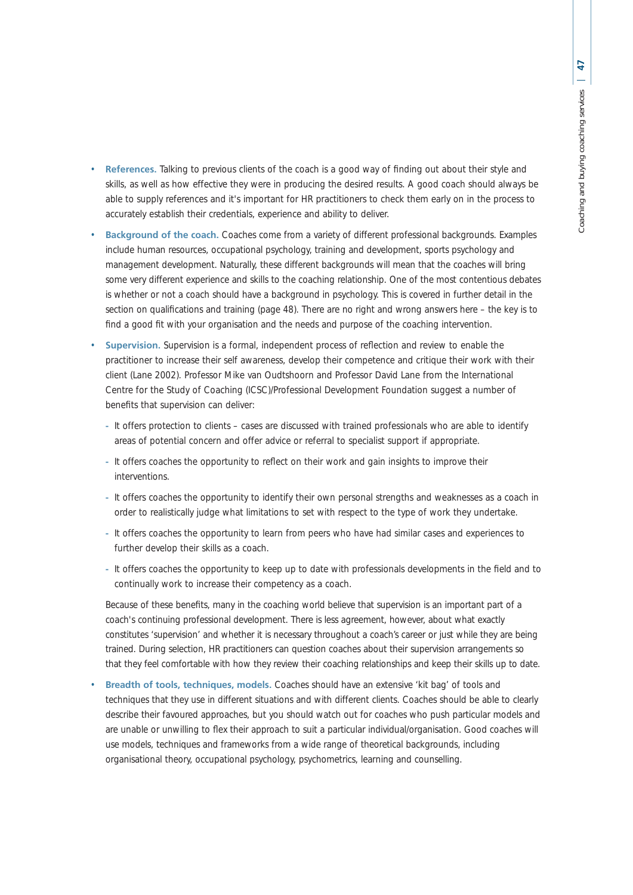- **References.** Talking to previous clients of the coach is a good way of finding out about their style and skills, as well as how effective they were in producing the desired results. A good coach should always be able to supply references and it's important for HR practitioners to check them early on in the process to accurately establish their credentials, experience and ability to deliver.
- **Background of the coach.** Coaches come from a variety of different professional backgrounds. Examples include human resources, occupational psychology, training and development, sports psychology and management development. Naturally, these different backgrounds will mean that the coaches will bring some very different experience and skills to the coaching relationship. One of the most contentious debates is whether or not a coach should have a background in psychology. This is covered in further detail in the section on qualifications and training (page 48). There are no right and wrong answers here – the key is to find a good fit with your organisation and the needs and purpose of the coaching intervention.
- **Supervision.** Supervision is a formal, independent process of reflection and review to enable the practitioner to increase their self awareness, develop their competence and critique their work with their client (Lane 2002). Professor Mike van Oudtshoorn and Professor David Lane from the International Centre for the Study of Coaching (ICSC)/Professional Development Foundation suggest a number of benefits that supervision can deliver:
  - It offers protection to clients – cases are discussed with trained professionals who are able to identify areas of potential concern and offer advice or referral to specialist support if appropriate.
  - It offers coaches the opportunity to reflect on their work and gain insights to improve their interventions.
  - It offers coaches the opportunity to identify their own personal strengths and weaknesses as a coach in order to realistically judge what limitations to set with respect to the type of work they undertake.
  - It offers coaches the opportunity to learn from peers who have had similar cases and experiences to further develop their skills as a coach.
  - It offers coaches the opportunity to keep up to date with professionals developments in the field and to continually work to increase their competency as a coach.

  Because of these benefits, many in the coaching world believe that supervision is an important part of a coach's continuing professional development. There is less agreement, however, about what exactly constitutes 'supervision' and whether it is necessary throughout a coach's career or just while they are being trained. During selection, HR practitioners can question coaches about their supervision arrangements so that they feel comfortable with how they review their coaching relationships and keep their skills up to date.
- **Breadth of tools, techniques, models.** Coaches should have an extensive 'kit bag' of tools and techniques that they use in different situations and with different clients. Coaches should be able to clearly describe their favoured approaches, but you should watch out for coaches who push particular models and are unable or unwilling to flex their approach to suit a particular individual/organisation. Good coaches will use models, techniques and frameworks from a wide range of theoretical backgrounds, including organisational theory, occupational psychology, psychometrics, learning and counselling.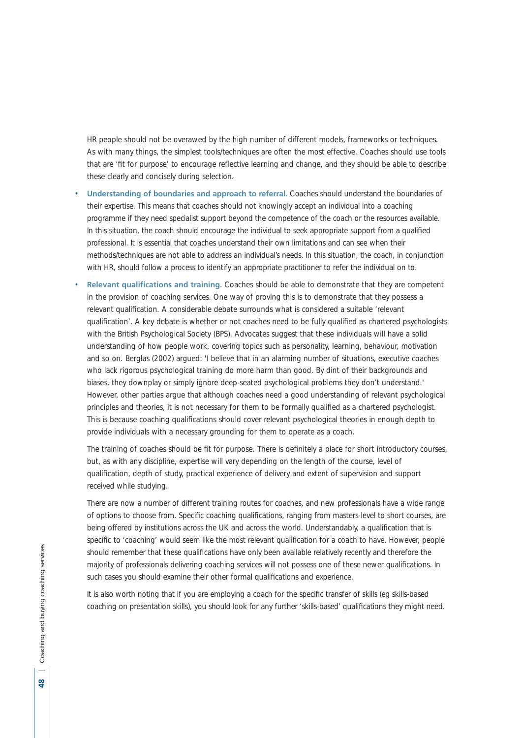HR people should not be overawed by the high number of different models, frameworks or techniques. As with many things, the simplest tools/techniques are often the most effective. Coaches should use tools that are 'fit for purpose' to encourage reflective learning and change, and they should be able to describe these clearly and concisely during selection.

- **Understanding of boundaries and approach to referral.** Coaches should understand the boundaries of their expertise. This means that coaches should not knowingly accept an individual into a coaching programme if they need specialist support beyond the competence of the coach or the resources available. In this situation, the coach should encourage the individual to seek appropriate support from a qualified professional. It is essential that coaches understand their own limitations and can see when their methods/techniques are not able to address an individual's needs. In this situation, the coach, in conjunction with HR, should follow a process to identify an appropriate practitioner to refer the individual on to.

- **Relevant qualifications and training.** Coaches should be able to demonstrate that they are competent in the provision of coaching services. One way of proving this is to demonstrate that they possess a relevant qualification. A considerable debate surrounds what is considered a suitable 'relevant qualification'. A key debate is whether or not coaches need to be fully qualified as chartered psychologists with the British Psychological Society (BPS). Advocates suggest that these individuals will have a solid understanding of how people work, covering topics such as personality, learning, behaviour, motivation and so on. Berglas (2002) argued: 'I believe that in an alarming number of situations, executive coaches who lack rigorous psychological training do more harm than good. By dint of their backgrounds and biases, they downplay or simply ignore deep-seated psychological problems they don't understand.' However, other parties argue that although coaches need a good understanding of relevant psychological principles and theories, it is not necessary for them to be formally qualified as a chartered psychologist. This is because coaching qualifications should cover relevant psychological theories in enough depth to provide individuals with a necessary grounding for them to operate as a coach.

  The training of coaches should be fit for purpose. There is definitely a place for short introductory courses, but, as with any discipline, expertise will vary depending on the length of the course, level of qualification, depth of study, practical experience of delivery and extent of supervision and support received while studying.

  There are now a number of different training routes for coaches, and new professionals have a wide range of options to choose from. Specific coaching qualifications, ranging from masters-level to short courses, are being offered by institutions across the UK and across the world. Understandably, a qualification that is specific to 'coaching' would seem like the most relevant qualification for a coach to have. However, people should remember that these qualifications have only been available relatively recently and therefore the majority of professionals delivering coaching services will not possess one of these newer qualifications. In such cases you should examine their other formal qualifications and experience.

  It is also worth noting that if you are employing a coach for the specific transfer of skills (eg skills-based coaching on presentation skills), you should look for any further 'skills-based' qualifications they might need.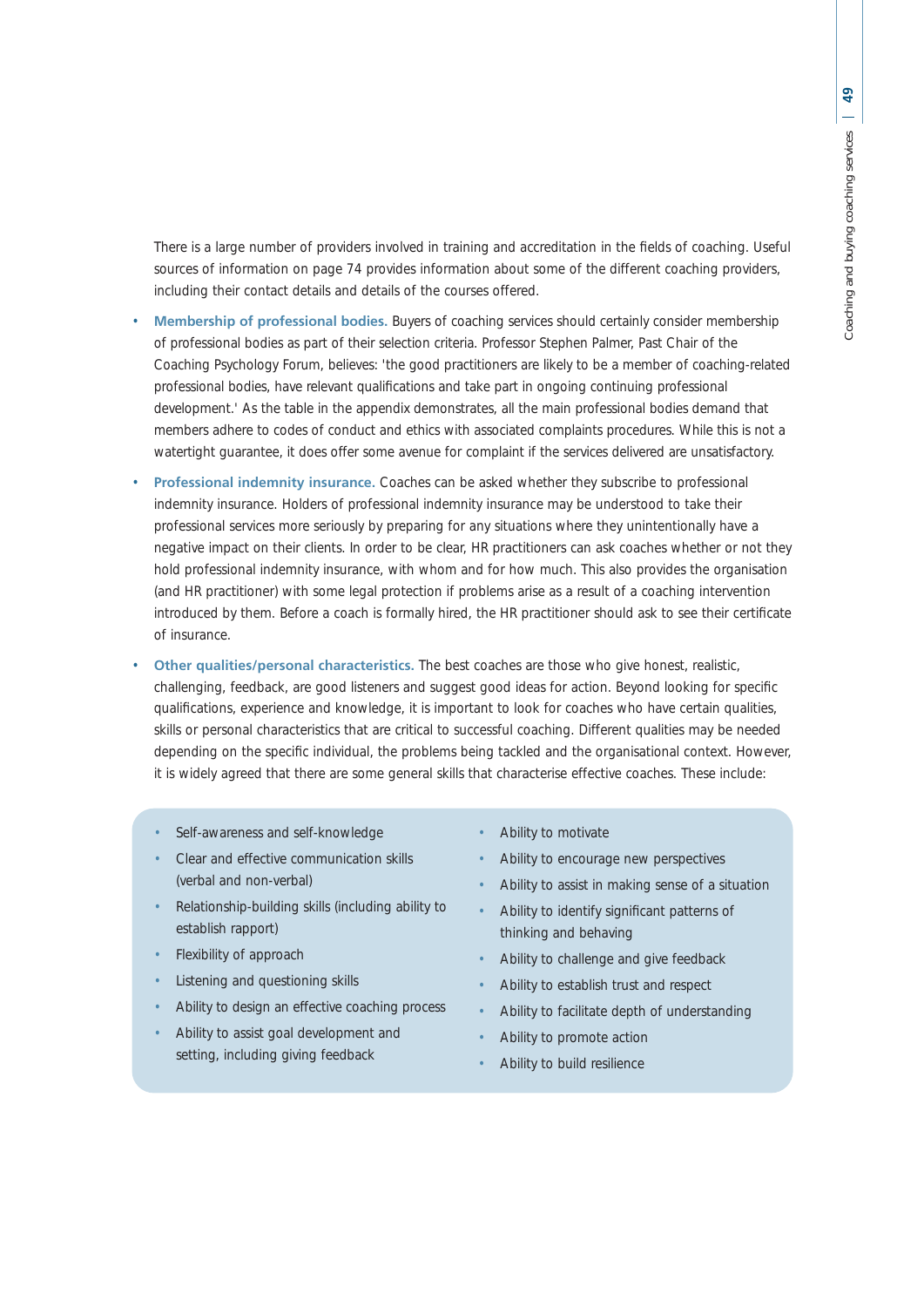There is a large number of providers involved in training and accreditation in the fields of coaching. Useful sources of information on page 74 provides information about some of the different coaching providers, including their contact details and details of the courses offered.

- **Membership of professional bodies.** Buyers of coaching services should certainly consider membership of professional bodies as part of their selection criteria. Professor Stephen Palmer, Past Chair of the Coaching Psychology Forum, believes: 'the good practitioners are likely to be a member of coaching-related professional bodies, have relevant qualifications and take part in ongoing continuing professional development.' As the table in the appendix demonstrates, all the main professional bodies demand that members adhere to codes of conduct and ethics with associated complaints procedures. While this is not a watertight guarantee, it does offer some avenue for complaint if the services delivered are unsatisfactory.
- **Professional indemnity insurance.** Coaches can be asked whether they subscribe to professional indemnity insurance. Holders of professional indemnity insurance may be understood to take their professional services more seriously by preparing for any situations where they unintentionally have a negative impact on their clients. In order to be clear, HR practitioners can ask coaches whether or not they hold professional indemnity insurance, with whom and for how much. This also provides the organisation (and HR practitioner) with some legal protection if problems arise as a result of a coaching intervention introduced by them. Before a coach is formally hired, the HR practitioner should ask to see their certificate of insurance.
- **Other qualities/personal characteristics.** The best coaches are those who give honest, realistic, challenging, feedback, are good listeners and suggest good ideas for action. Beyond looking for specific qualifications, experience and knowledge, it is important to look for coaches who have certain qualities, skills or personal characteristics that are critical to successful coaching. Different qualities may be needed depending on the specific individual, the problems being tackled and the organisational context. However, it is widely agreed that there are some general skills that characterise effective coaches. These include:

- Self-awareness and self-knowledge
- Clear and effective communication skills (verbal and non-verbal)
- Relationship-building skills (including ability to establish rapport)
- Flexibility of approach
- Listening and questioning skills
- Ability to design an effective coaching process
- Ability to assist goal development and setting, including giving feedback
- Ability to motivate
- Ability to encourage new perspectives
- Ability to assist in making sense of a situation
- Ability to identify significant patterns of thinking and behaving
- Ability to challenge and give feedback
- Ability to establish trust and respect
- Ability to facilitate depth of understanding
- Ability to promote action
- Ability to build resilience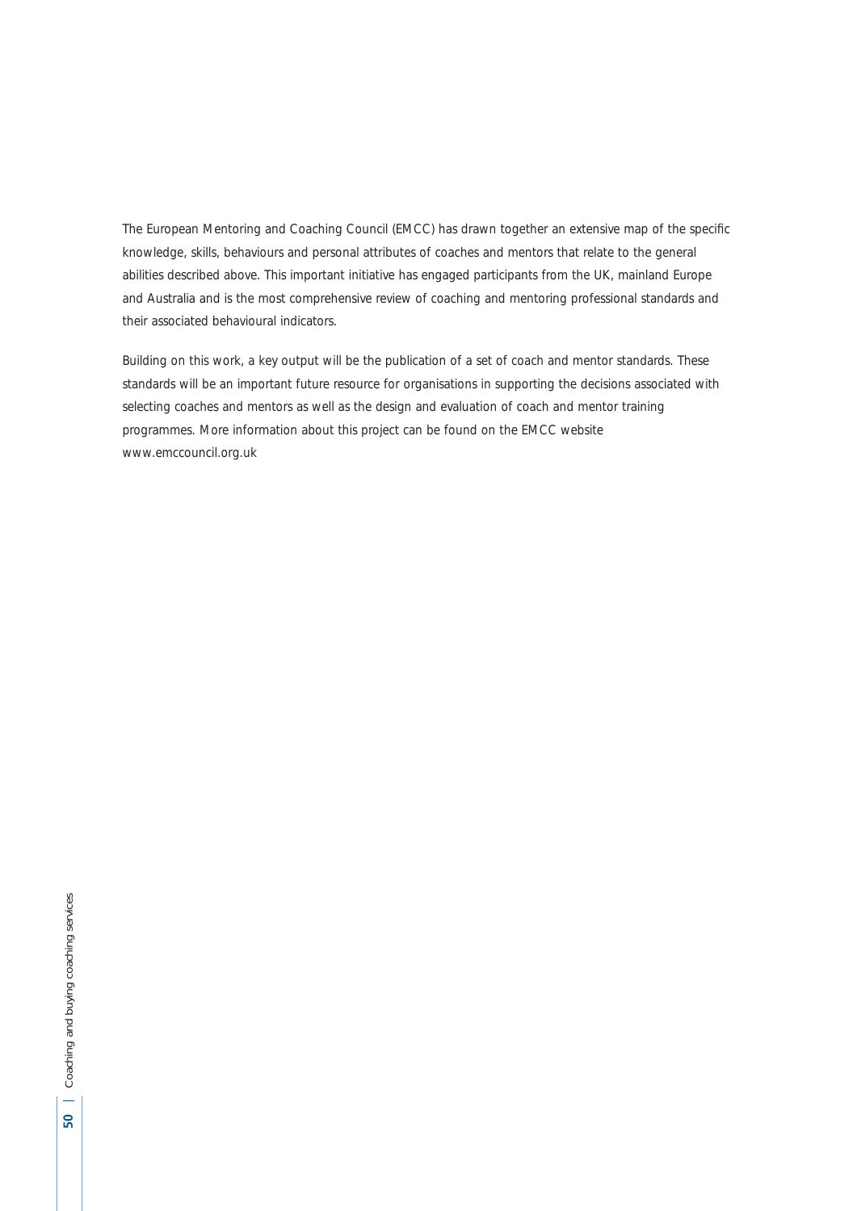The European Mentoring and Coaching Council (EMCC) has drawn together an extensive map of the specific knowledge, skills, behaviours and personal attributes of coaches and mentors that relate to the general abilities described above. This important initiative has engaged participants from the UK, mainland Europe and Australia and is the most comprehensive review of coaching and mentoring professional standards and their associated behavioural indicators.

Building on this work, a key output will be the publication of a set of coach and mentor standards. These standards will be an important future resource for organisations in supporting the decisions associated with selecting coaches and mentors as well as the design and evaluation of coach and mentor training programmes. More information about this project can be found on the EMCC website www.emccouncil.org.uk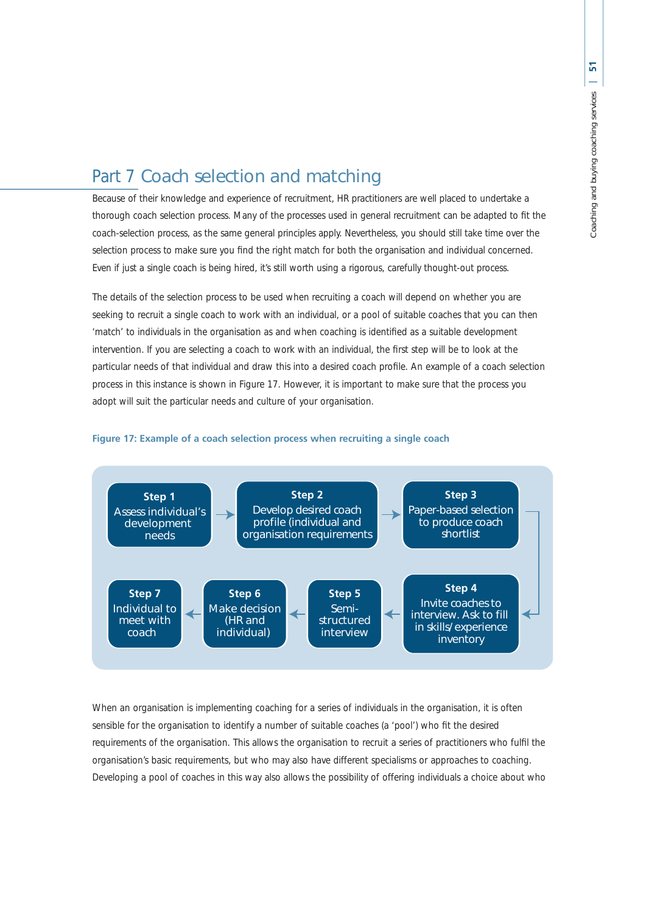# Part 7 Coach selection and matching

Because of their knowledge and experience of recruitment, HR practitioners are well placed to undertake a thorough coach selection process. Many of the processes used in general recruitment can be adapted to fit the coach-selection process, as the same general principles apply. Nevertheless, you should still take time over the selection process to make sure you find the right match for both the organisation and individual concerned. Even if just a single coach is being hired, it's still worth using a rigorous, carefully thought-out process.

The details of the selection process to be used when recruiting a coach will depend on whether you are seeking to recruit a single coach to work with an individual, or a pool of suitable coaches that you can then 'match' to individuals in the organisation as and when coaching is identified as a suitable development intervention. If you are selecting a coach to work with an individual, the first step will be to look at the particular needs of that individual and draw this into a desired coach profile. An example of a coach selection process in this instance is shown in Figure 17. However, it is important to make sure that the process you adopt will suit the particular needs and culture of your organisation.

**Figure 17: Example of a coach selection process when recruiting a single coach**

**Step 1** Assess individual's development needs → **Step 2** Develop desired coach profile (individual and organisation requirements → **Step 3** Paper-based selection to produce coach shortlist → **Step 4** Invite coaches to interview. Ask to fill in skills/experience inventory → **Step 5** Semi-structured interview → **Step 6** Make decision (HR and individual) → **Step 7** Individual to meet with coach

When an organisation is implementing coaching for a series of individuals in the organisation, it is often sensible for the organisation to identify a number of suitable coaches (a 'pool') who fit the desired requirements of the organisation. This allows the organisation to recruit a series of practitioners who fulfil the organisation's basic requirements, but who may also have different specialisms or approaches to coaching. Developing a pool of coaches in this way also allows the possibility of offering individuals a choice about who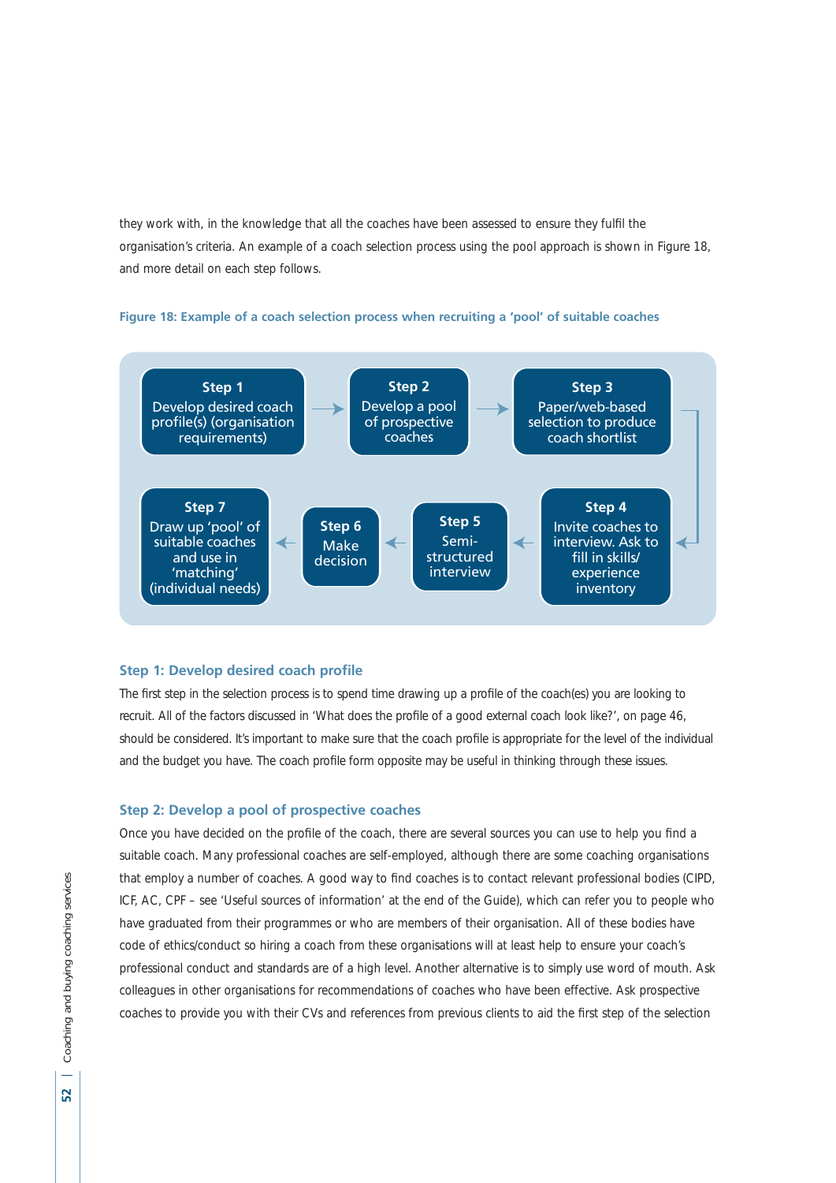they work with, in the knowledge that all the coaches have been assessed to ensure they fulfil the organisation's criteria. An example of a coach selection process using the pool approach is shown in Figure 18, and more detail on each step follows.

**Figure 18: Example of a coach selection process when recruiting a 'pool' of suitable coaches**

- **Step 1** Develop desired coach profile(s) (organisation requirements)
- **Step 2** Develop a pool of prospective coaches
- **Step 3** Paper/web-based selection to produce coach shortlist
- **Step 4** Invite coaches to interview. Ask to fill in skills/ experience inventory
- **Step 5** Semi-structured interview
- **Step 6** Make decision
- **Step 7** Draw up 'pool' of suitable coaches and use in 'matching' (individual needs)

### Step 1: Develop desired coach profile

The first step in the selection process is to spend time drawing up a profile of the coach(es) you are looking to recruit. All of the factors discussed in 'What does the profile of a good external coach look like?', on page 46, should be considered. It's important to make sure that the coach profile is appropriate for the level of the individual and the budget you have. The coach profile form opposite may be useful in thinking through these issues.

### Step 2: Develop a pool of prospective coaches

Once you have decided on the profile of the coach, there are several sources you can use to help you find a suitable coach. Many professional coaches are self-employed, although there are some coaching organisations that employ a number of coaches. A good way to find coaches is to contact relevant professional bodies (CIPD, ICF, AC, CPF – see 'Useful sources of information' at the end of the Guide), which can refer you to people who have graduated from their programmes or who are members of their organisation. All of these bodies have code of ethics/conduct so hiring a coach from these organisations will at least help to ensure your coach's professional conduct and standards are of a high level. Another alternative is to simply use word of mouth. Ask colleagues in other organisations for recommendations of coaches who have been effective. Ask prospective coaches to provide you with their CVs and references from previous clients to aid the first step of the selection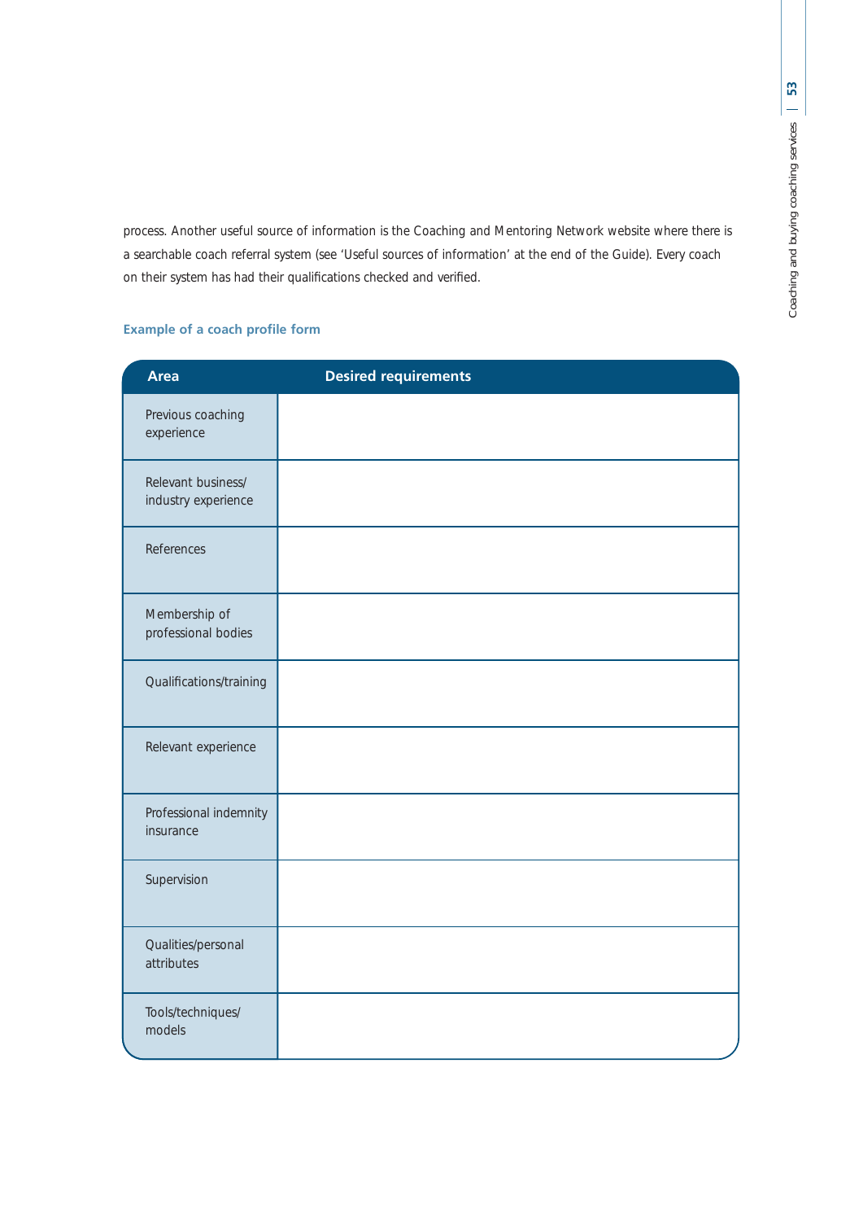process. Another useful source of information is the Coaching and Mentoring Network website where there is a searchable coach referral system (see 'Useful sources of information' at the end of the Guide). Every coach on their system has had their qualifications checked and verified.

### Example of a coach profile form

| Area | Desired requirements |
|---|---|
| Previous coaching experience | |
| Relevant business/ industry experience | |
| References | |
| Membership of professional bodies | |
| Qualifications/training | |
| Relevant experience | |
| Professional indemnity insurance | |
| Supervision | |
| Qualities/personal attributes | |
| Tools/techniques/ models | |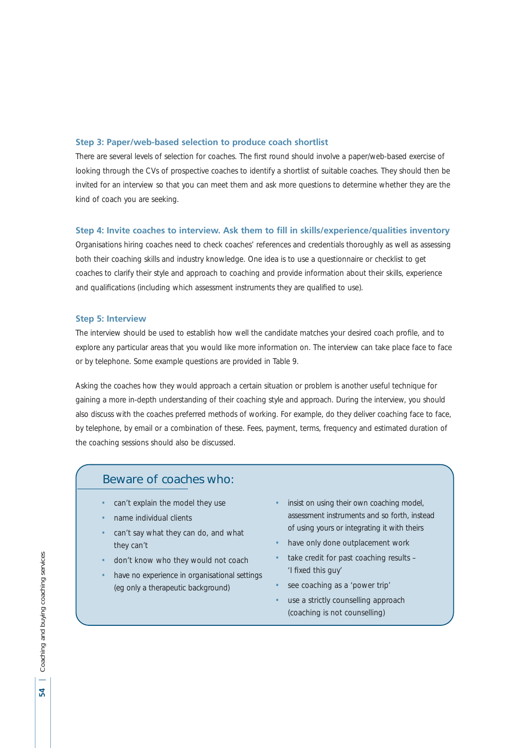### Step 3: Paper/web-based selection to produce coach shortlist

There are several levels of selection for coaches. The first round should involve a paper/web-based exercise of looking through the CVs of prospective coaches to identify a shortlist of suitable coaches. They should then be invited for an interview so that you can meet them and ask more questions to determine whether they are the kind of coach you are seeking.

### Step 4: Invite coaches to interview. Ask them to fill in skills/experience/qualities inventory

Organisations hiring coaches need to check coaches' references and credentials thoroughly as well as assessing both their coaching skills and industry knowledge. One idea is to use a questionnaire or checklist to get coaches to clarify their style and approach to coaching and provide information about their skills, experience and qualifications (including which assessment instruments they are qualified to use).

### Step 5: Interview

The interview should be used to establish how well the candidate matches your desired coach profile, and to explore any particular areas that you would like more information on. The interview can take place face to face or by telephone. Some example questions are provided in Table 9.

Asking the coaches how they would approach a certain situation or problem is another useful technique for gaining a more in-depth understanding of their coaching style and approach. During the interview, you should also discuss with the coaches preferred methods of working. For example, do they deliver coaching face to face, by telephone, by email or a combination of these. Fees, payment, terms, frequency and estimated duration of the coaching sessions should also be discussed.

#### Beware of coaches who:

- can't explain the model they use
- name individual clients
- can't say what they can do, and what they can't
- don't know who they would not coach
- have no experience in organisational settings (eg only a therapeutic background)
- insist on using their own coaching model, assessment instruments and so forth, instead of using yours or integrating it with theirs
- have only done outplacement work
- take credit for past coaching results – 'I fixed this guy'
- see coaching as a 'power trip'
- use a strictly counselling approach (coaching is not counselling)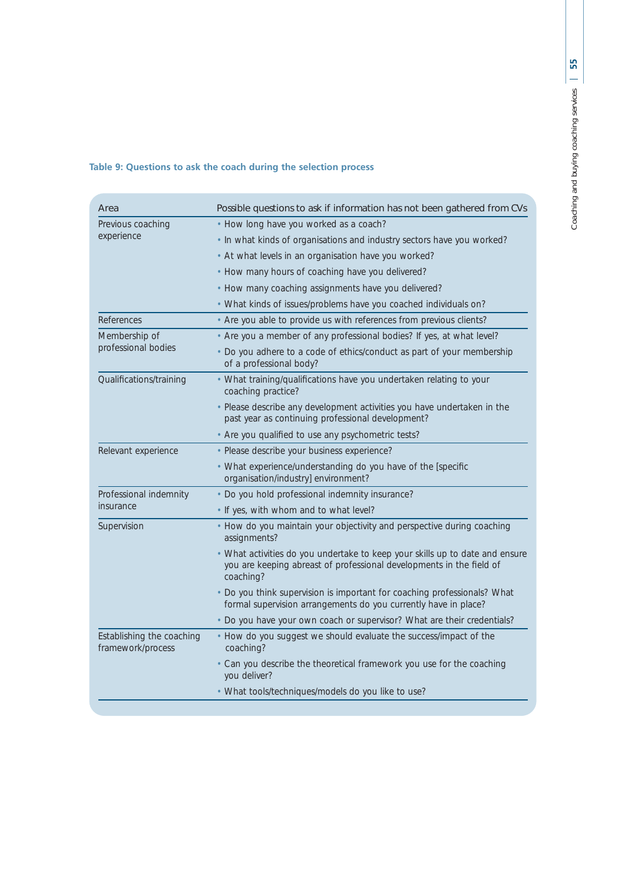**Table 9: Questions to ask the coach during the selection process**

| Area | Possible questions to ask if information has not been gathered from CVs |
|---|---|
| Previous coaching experience | • How long have you worked as a coach?<br>• In what kinds of organisations and industry sectors have you worked?<br>• At what levels in an organisation have you worked?<br>• How many hours of coaching have you delivered?<br>• How many coaching assignments have you delivered?<br>• What kinds of issues/problems have you coached individuals on? |
| References | • Are you able to provide us with references from previous clients? |
| Membership of professional bodies | • Are you a member of any professional bodies? If yes, at what level?<br>• Do you adhere to a code of ethics/conduct as part of your membership of a professional body? |
| Qualifications/training | • What training/qualifications have you undertaken relating to your coaching practice?<br>• Please describe any development activities you have undertaken in the past year as continuing professional development?<br>• Are you qualified to use any psychometric tests? |
| Relevant experience | • Please describe your business experience?<br>• What experience/understanding do you have of the [specific organisation/industry] environment? |
| Professional indemnity insurance | • Do you hold professional indemnity insurance?<br>• If yes, with whom and to what level? |
| Supervision | • How do you maintain your objectivity and perspective during coaching assignments?<br>• What activities do you undertake to keep your skills up to date and ensure you are keeping abreast of professional developments in the field of coaching?<br>• Do you think supervision is important for coaching professionals? What formal supervision arrangements do you currently have in place?<br>• Do you have your own coach or supervisor? What are their credentials? |
| Establishing the coaching framework/process | • How do you suggest we should evaluate the success/impact of the coaching?<br>• Can you describe the theoretical framework you use for the coaching you deliver?<br>• What tools/techniques/models do you like to use? |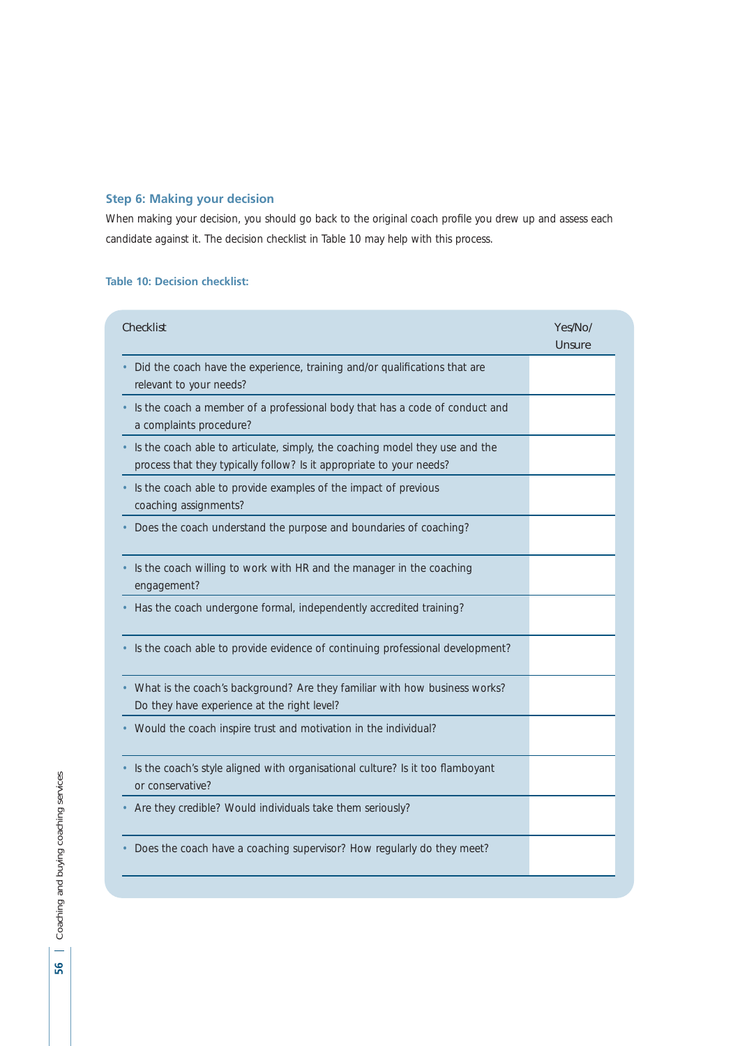### Step 6: Making your decision

When making your decision, you should go back to the original coach profile you drew up and assess each candidate against it. The decision checklist in Table 10 may help with this process.

**Table 10: Decision checklist:**

| Checklist | Yes/No/ Unsure |
|---|---|
| • Did the coach have the experience, training and/or qualifications that are relevant to your needs? | |
| • Is the coach a member of a professional body that has a code of conduct and a complaints procedure? | |
| • Is the coach able to articulate, simply, the coaching model they use and the process that they typically follow? Is it appropriate to your needs? | |
| • Is the coach able to provide examples of the impact of previous coaching assignments? | |
| • Does the coach understand the purpose and boundaries of coaching? | |
| • Is the coach willing to work with HR and the manager in the coaching engagement? | |
| • Has the coach undergone formal, independently accredited training? | |
| • Is the coach able to provide evidence of continuing professional development? | |
| • What is the coach's background? Are they familiar with how business works? Do they have experience at the right level? | |
| • Would the coach inspire trust and motivation in the individual? | |
| • Is the coach's style aligned with organisational culture? Is it too flamboyant or conservative? | |
| • Are they credible? Would individuals take them seriously? | |
| • Does the coach have a coaching supervisor? How regularly do they meet? | |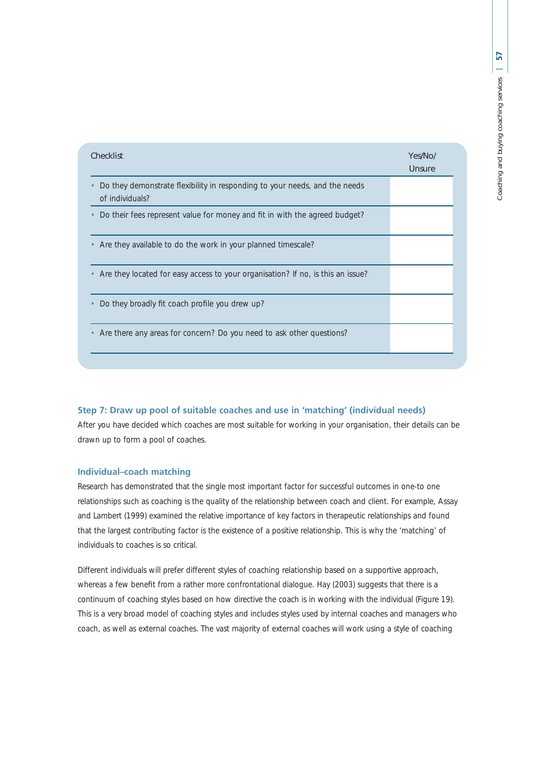| Checklist | Yes/No/ Unsure |
|---|---|
| • Do they demonstrate flexibility in responding to your needs, and the needs of individuals? | |
| • Do their fees represent value for money and fit in with the agreed budget? | |
| • Are they available to do the work in your planned timescale? | |
| • Are they located for easy access to your organisation? If no, is this an issue? | |
| • Do they broadly fit coach profile you drew up? | |
| • Are there any areas for concern? Do you need to ask other questions? | |

### Step 7: Draw up pool of suitable coaches and use in 'matching' (individual needs)

After you have decided which coaches are most suitable for working in your organisation, their details can be drawn up to form a pool of coaches.

#### Individual–coach matching

Research has demonstrated that the single most important factor for successful outcomes in one-to one relationships such as coaching is the quality of the relationship between coach and client. For example, Assay and Lambert (1999) examined the relative importance of key factors in therapeutic relationships and found that the largest contributing factor is the existence of a positive relationship. This is why the 'matching' of individuals to coaches is so critical.

Different individuals will prefer different styles of coaching relationship based on a supportive approach, whereas a few benefit from a rather more confrontational dialogue. Hay (2003) suggests that there is a continuum of coaching styles based on how directive the coach is in working with the individual (Figure 19). This is a very broad model of coaching styles and includes styles used by internal coaches and managers who coach, as well as external coaches. The vast majority of external coaches will work using a style of coaching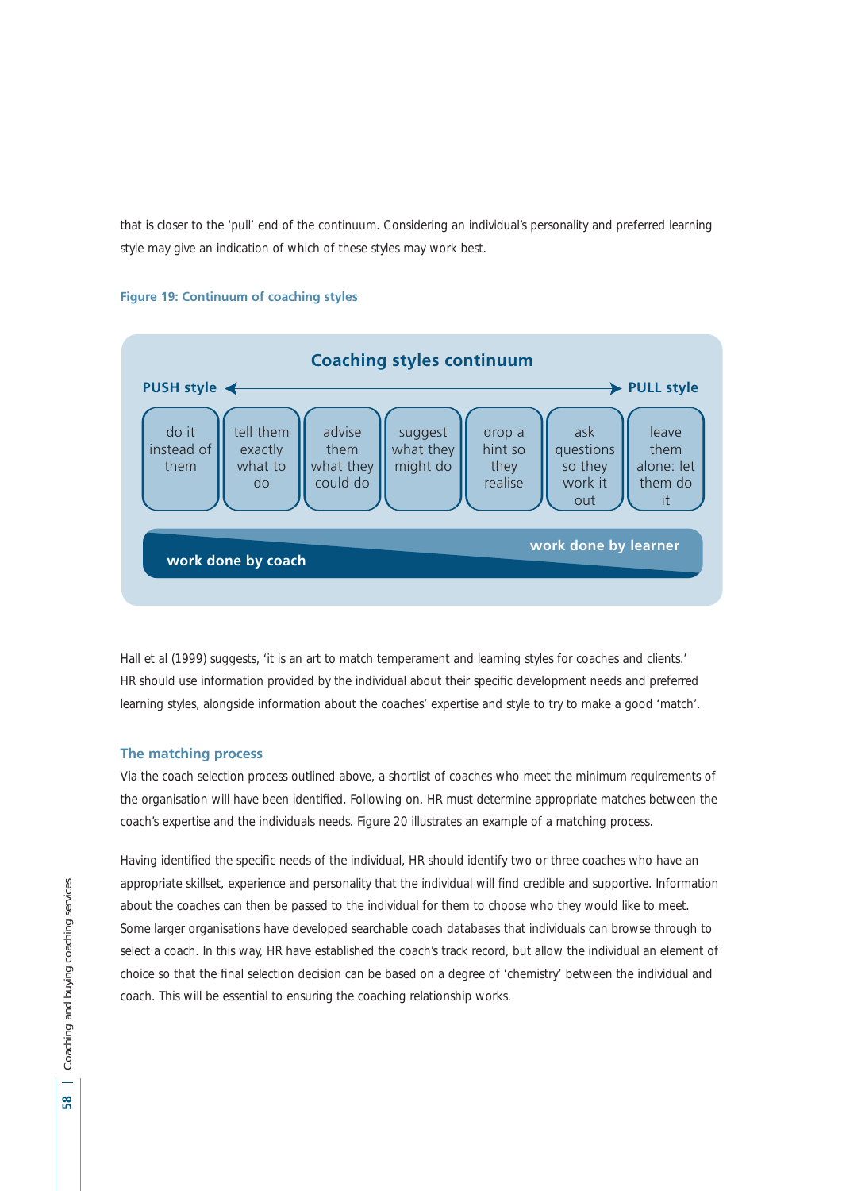that is closer to the 'pull' end of the continuum. Considering an individual's personality and preferred learning style may give an indication of which of these styles may work best.

**Figure 19: Continuum of coaching styles**

**Coaching styles continuum**

**PUSH style** ◄────────────────────► **PULL style**

| do it instead of them | tell them exactly what to do | advise them what they could do | suggest what they might do | drop a hint so they realise | ask questions so they work it out | leave them alone: let them do it |
|---|---|---|---|---|---|---|

**work done by coach** — **work done by learner**

Hall et al (1999) suggests, 'it is an art to match temperament and learning styles for coaches and clients.' HR should use information provided by the individual about their specific development needs and preferred learning styles, alongside information about the coaches' expertise and style to try to make a good 'match'.

## The matching process

Via the coach selection process outlined above, a shortlist of coaches who meet the minimum requirements of the organisation will have been identified. Following on, HR must determine appropriate matches between the coach's expertise and the individuals needs. Figure 20 illustrates an example of a matching process.

Having identified the specific needs of the individual, HR should identify two or three coaches who have an appropriate skillset, experience and personality that the individual will find credible and supportive. Information about the coaches can then be passed to the individual for them to choose who they would like to meet. Some larger organisations have developed searchable coach databases that individuals can browse through to select a coach. In this way, HR have established the coach's track record, but allow the individual an element of choice so that the final selection decision can be based on a degree of 'chemistry' between the individual and coach. This will be essential to ensuring the coaching relationship works.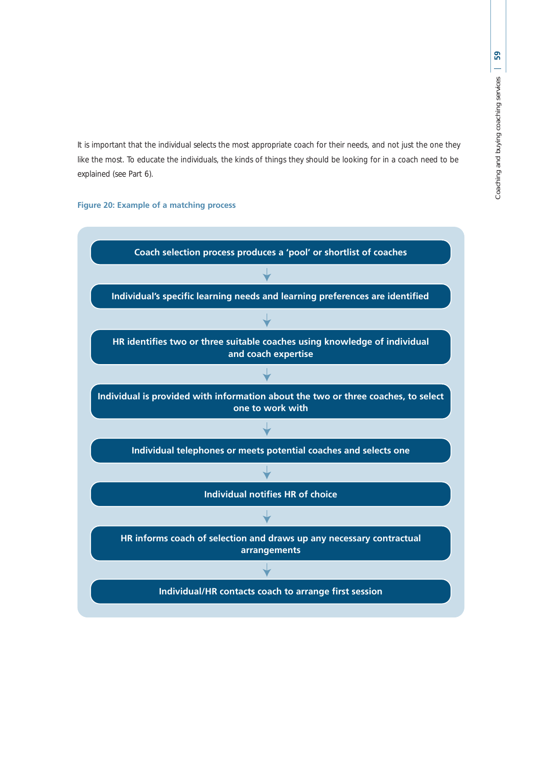It is important that the individual selects the most appropriate coach for their needs, and not just the one they like the most. To educate the individuals, the kinds of things they should be looking for in a coach need to be explained (see Part 6).

**Figure 20: Example of a matching process**

**Coach selection process produces a 'pool' or shortlist of coaches**

↓

**Individual's specific learning needs and learning preferences are identified**

↓

**HR identifies two or three suitable coaches using knowledge of individual and coach expertise**

↓

**Individual is provided with information about the two or three coaches, to select one to work with**

↓

**Individual telephones or meets potential coaches and selects one**

↓

**Individual notifies HR of choice**

↓

**HR informs coach of selection and draws up any necessary contractual arrangements**

↓

**Individual/HR contacts coach to arrange first session**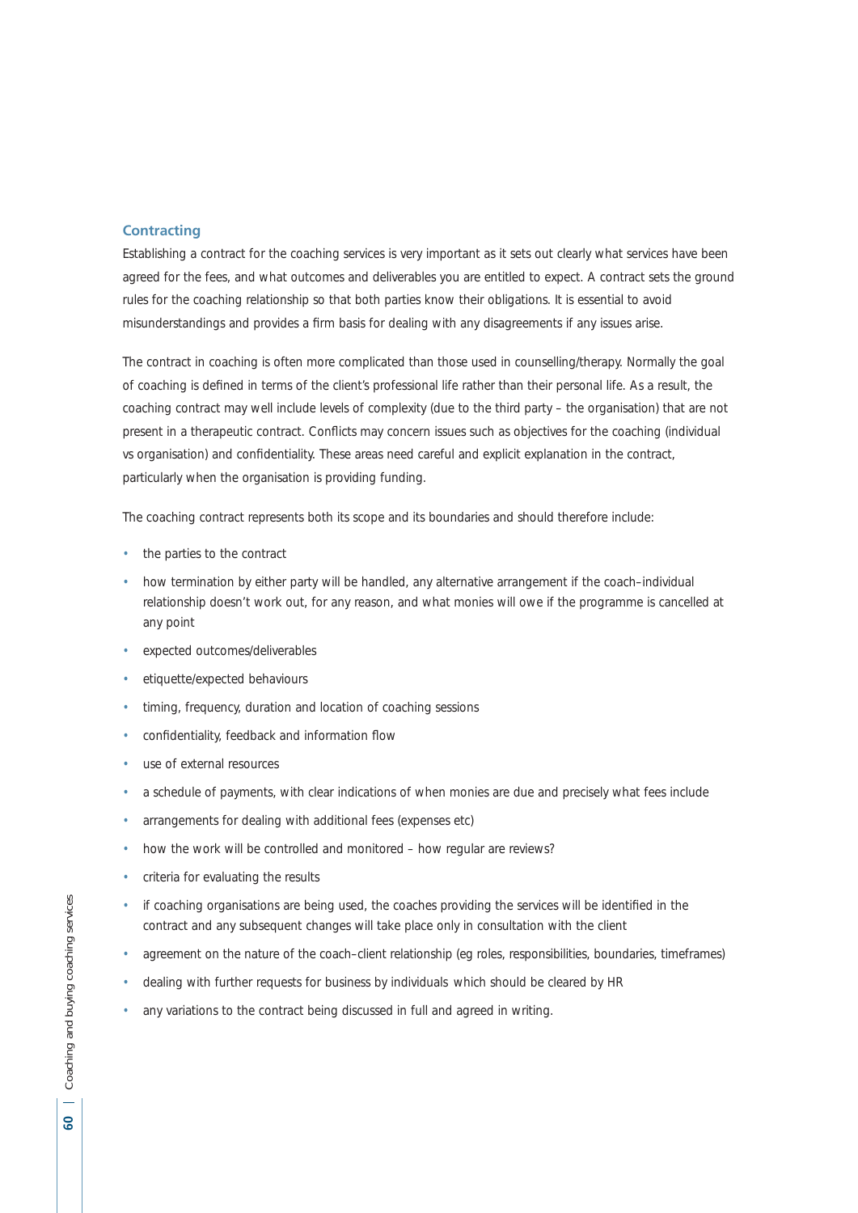## Contracting

Establishing a contract for the coaching services is very important as it sets out clearly what services have been agreed for the fees, and what outcomes and deliverables you are entitled to expect. A contract sets the ground rules for the coaching relationship so that both parties know their obligations. It is essential to avoid misunderstandings and provides a firm basis for dealing with any disagreements if any issues arise.

The contract in coaching is often more complicated than those used in counselling/therapy. Normally the goal of coaching is defined in terms of the client's professional life rather than their personal life. As a result, the coaching contract may well include levels of complexity (due to the third party – the organisation) that are not present in a therapeutic contract. Conflicts may concern issues such as objectives for the coaching (individual vs organisation) and confidentiality. These areas need careful and explicit explanation in the contract, particularly when the organisation is providing funding.

The coaching contract represents both its scope and its boundaries and should therefore include:

- the parties to the contract
- how termination by either party will be handled, any alternative arrangement if the coach–individual relationship doesn't work out, for any reason, and what monies will owe if the programme is cancelled at any point
- expected outcomes/deliverables
- etiquette/expected behaviours
- timing, frequency, duration and location of coaching sessions
- confidentiality, feedback and information flow
- use of external resources
- a schedule of payments, with clear indications of when monies are due and precisely what fees include
- arrangements for dealing with additional fees (expenses etc)
- how the work will be controlled and monitored – how regular are reviews?
- criteria for evaluating the results
- if coaching organisations are being used, the coaches providing the services will be identified in the contract and any subsequent changes will take place only in consultation with the client
- agreement on the nature of the coach–client relationship (eg roles, responsibilities, boundaries, timeframes)
- dealing with further requests for business by individuals which should be cleared by HR
- any variations to the contract being discussed in full and agreed in writing.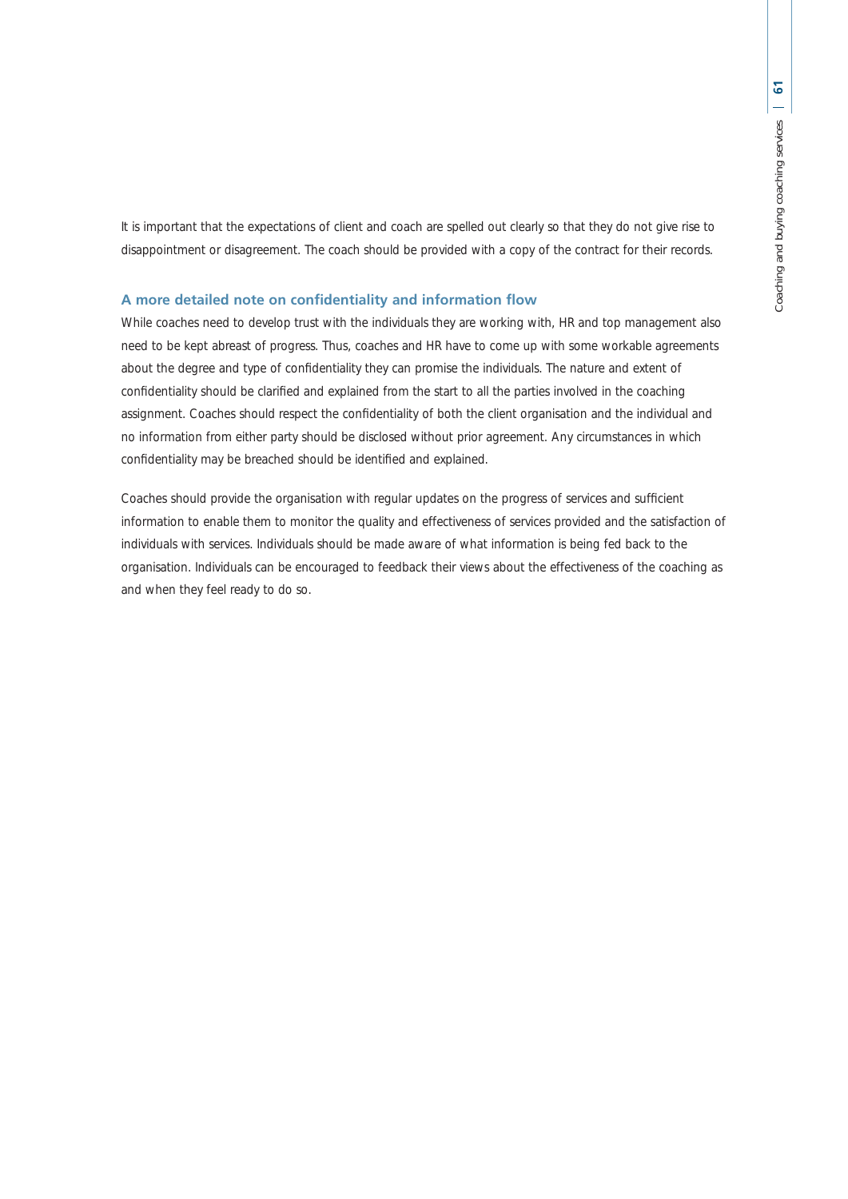It is important that the expectations of client and coach are spelled out clearly so that they do not give rise to disappointment or disagreement. The coach should be provided with a copy of the contract for their records.

### A more detailed note on confidentiality and information flow

While coaches need to develop trust with the individuals they are working with, HR and top management also need to be kept abreast of progress. Thus, coaches and HR have to come up with some workable agreements about the degree and type of confidentiality they can promise the individuals. The nature and extent of confidentiality should be clarified and explained from the start to all the parties involved in the coaching assignment. Coaches should respect the confidentiality of both the client organisation and the individual and no information from either party should be disclosed without prior agreement. Any circumstances in which confidentiality may be breached should be identified and explained.

Coaches should provide the organisation with regular updates on the progress of services and sufficient information to enable them to monitor the quality and effectiveness of services provided and the satisfaction of individuals with services. Individuals should be made aware of what information is being fed back to the organisation. Individuals can be encouraged to feedback their views about the effectiveness of the coaching as and when they feel ready to do so.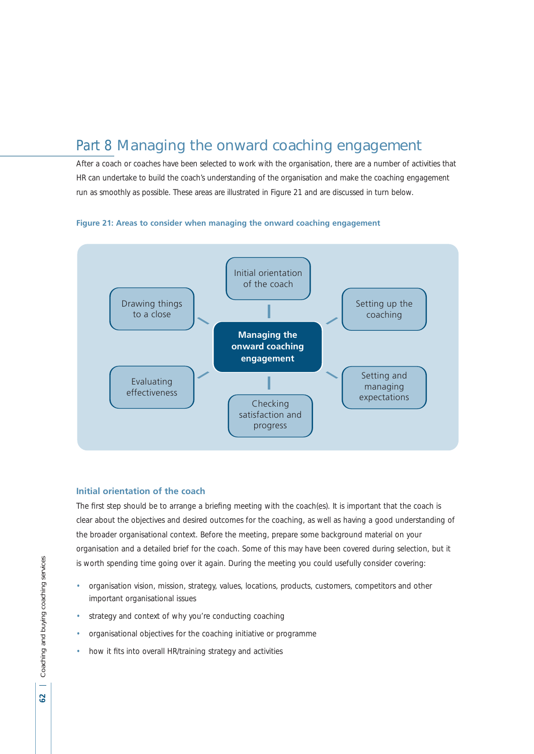# Part 8 Managing the onward coaching engagement

After a coach or coaches have been selected to work with the organisation, there are a number of activities that HR can undertake to build the coach's understanding of the organisation and make the coaching engagement run as smoothly as possible. These areas are illustrated in Figure 21 and are discussed in turn below.

**Figure 21: Areas to consider when managing the onward coaching engagement**

**Managing the onward coaching engagement**

- Initial orientation of the coach
- Setting up the coaching
- Setting and managing expectations
- Checking satisfaction and progress
- Evaluating effectiveness
- Drawing things to a close

## Initial orientation of the coach

The first step should be to arrange a briefing meeting with the coach(es). It is important that the coach is clear about the objectives and desired outcomes for the coaching, as well as having a good understanding of the broader organisational context. Before the meeting, prepare some background material on your organisation and a detailed brief for the coach. Some of this may have been covered during selection, but it is worth spending time going over it again. During the meeting you could usefully consider covering:

- organisation vision, mission, strategy, values, locations, products, customers, competitors and other important organisational issues
- strategy and context of why you're conducting coaching
- organisational objectives for the coaching initiative or programme
- how it fits into overall HR/training strategy and activities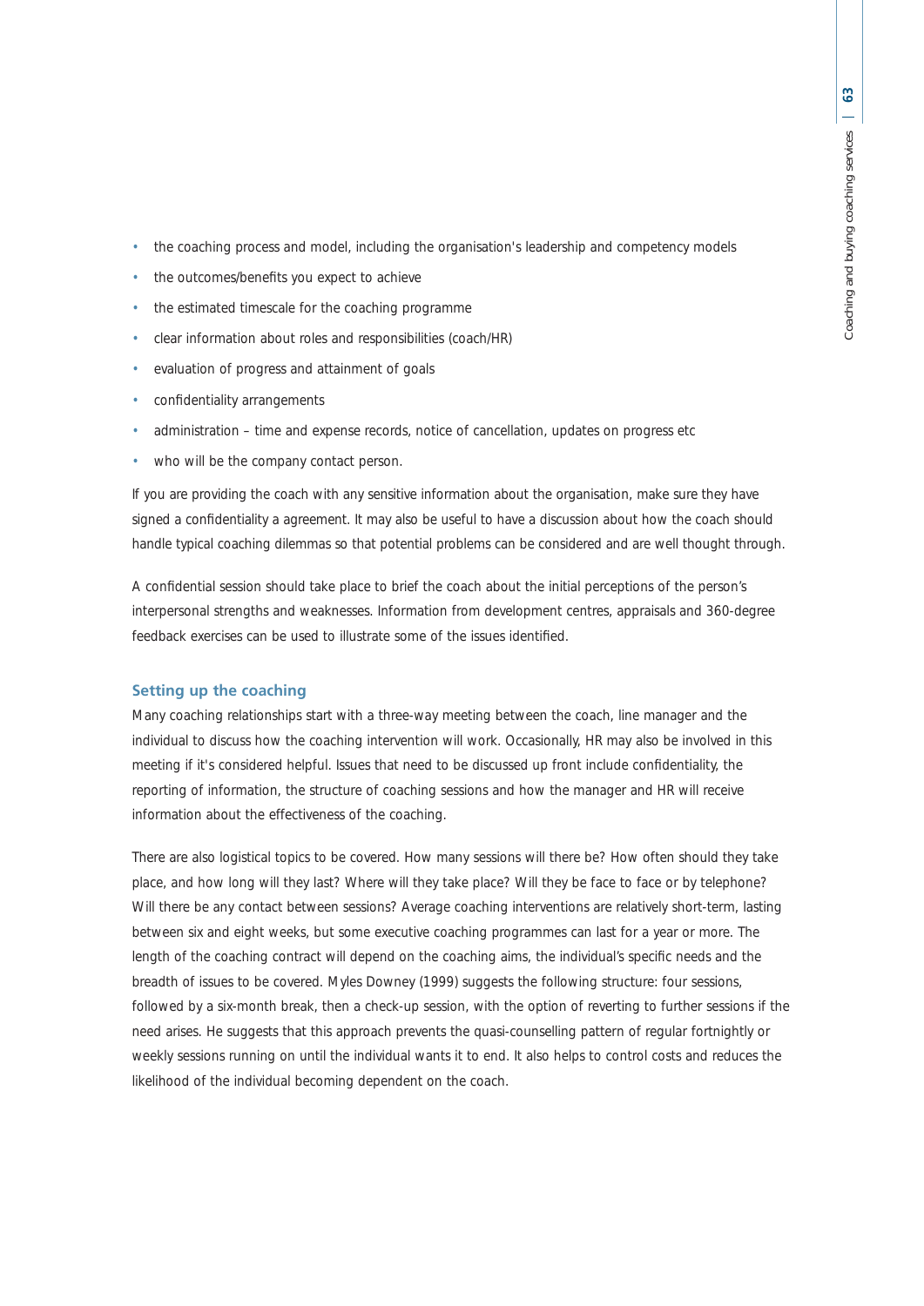- the coaching process and model, including the organisation's leadership and competency models
- the outcomes/benefits you expect to achieve
- the estimated timescale for the coaching programme
- clear information about roles and responsibilities (coach/HR)
- evaluation of progress and attainment of goals
- confidentiality arrangements
- administration – time and expense records, notice of cancellation, updates on progress etc
- who will be the company contact person.

If you are providing the coach with any sensitive information about the organisation, make sure they have signed a confidentiality a agreement. It may also be useful to have a discussion about how the coach should handle typical coaching dilemmas so that potential problems can be considered and are well thought through.

A confidential session should take place to brief the coach about the initial perceptions of the person's interpersonal strengths and weaknesses. Information from development centres, appraisals and 360-degree feedback exercises can be used to illustrate some of the issues identified.

### Setting up the coaching

Many coaching relationships start with a three-way meeting between the coach, line manager and the individual to discuss how the coaching intervention will work. Occasionally, HR may also be involved in this meeting if it's considered helpful. Issues that need to be discussed up front include confidentiality, the reporting of information, the structure of coaching sessions and how the manager and HR will receive information about the effectiveness of the coaching.

There are also logistical topics to be covered. How many sessions will there be? How often should they take place, and how long will they last? Where will they take place? Will they be face to face or by telephone? Will there be any contact between sessions? Average coaching interventions are relatively short-term, lasting between six and eight weeks, but some executive coaching programmes can last for a year or more. The length of the coaching contract will depend on the coaching aims, the individual's specific needs and the breadth of issues to be covered. Myles Downey (1999) suggests the following structure: four sessions, followed by a six-month break, then a check-up session, with the option of reverting to further sessions if the need arises. He suggests that this approach prevents the quasi-counselling pattern of regular fortnightly or weekly sessions running on until the individual wants it to end. It also helps to control costs and reduces the likelihood of the individual becoming dependent on the coach.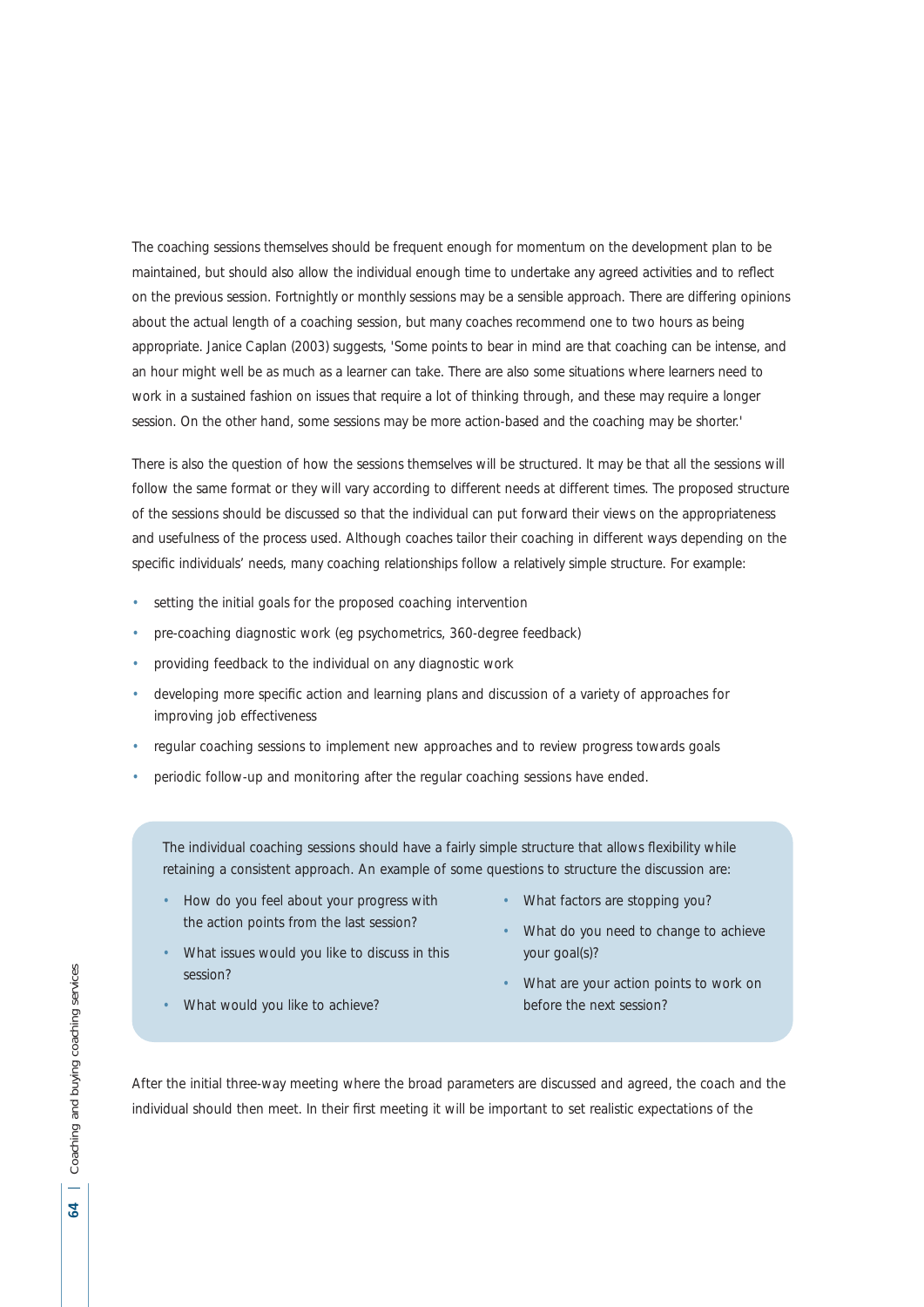The coaching sessions themselves should be frequent enough for momentum on the development plan to be maintained, but should also allow the individual enough time to undertake any agreed activities and to reflect on the previous session. Fortnightly or monthly sessions may be a sensible approach. There are differing opinions about the actual length of a coaching session, but many coaches recommend one to two hours as being appropriate. Janice Caplan (2003) suggests, 'Some points to bear in mind are that coaching can be intense, and an hour might well be as much as a learner can take. There are also some situations where learners need to work in a sustained fashion on issues that require a lot of thinking through, and these may require a longer session. On the other hand, some sessions may be more action-based and the coaching may be shorter.'

There is also the question of how the sessions themselves will be structured. It may be that all the sessions will follow the same format or they will vary according to different needs at different times. The proposed structure of the sessions should be discussed so that the individual can put forward their views on the appropriateness and usefulness of the process used. Although coaches tailor their coaching in different ways depending on the specific individuals' needs, many coaching relationships follow a relatively simple structure. For example:

- setting the initial goals for the proposed coaching intervention
- pre-coaching diagnostic work (eg psychometrics, 360-degree feedback)
- providing feedback to the individual on any diagnostic work
- developing more specific action and learning plans and discussion of a variety of approaches for improving job effectiveness
- regular coaching sessions to implement new approaches and to review progress towards goals
- periodic follow-up and monitoring after the regular coaching sessions have ended.

The individual coaching sessions should have a fairly simple structure that allows flexibility while retaining a consistent approach. An example of some questions to structure the discussion are:

- How do you feel about your progress with the action points from the last session?
- What issues would you like to discuss in this session?
- What would you like to achieve?
- What factors are stopping you?
- What do you need to change to achieve your goal(s)?
- What are your action points to work on before the next session?

After the initial three-way meeting where the broad parameters are discussed and agreed, the coach and the individual should then meet. In their first meeting it will be important to set realistic expectations of the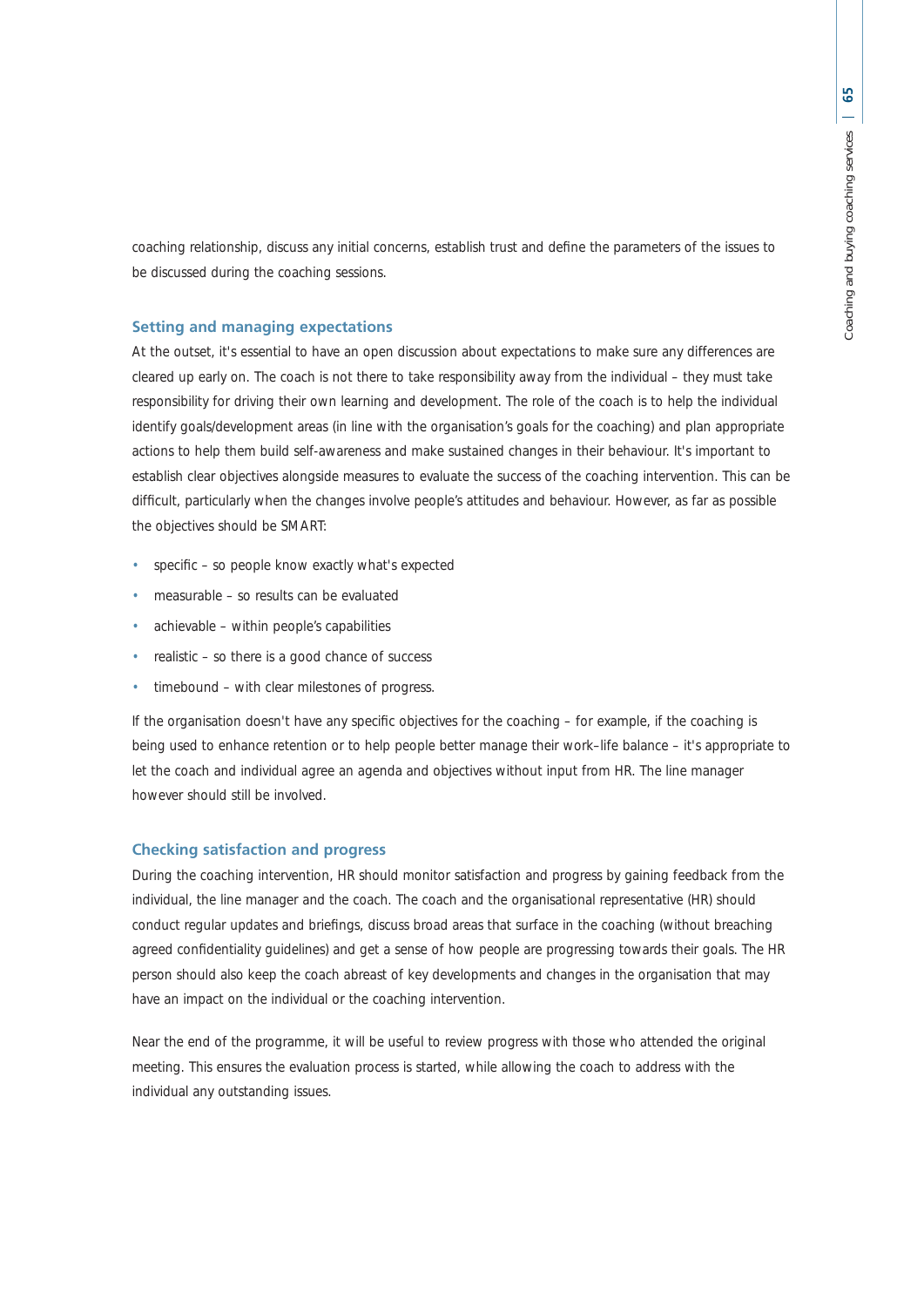coaching relationship, discuss any initial concerns, establish trust and define the parameters of the issues to be discussed during the coaching sessions.

### Setting and managing expectations

At the outset, it's essential to have an open discussion about expectations to make sure any differences are cleared up early on. The coach is not there to take responsibility away from the individual – they must take responsibility for driving their own learning and development. The role of the coach is to help the individual identify goals/development areas (in line with the organisation's goals for the coaching) and plan appropriate actions to help them build self-awareness and make sustained changes in their behaviour. It's important to establish clear objectives alongside measures to evaluate the success of the coaching intervention. This can be difficult, particularly when the changes involve people's attitudes and behaviour. However, as far as possible the objectives should be SMART:

- specific – so people know exactly what's expected
- measurable – so results can be evaluated
- achievable – within people's capabilities
- realistic – so there is a good chance of success
- timebound – with clear milestones of progress.

If the organisation doesn't have any specific objectives for the coaching – for example, if the coaching is being used to enhance retention or to help people better manage their work–life balance – it's appropriate to let the coach and individual agree an agenda and objectives without input from HR. The line manager however should still be involved.

### Checking satisfaction and progress

During the coaching intervention, HR should monitor satisfaction and progress by gaining feedback from the individual, the line manager and the coach. The coach and the organisational representative (HR) should conduct regular updates and briefings, discuss broad areas that surface in the coaching (without breaching agreed confidentiality guidelines) and get a sense of how people are progressing towards their goals. The HR person should also keep the coach abreast of key developments and changes in the organisation that may have an impact on the individual or the coaching intervention.

Near the end of the programme, it will be useful to review progress with those who attended the original meeting. This ensures the evaluation process is started, while allowing the coach to address with the individual any outstanding issues.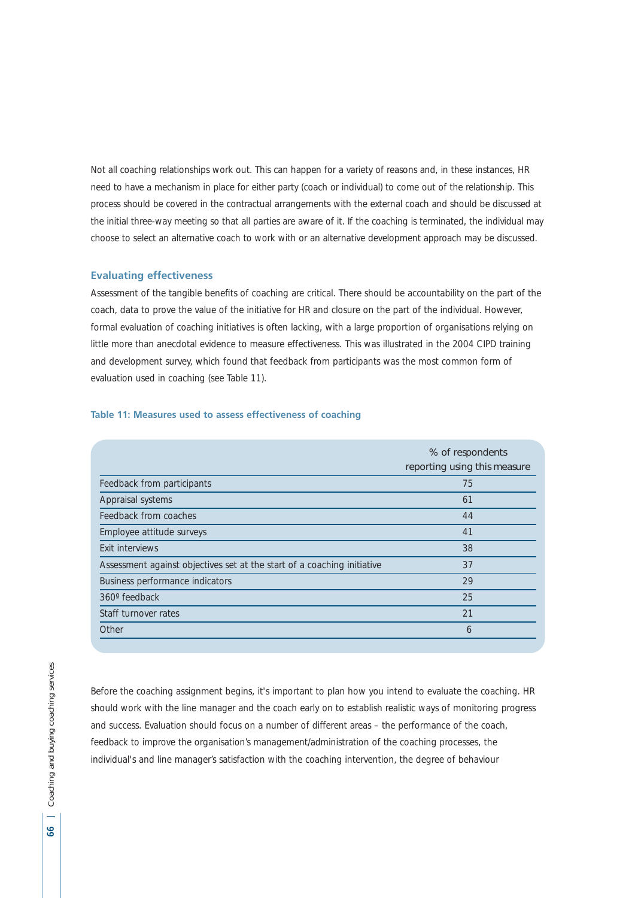Not all coaching relationships work out. This can happen for a variety of reasons and, in these instances, HR need to have a mechanism in place for either party (coach or individual) to come out of the relationship. This process should be covered in the contractual arrangements with the external coach and should be discussed at the initial three-way meeting so that all parties are aware of it. If the coaching is terminated, the individual may choose to select an alternative coach to work with or an alternative development approach may be discussed.

### Evaluating effectiveness

Assessment of the tangible benefits of coaching are critical. There should be accountability on the part of the coach, data to prove the value of the initiative for HR and closure on the part of the individual. However, formal evaluation of coaching initiatives is often lacking, with a large proportion of organisations relying on little more than anecdotal evidence to measure effectiveness. This was illustrated in the 2004 CIPD training and development survey, which found that feedback from participants was the most common form of evaluation used in coaching (see Table 11).

**Table 11: Measures used to assess effectiveness of coaching**

| | % of respondents reporting using this measure |
|---|---|
| Feedback from participants | 75 |
| Appraisal systems | 61 |
| Feedback from coaches | 44 |
| Employee attitude surveys | 41 |
| Exit interviews | 38 |
| Assessment against objectives set at the start of a coaching initiative | 37 |
| Business performance indicators | 29 |
| 360º feedback | 25 |
| Staff turnover rates | 21 |
| Other | 6 |

Before the coaching assignment begins, it's important to plan how you intend to evaluate the coaching. HR should work with the line manager and the coach early on to establish realistic ways of monitoring progress and success. Evaluation should focus on a number of different areas – the performance of the coach, feedback to improve the organisation's management/administration of the coaching processes, the individual's and line manager's satisfaction with the coaching intervention, the degree of behaviour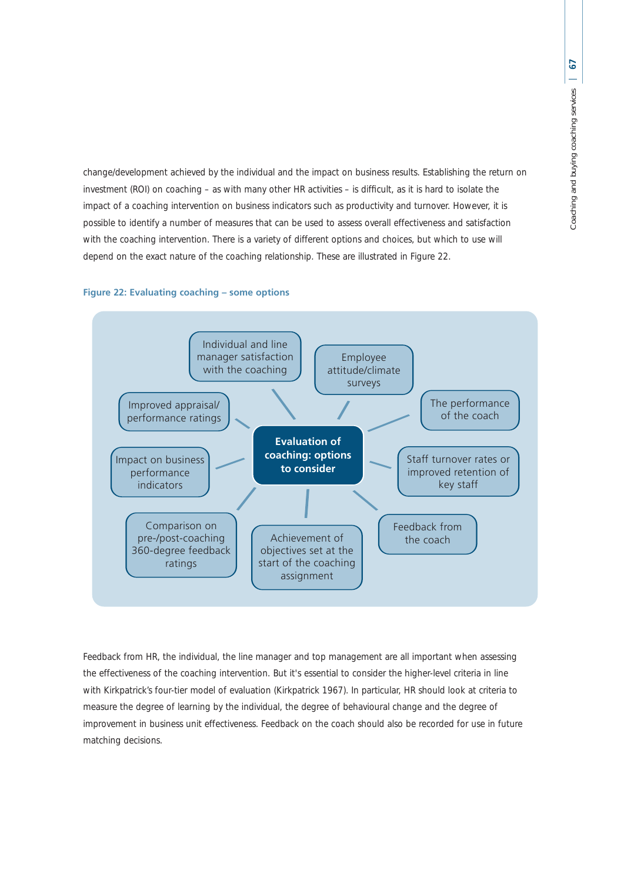change/development achieved by the individual and the impact on business results. Establishing the return on investment (ROI) on coaching – as with many other HR activities – is difficult, as it is hard to isolate the impact of a coaching intervention on business indicators such as productivity and turnover. However, it is possible to identify a number of measures that can be used to assess overall effectiveness and satisfaction with the coaching intervention. There is a variety of different options and choices, but which to use will depend on the exact nature of the coaching relationship. These are illustrated in Figure 22.

**Figure 22: Evaluating coaching – some options**

**Evaluation of coaching: options to consider**

- Individual and line manager satisfaction with the coaching
- Employee attitude/climate surveys
- The performance of the coach
- Staff turnover rates or improved retention of key staff
- Feedback from the coach
- Achievement of objectives set at the start of the coaching assignment
- Comparison on pre-/post-coaching 360-degree feedback ratings
- Impact on business performance indicators
- Improved appraisal/ performance ratings

Feedback from HR, the individual, the line manager and top management are all important when assessing the effectiveness of the coaching intervention. But it's essential to consider the higher-level criteria in line with Kirkpatrick's four-tier model of evaluation (Kirkpatrick 1967). In particular, HR should look at criteria to measure the degree of learning by the individual, the degree of behavioural change and the degree of improvement in business unit effectiveness. Feedback on the coach should also be recorded for use in future matching decisions.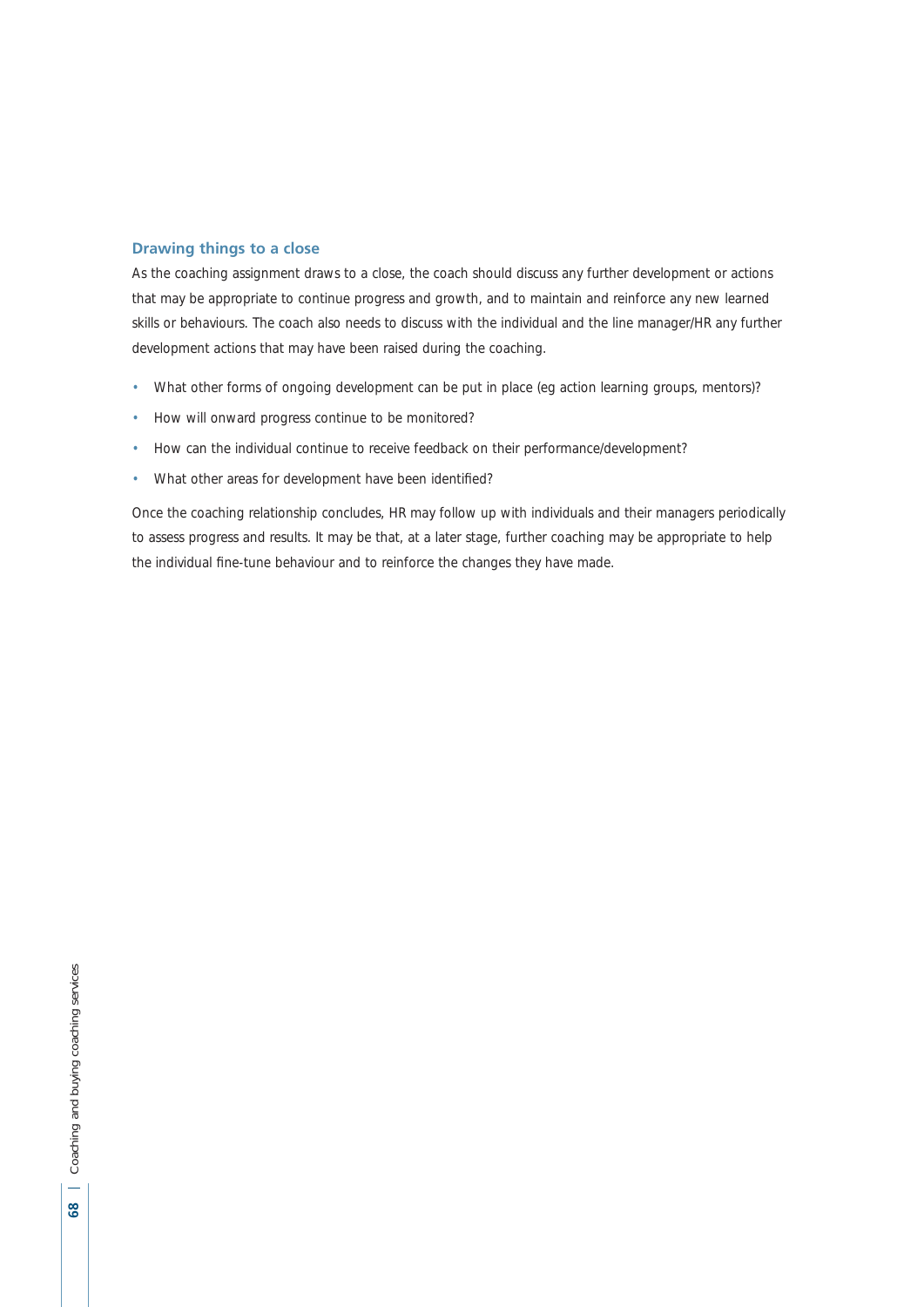### Drawing things to a close

As the coaching assignment draws to a close, the coach should discuss any further development or actions that may be appropriate to continue progress and growth, and to maintain and reinforce any new learned skills or behaviours. The coach also needs to discuss with the individual and the line manager/HR any further development actions that may have been raised during the coaching.

- What other forms of ongoing development can be put in place (eg action learning groups, mentors)?
- How will onward progress continue to be monitored?
- How can the individual continue to receive feedback on their performance/development?
- What other areas for development have been identified?

Once the coaching relationship concludes, HR may follow up with individuals and their managers periodically to assess progress and results. It may be that, at a later stage, further coaching may be appropriate to help the individual fine-tune behaviour and to reinforce the changes they have made.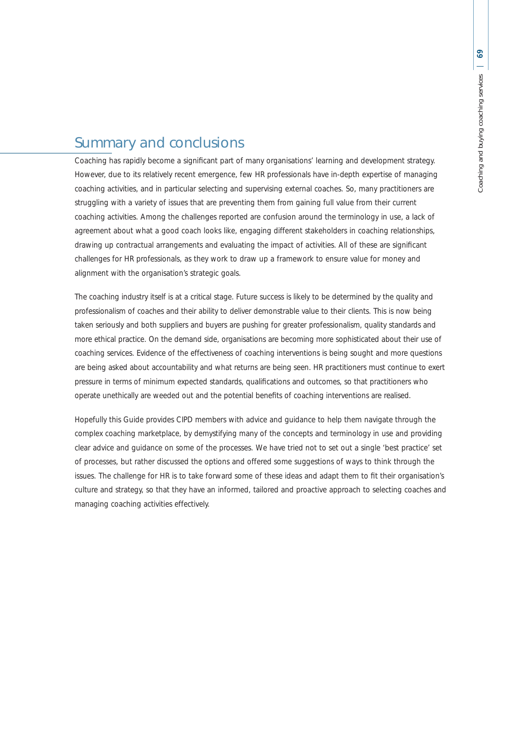## Summary and conclusions

Coaching has rapidly become a significant part of many organisations' learning and development strategy. However, due to its relatively recent emergence, few HR professionals have in-depth expertise of managing coaching activities, and in particular selecting and supervising external coaches. So, many practitioners are struggling with a variety of issues that are preventing them from gaining full value from their current coaching activities. Among the challenges reported are confusion around the terminology in use, a lack of agreement about what a good coach looks like, engaging different stakeholders in coaching relationships, drawing up contractual arrangements and evaluating the impact of activities. All of these are significant challenges for HR professionals, as they work to draw up a framework to ensure value for money and alignment with the organisation's strategic goals.

The coaching industry itself is at a critical stage. Future success is likely to be determined by the quality and professionalism of coaches and their ability to deliver demonstrable value to their clients. This is now being taken seriously and both suppliers and buyers are pushing for greater professionalism, quality standards and more ethical practice. On the demand side, organisations are becoming more sophisticated about their use of coaching services. Evidence of the effectiveness of coaching interventions is being sought and more questions are being asked about accountability and what returns are being seen. HR practitioners must continue to exert pressure in terms of minimum expected standards, qualifications and outcomes, so that practitioners who operate unethically are weeded out and the potential benefits of coaching interventions are realised.

Hopefully this Guide provides CIPD members with advice and guidance to help them navigate through the complex coaching marketplace, by demystifying many of the concepts and terminology in use and providing clear advice and guidance on some of the processes. We have tried not to set out a single 'best practice' set of processes, but rather discussed the options and offered some suggestions of ways to think through the issues. The challenge for HR is to take forward some of these ideas and adapt them to fit their organisation's culture and strategy, so that they have an informed, tailored and proactive approach to selecting coaches and managing coaching activities effectively.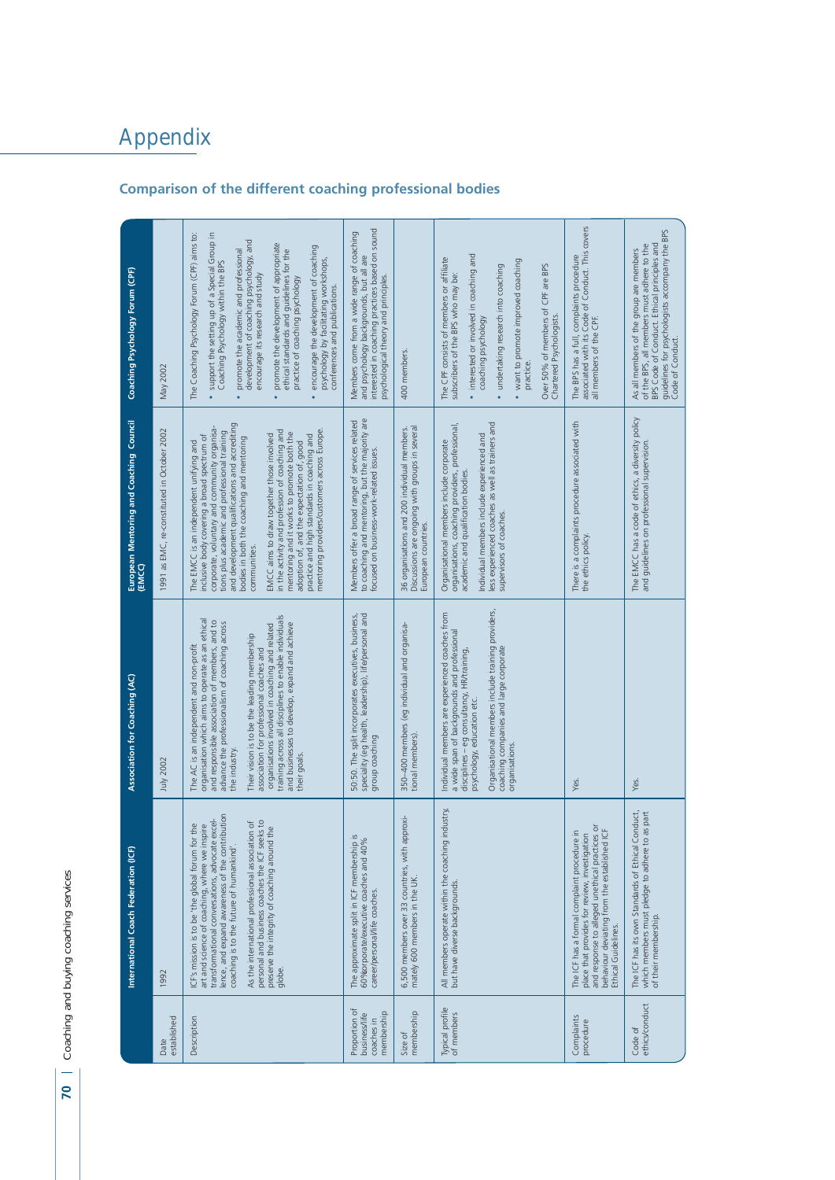# Appendix

## Comparison of the different coaching professional bodies

| | International Coach Federation (ICF) | Association for Coaching (AC) | European Mentoring and Coaching Council (EMCC) | Coaching Psychology Forum (CPF) |
|---|---|---|---|---|
| Date established | 1992 | July 2002 | 1991 as EMC, re-constituted in October 2002 | May 2002 |
| Description | ICF's mission is to be 'the global forum for the art and science of coaching, where we inspire transformational conversations, advocate excellence, and expand awareness of the contribution coaching is to the future of humankind'.<br><br>As the international professional association of personal and business coaches the ICF seeks to preserve the integrity of coaching around the globe. | The AC is an independent and non-profit organisation which aims to operate as an ethical and responsible association of members, and to advance the professionalism of coaching across the industry.<br><br>Their vision is to be the leading membership association for professional coaches and organisations involved in coaching and related training across all disciplines to enable individuals and businesses to develop, expand and achieve their goals. | The EMCC is an independent unifying and inclusive body covering a broad spectrum of corporate, voluntary and community organisations plus academic and professional training and development qualifications and accrediting bodies in both the coaching and mentoring communities.<br><br>EMCC aims to draw together those involved in the activity and profession of coaching and mentoring and it works to promote both the adoption of, and the expectation of, good practice and high standards in coaching and mentoring providers/customers across Europe. | The Coaching Psychology Forum (CPF) aims to:<br>• support the setting up of a Special Group in Coaching Psychology within the BPS<br>• promote the academic and professional development of coaching psychology, and encourage its research and study<br>• promote the development of appropriate ethical standards and guidelines for the practice of coaching psychology<br>• encourage the development of coaching psychology by facilitating workshops, conferences and publications. |
| Proportion of business/life coaches in membership | The approximate split in ICF membership is 60%corporate/executive coaches and 40% career/personal/life coaches. | 50:50. The split incorporates executives, business, speciality (eg health, leadership), life/personal and group coaching | Members offer a broad range of services related to coaching and mentoring, but the majority are focused on business-work-related issues. | Members come from a wide range of coaching and psychology backgrounds, but all are interested in coaching practices based on sound psychological theory and principles. |
| Size of membership | 6,500 members over 33 countries, with approximately 600 members in the UK. | 350–400 members (eg individual and organisational members). | 36 organisations and 200 individual members. Discussions are ongoing with groups in several European countries. | 400 members. |
| Typical profile of members | All members operate within the coaching industry, but have diverse backgrounds. | Individual members are experienced coaches from a wide span of backgrounds and professional disciplines – eg consultancy, HR/training, psychology, education etc.<br><br>Organisational members include training providers, coaching companies and large corporate organisations. | Organisational members include corporate organisations, coaching providers, professional, academic and qualification bodies.<br><br>Individual members include experienced and less experienced coaches as well as trainers and supervisors of coaches. | The CPF consists of members or affiliate subscribers of the BPS who may be:<br>• interested or involved in coaching and coaching psychology<br>• undertaking research into coaching<br>• want to promote improved coaching practice.<br><br>Over 50% of members of CPF are BPS Chartered Psychologists. |
| Complaints procedure | The ICF has a formal complaint procedure in place that provides for review, investigation and response to alleged unethical practices or behaviour deviating from the established ICF Ethical Guidelines. | Yes. | There is a complaints procedure associated with the ethics policy. | The BPS has a full, complaints procedure associated with its Code of Conduct. This covers all members of the CPF. |
| Code of ethics/conduct | The ICF has its own Standards of Ethical Conduct, which members must pledge to adhere to as part of their membership. | Yes. | The EMCC has a code of ethics, a diversity policy and guidelines on professional supervision. | As all members of the group are members of the BPS, all members must adhere to the BPS Code of Conduct. Ethical principles and guidelines for psychologists accompany the BPS Code of Conduct. |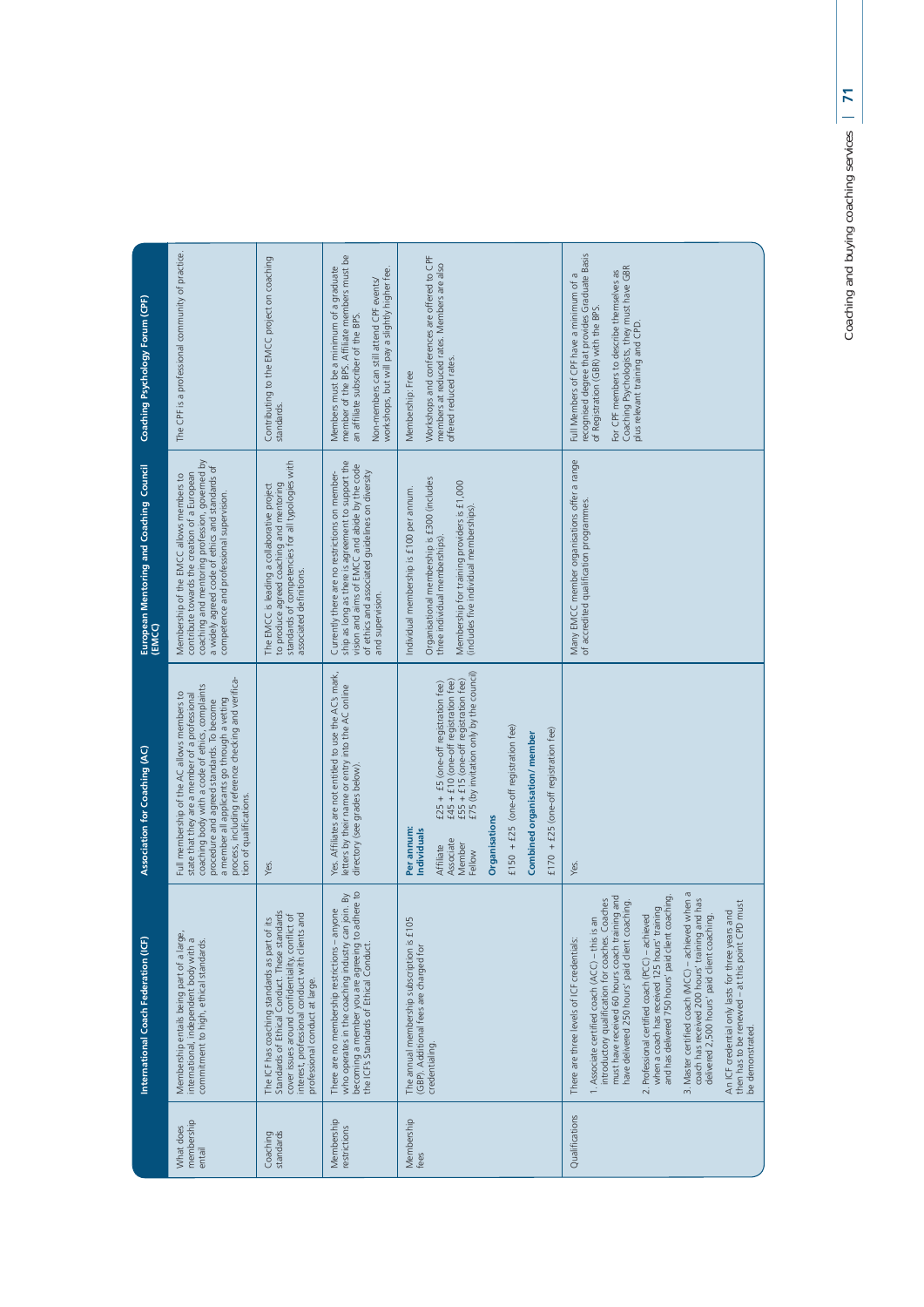| | International Coach Federation (ICF) | Association for Coaching (AC) | European Mentoring and Coaching Council (EMCC) | Coaching Psychology Forum (CPF) |
|---|---|---|---|---|
| What does membership entail | Membership entails being part of a large, international, independent body with a commitment to high, ethical standards. | Full membership of the AC allows members to state that they are a member of a professional coaching body with a code of ethics, complaints procedure and agreed standards. To become a member all applicants go through a vetting process, including reference checking and verification of qualifications. | Membership of the EMCC allows members to contribute towards the creation of a European coaching and mentoring profession, governed by a widely agreed code of ethics and standards of competence and professional supervision. | The CPF is a professional community of practice. |
| Coaching standards | The ICF has coaching standards as part of its Standards of Ethical Conduct. These standards cover issues around confidentiality, conflict of interest, professional conduct with clients and professional conduct at large. | Yes. | The EMCC is leading a collaborative project to produce agreed coaching and mentoring standards of competencies for all typologies with associated definitions. | Contributing to the EMCC project on coaching standards. |
| Membership restrictions | There are no membership restrictions – anyone who operates in the coaching industry can join. By becoming a member you are agreeing to adhere to the ICF's Standards of Ethical Conduct. | Yes. Affiliates are not entitled to use the AC's mark, letters by their name or entry into the AC online directory (see grades below). | Currently there are no restrictions on membership as long as there is agreement to support the vision and aims of EMCC and abide by the code of ethics and associated guidelines on diversity and supervision. | Members must be a minimum of a graduate member of the BPS. Affiliate members must be an affiliate subscriber of the BPS.<br><br>Non-members can still attend CPF events/workshops, but will pay a slightly higher fee. |
| Membership fees | The annual membership subscription is £105 (GBP). Additional fees are charged for credentialing. | **Per annum:**<br>**Individuals**<br>Affiliate £25 + £5 (one-off registration fee)<br>Associate £45 + £10 (one-off registration fee)<br>Member £55 + £15 (one-off registration fee)<br>Fellow £75 (by invitation only by the council)<br><br>**Organisations**<br>£150 + £25 (one-off registration fee)<br><br>**Combined organisation/member**<br>£170 + £25 (one-off registration fee) | Individual membership is £100 per annum.<br><br>Organisational membership is £300 (includes three individual memberships).<br><br>Membership for training providers is £1,000 (includes five individual memberships). | Membership: Free<br><br>Workshops and conferences are offered to CPF members at reduced rates. Members are also offered reduced rates. |
| Qualifications | There are three levels of ICF credentials:<br><br>1. Associate certified coach (ACC) – this is an introductory qualification for coaches. Coaches must have received 60 hours coach training and have delivered 250 hours' paid client coaching.<br><br>2. Professional certified coach (PCC) – achieved when a coach has received 125 hours' training and has delivered 750 hours' paid client coaching.<br><br>3. Master certified coach (MCC) – achieved when a coach has received 200 hours' training and has delivered 2,500 hours' paid client coaching.<br><br>An ICF credential only lasts for three years and then has to be renewed – at this point CPD must be demonstrated. | Yes. | Many EMCC member organisations offer a range of accredited qualification programmes. | Full Members of CPF have a minimum of a recognised degree that provides Graduate Basis of Registration (GBR) with the BPS.<br><br>For CPF members to describe themselves as Coaching Psychologists, they must have GBR plus relevant training and CPD. |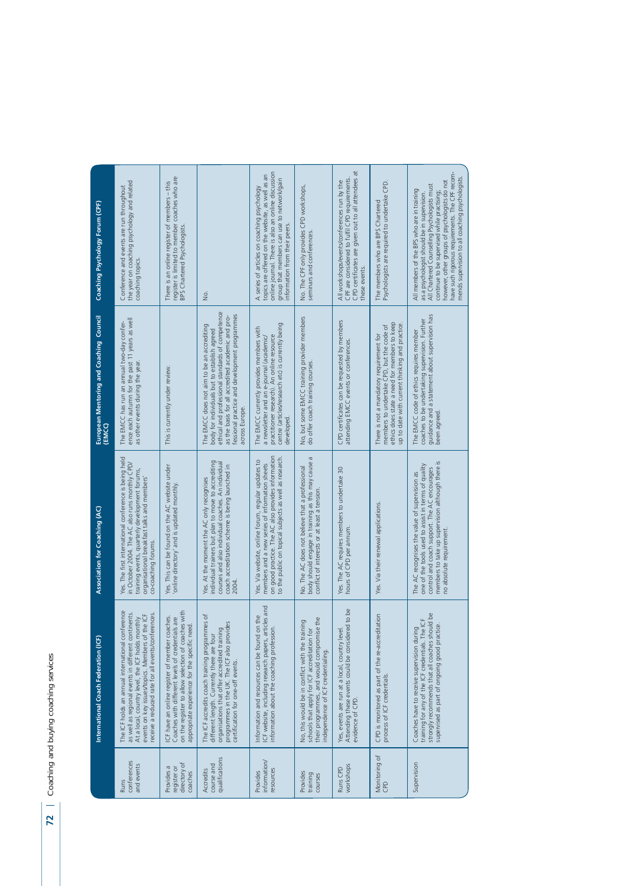| | International Coach Federation (ICF) | Association for Coaching (AC) | European Mentoring and Coaching Council (EMCC) | Coaching Psychology Forum (CPF) |
|---|---|---|---|---|
| Runs conferences and events | The ICF holds an annual international conference as well as regional events in different continents. At a local, country level, the ICF holds monthly events on key issues/topics. Members of the ICF receive a reduced rate for all events/conferences. | Yes. The first international conference is being held in October 2004. The AC also runs monthly CPD/training events, quarterly development forums, organisational breakfast talks and members' co-coaching forums. | The EMCC has run an annual two-day conference each autumn for the past 11 years as well as other events during the year. | Conference and events are run throughout the year on coaching psychology and related coaching topics. |
| Provides a register or directory of coaches | ICF have an online register of member coaches. Coaches with different levels of credentials are on the register to allow selection of coaches with appropriate experience for the specific need. | Yes. This can be found on the AC website under 'online directory' and is updated monthly. | This is currently under review. | There is an online register of members – this register is limited to member coaches who are BPS Chartered Psychologists. |
| Accredits course and qualifications | The ICF accredits coach training programmes of different length. Currently there are four organisations that offer accredited training programmes in the UK. The ICF also provides certification for one-off events. | Yes. At the moment the AC only recognises individual trainers but plan to move to accrediting courses and also individual coaches. An individual coach accreditation scheme is being launched in 2004. | The EMCC does not aim to be an accrediting body for individuals but to establish agreed ethical and professional standards of competence as the basis for all accredited academic and professional practice and development programmes across Europe. | No. |
| Provides information/ resources | Information and resources can be found on the ICF website, including research papers, articles and information about the coaching profession. | Yes. Via website, online forum, regular updates to members and a new series of information sheets on good practice. The AC also provides information to the public on topical subjects as well as research. | The EMCC currently provides members with a newsletter and an e-journal (academic/practitioner research). An online resource centre (articles/research etc) is currently being developed. | A series of articles on coaching psychology topics are offered on the website, as well as an online journal. There is also an online discussion group that members can use to network/gain information from their peers. |
| Provides training courses | No, this would be in conflict with the training schools that apply for ICF accreditation for their programmes, and would compromise the independence of ICF credentialing. | No. The AC does not believe that a professional body should engage in training as this may cause a conflict of interests or at least a tension. | No, but some EMCC training provider members do offer coach training courses. | No. The CPF only provides CPD workshops, seminars and conferences. |
| Runs CPD workshops | Yes, events are run at a local, country level. Attending these events could be considered to be evidence of CPD. | Yes. The AC requires members to undertake 30 hours of CPD per annum. | CPD certificates can be requested by members attending EMCC events or conferences. | All workshops/events/conferences run by the CPF are considered to fulfil CPD requirements. CPD certificates are given out to all attendees at these events. |
| Monitoring of CPD | CPD is monitored as part of the re-accreditation process of ICF credentials. | Yes. Via their renewal applications. | There is not a mandatory requirement for members to undertake CPD, but the code of ethics does state a need for members to keep up to date with current thinking and practice. | The members who are BPS Chartered Psychologists are required to undertake CPD. |
| Supervision | Coaches have to receive supervision during training for any of the ICF credentials. The ICF strongly recommends that all coaches should be supervised as part of ongoing good practice. | The AC recognises the value of supervision as one of the tools used to assist in terms of quality control and coach support. The AC encourages members to take up supervision although there is no absolute requirement. | The EMCC code of ethics requires member coaches to be undertaking supervision. Further guidance and a statement about supervision has been agreed. | All members of the BPS who are in training as a psychologist should be in supervision. All Chartered Counselling Psychologists must continue to be supervised while practising, however, other groups of psychologists do not have such rigorous requirements. The CPF recommends supervision to all coaching psychologists. |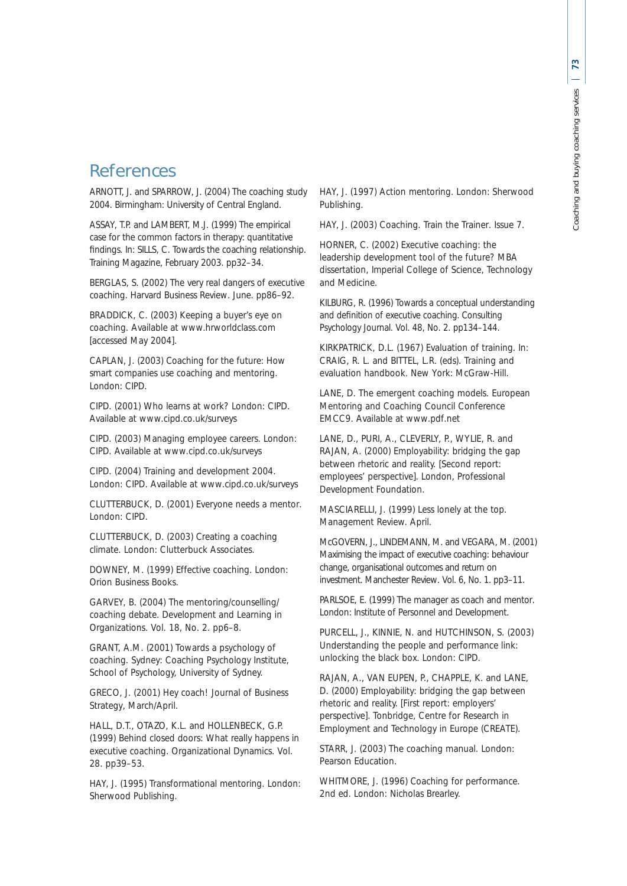# References

ARNOTT, J. and SPARROW, J. (2004) The coaching study 2004. Birmingham: University of Central England.

ASSAY, T.P. and LAMBERT, M.J. (1999) The empirical case for the common factors in therapy: quantitative findings. In: SILLS, C. Towards the coaching relationship. Training Magazine, February 2003. pp32–34.

BERGLAS, S. (2002) The very real dangers of executive coaching. Harvard Business Review. June. pp86–92.

BRADDICK, C. (2003) Keeping a buyer's eye on coaching. Available at www.hrworldclass.com [accessed May 2004].

CAPLAN, J. (2003) Coaching for the future: How smart companies use coaching and mentoring. London: CIPD.

CIPD. (2001) Who learns at work? London: CIPD. Available at www.cipd.co.uk/surveys

CIPD. (2003) Managing employee careers. London: CIPD. Available at www.cipd.co.uk/surveys

CIPD. (2004) Training and development 2004. London: CIPD. Available at www.cipd.co.uk/surveys

CLUTTERBUCK, D. (2001) Everyone needs a mentor. London: CIPD.

CLUTTERBUCK, D. (2003) Creating a coaching climate. London: Clutterbuck Associates.

DOWNEY, M. (1999) Effective coaching. London: Orion Business Books.

GARVEY, B. (2004) The mentoring/counselling/coaching debate. Development and Learning in Organizations. Vol. 18, No. 2. pp6–8.

GRANT, A.M. (2001) Towards a psychology of coaching. Sydney: Coaching Psychology Institute, School of Psychology, University of Sydney.

GRECO, J. (2001) Hey coach! Journal of Business Strategy, March/April.

HALL, D.T., OTAZO, K.L. and HOLLENBECK, G.P. (1999) Behind closed doors: What really happens in executive coaching. Organizational Dynamics. Vol. 28. pp39–53.

HAY, J. (1995) Transformational mentoring. London: Sherwood Publishing.

HAY, J. (1997) Action mentoring. London: Sherwood Publishing.

HAY, J. (2003) Coaching. Train the Trainer. Issue 7.

HORNER, C. (2002) Executive coaching: the leadership development tool of the future? MBA dissertation, Imperial College of Science, Technology and Medicine.

KILBURG, R. (1996) Towards a conceptual understanding and definition of executive coaching. Consulting Psychology Journal. Vol. 48, No. 2. pp134–144.

KIRKPATRICK, D.L. (1967) Evaluation of training. In: CRAIG, R. L. and BITTEL, L.R. (eds). Training and evaluation handbook. New York: McGraw-Hill.

LANE, D. The emergent coaching models. European Mentoring and Coaching Council Conference EMCC9. Available at www.pdf.net

LANE, D., PURI, A., CLEVERLY, P., WYLIE, R. and RAJAN, A. (2000) Employability: bridging the gap between rhetoric and reality. [Second report: employees' perspective]. London, Professional Development Foundation.

MASCIARELLI, J. (1999) Less lonely at the top. Management Review. April.

McGOVERN, J., LINDEMANN, M. and VEGARA, M. (2001) Maximising the impact of executive coaching: behaviour change, organisational outcomes and return on investment. Manchester Review. Vol. 6, No. 1. pp3–11.

PARLSOE, E. (1999) The manager as coach and mentor. London: Institute of Personnel and Development.

PURCELL, J., KINNIE, N. and HUTCHINSON, S. (2003) Understanding the people and performance link: unlocking the black box. London: CIPD.

RAJAN, A., VAN EUPEN, P., CHAPPLE, K. and LANE, D. (2000) Employability: bridging the gap between rhetoric and reality. [First report: employers' perspective]. Tonbridge, Centre for Research in Employment and Technology in Europe (CREATE).

STARR, J. (2003) The coaching manual. London: Pearson Education.

WHITMORE, J. (1996) Coaching for performance. 2nd ed. London: Nicholas Brearley.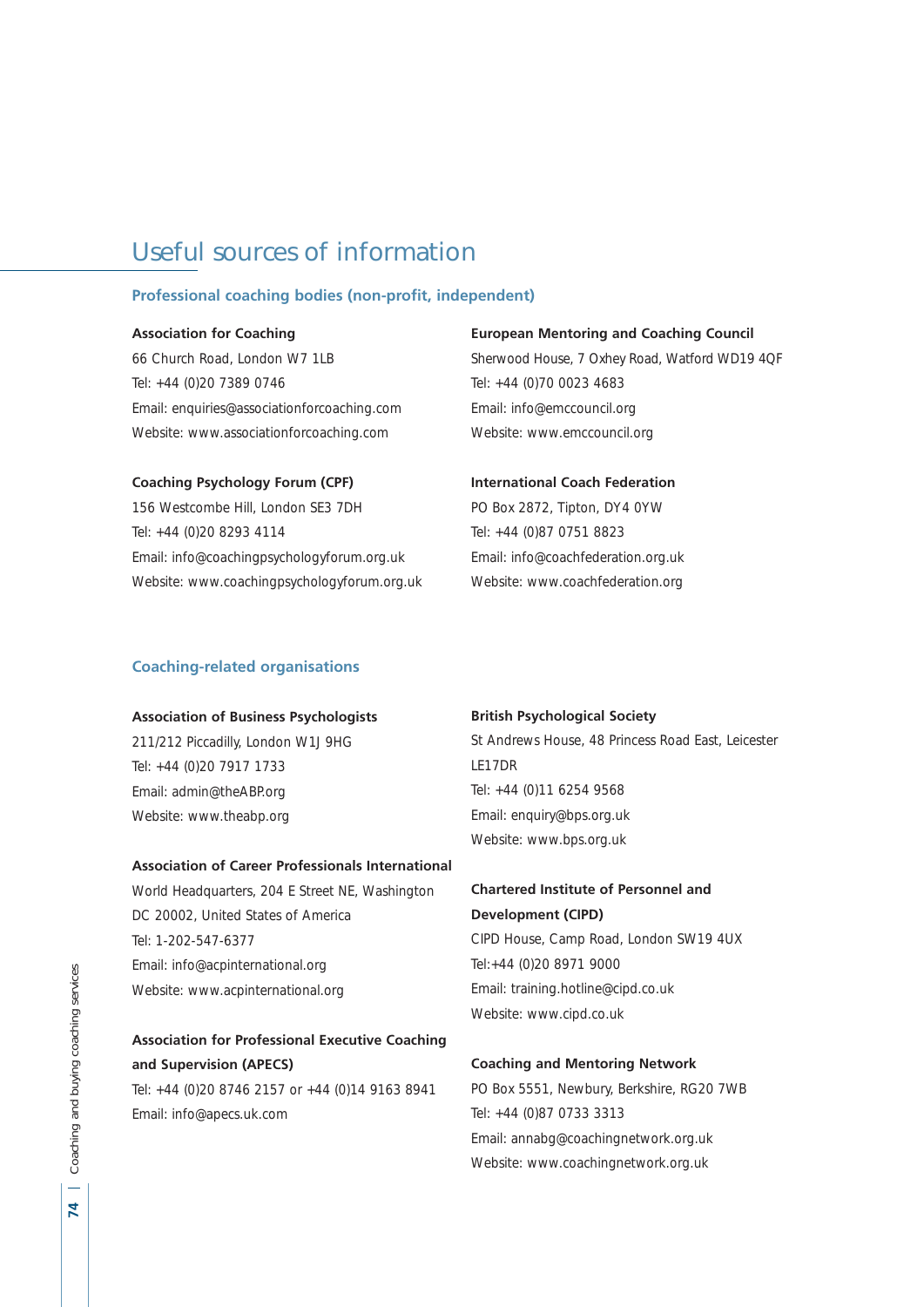# Useful sources of information

## Professional coaching bodies (non-profit, independent)

**Association for Coaching**
66 Church Road, London W7 1LB
Tel: +44 (0)20 7389 0746
Email: enquiries@associationforcoaching.com
Website: www.associationforcoaching.com

**Coaching Psychology Forum (CPF)**
156 Westcombe Hill, London SE3 7DH
Tel: +44 (0)20 8293 4114
Email: info@coachingpsychologyforum.org.uk
Website: www.coachingpsychologyforum.org.uk

**European Mentoring and Coaching Council**
Sherwood House, 7 Oxhey Road, Watford WD19 4QF
Tel: +44 (0)70 0023 4683
Email: info@emccouncil.org
Website: www.emccouncil.org

**International Coach Federation**
PO Box 2872, Tipton, DY4 0YW
Tel: +44 (0)87 0751 8823
Email: info@coachfederation.org.uk
Website: www.coachfederation.org

## Coaching-related organisations

**Association of Business Psychologists**
211/212 Piccadilly, London W1J 9HG
Tel: +44 (0)20 7917 1733
Email: admin@theABP.org
Website: www.theabp.org

**Association of Career Professionals International**
World Headquarters, 204 E Street NE, Washington DC 20002, United States of America
Tel: 1-202-547-6377
Email: info@acpinternational.org
Website: www.acpinternational.org

**Association for Professional Executive Coaching and Supervision (APECS)**
Tel: +44 (0)20 8746 2157 or +44 (0)14 9163 8941
Email: info@apecs.uk.com

**British Psychological Society**
St Andrews House, 48 Princess Road East, Leicester LE17DR
Tel: +44 (0)11 6254 9568
Email: enquiry@bps.org.uk
Website: www.bps.org.uk

**Chartered Institute of Personnel and Development (CIPD)**
CIPD House, Camp Road, London SW19 4UX
Tel:+44 (0)20 8971 9000
Email: training.hotline@cipd.co.uk
Website: www.cipd.co.uk

**Coaching and Mentoring Network**
PO Box 5551, Newbury, Berkshire, RG20 7WB
Tel: +44 (0)87 0733 3313
Email: annabg@coachingnetwork.org.uk
Website: www.coachingnetwork.org.uk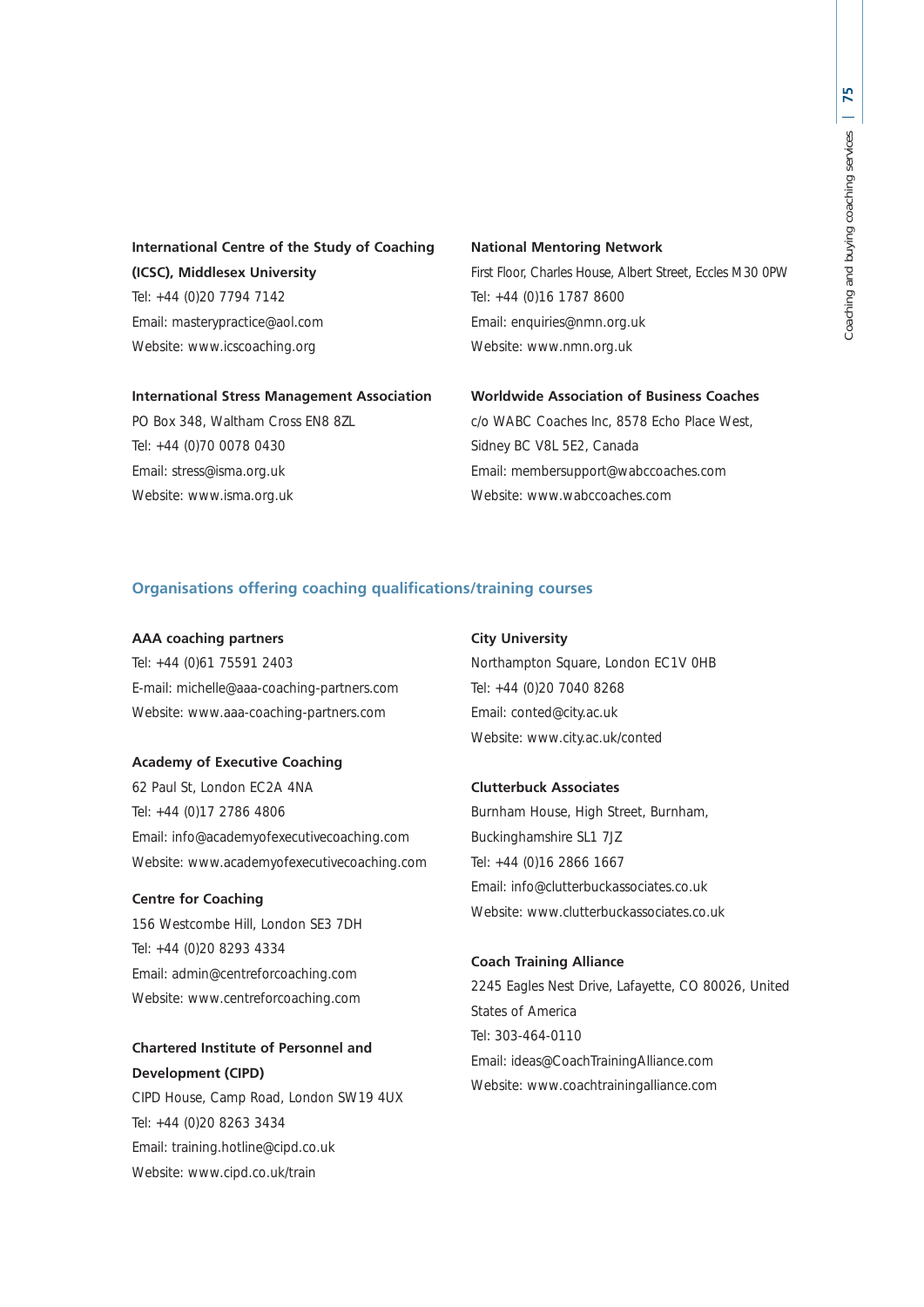**International Centre of the Study of Coaching (ICSC), Middlesex University**
Tel: +44 (0)20 7794 7142
Email: masterypractice@aol.com
Website: www.icscoaching.org

**International Stress Management Association**
PO Box 348, Waltham Cross EN8 8ZL
Tel: +44 (0)70 0078 0430
Email: stress@isma.org.uk
Website: www.isma.org.uk

**National Mentoring Network**
First Floor, Charles House, Albert Street, Eccles M30 0PW
Tel: +44 (0)16 1787 8600
Email: enquiries@nmn.org.uk
Website: www.nmn.org.uk

**Worldwide Association of Business Coaches**
c/o WABC Coaches Inc, 8578 Echo Place West, Sidney BC V8L 5E2, Canada
Email: membersupport@wabccoaches.com
Website: www.wabccoaches.com

## Organisations offering coaching qualifications/training courses

**AAA coaching partners**
Tel: +44 (0)61 75591 2403
E-mail: michelle@aaa-coaching-partners.com
Website: www.aaa-coaching-partners.com

**Academy of Executive Coaching**
62 Paul St, London EC2A 4NA
Tel: +44 (0)17 2786 4806
Email: info@academyofexecutivecoaching.com
Website: www.academyofexecutivecoaching.com

**Centre for Coaching**
156 Westcombe Hill, London SE3 7DH
Tel: +44 (0)20 8293 4334
Email: admin@centreforcoaching.com
Website: www.centreforcoaching.com

**Chartered Institute of Personnel and Development (CIPD)**
CIPD House, Camp Road, London SW19 4UX
Tel: +44 (0)20 8263 3434
Email: training.hotline@cipd.co.uk
Website: www.cipd.co.uk/train

**City University**
Northampton Square, London EC1V 0HB
Tel: +44 (0)20 7040 8268
Email: conted@city.ac.uk
Website: www.city.ac.uk/conted

**Clutterbuck Associates**
Burnham House, High Street, Burnham, Buckinghamshire SL1 7JZ
Tel: +44 (0)16 2866 1667
Email: info@clutterbuckassociates.co.uk
Website: www.clutterbuckassociates.co.uk

**Coach Training Alliance**
2245 Eagles Nest Drive, Lafayette, CO 80026, United States of America
Tel: 303-464-0110
Email: ideas@CoachTrainingAlliance.com
Website: www.coachtrainingalliance.com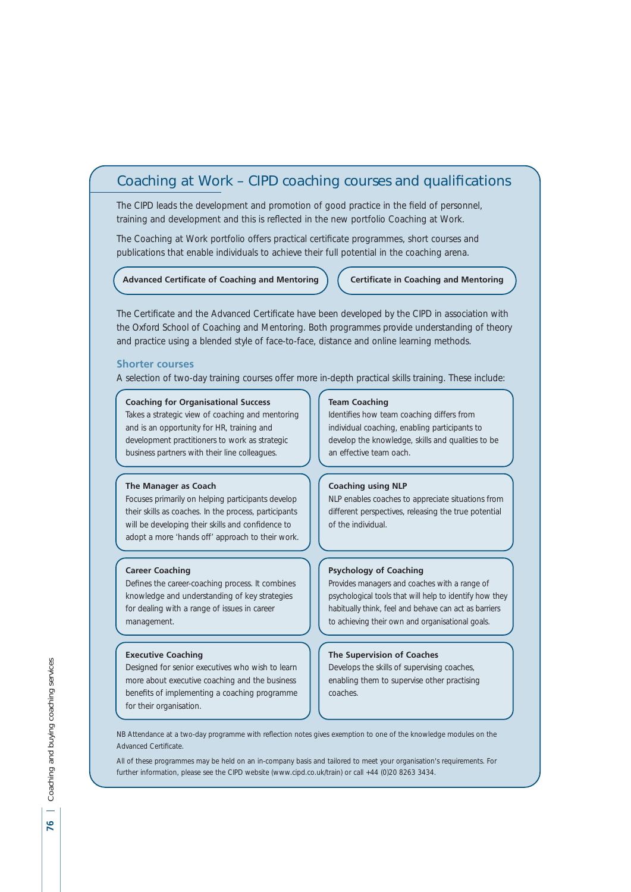## Coaching at Work – CIPD coaching courses and qualifications

The CIPD leads the development and promotion of good practice in the field of personnel, training and development and this is reflected in the new portfolio Coaching at Work.

The Coaching at Work portfolio offers practical certificate programmes, short courses and publications that enable individuals to achieve their full potential in the coaching arena.

**Advanced Certificate of Coaching and Mentoring**

**Certificate in Coaching and Mentoring**

The Certificate and the Advanced Certificate have been developed by the CIPD in association with the Oxford School of Coaching and Mentoring. Both programmes provide understanding of theory and practice using a blended style of face-to-face, distance and online learning methods.

### Shorter courses

A selection of two-day training courses offer more in-depth practical skills training. These include:

**Coaching for Organisational Success**
Takes a strategic view of coaching and mentoring and is an opportunity for HR, training and development practitioners to work as strategic business partners with their line colleagues.

**Team Coaching**
Identifies how team coaching differs from individual coaching, enabling participants to develop the knowledge, skills and qualities to be an effective team oach.

**The Manager as Coach**
Focuses primarily on helping participants develop their skills as coaches. In the process, participants will be developing their skills and confidence to adopt a more 'hands off' approach to their work.

**Coaching using NLP**
NLP enables coaches to appreciate situations from different perspectives, releasing the true potential of the individual.

**Career Coaching**
Defines the career-coaching process. It combines knowledge and understanding of key strategies for dealing with a range of issues in career management.

**Psychology of Coaching**
Provides managers and coaches with a range of psychological tools that will help to identify how they habitually think, feel and behave can act as barriers to achieving their own and organisational goals.

**Executive Coaching**
Designed for senior executives who wish to learn more about executive coaching and the business benefits of implementing a coaching programme for their organisation.

**The Supervision of Coaches**
Develops the skills of supervising coaches, enabling them to supervise other practising coaches.

NB Attendance at a two-day programme with reflection notes gives exemption to one of the knowledge modules on the Advanced Certificate.

All of these programmes may be held on an in-company basis and tailored to meet your organisation's requirements. For further information, please see the CIPD website (www.cipd.co.uk/train) or call +44 (0)20 8263 3434.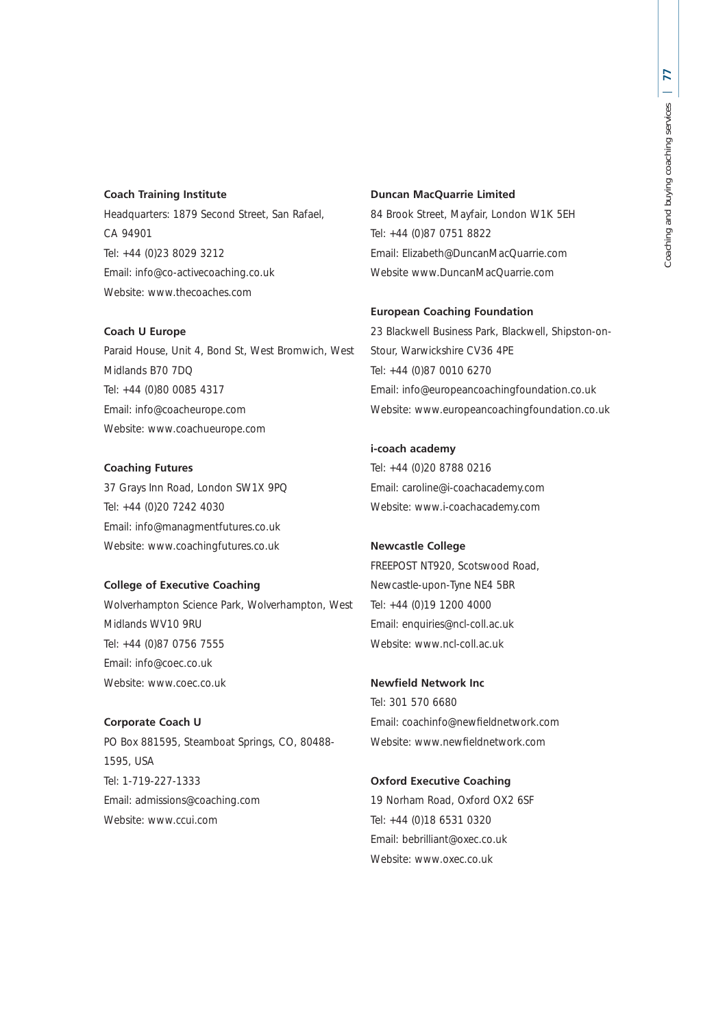**Coach Training Institute**

Headquarters: 1879 Second Street, San Rafael, CA 94901
Tel: +44 (0)23 8029 3212
Email: info@co-activecoaching.co.uk
Website: www.thecoaches.com

**Coach U Europe**

Paraid House, Unit 4, Bond St, West Bromwich, West Midlands B70 7DQ
Tel: +44 (0)80 0085 4317
Email: info@coacheurope.com
Website: www.coachueurope.com

**Coaching Futures**

37 Grays Inn Road, London SW1X 9PQ
Tel: +44 (0)20 7242 4030
Email: info@managmentfutures.co.uk
Website: www.coachingfutures.co.uk

**College of Executive Coaching**

Wolverhampton Science Park, Wolverhampton, West Midlands WV10 9RU
Tel: +44 (0)87 0756 7555
Email: info@coec.co.uk
Website: www.coec.co.uk

**Corporate Coach U**

PO Box 881595, Steamboat Springs, CO, 80488-1595, USA
Tel: 1-719-227-1333
Email: admissions@coaching.com
Website: www.ccui.com

**Duncan MacQuarrie Limited**

84 Brook Street, Mayfair, London W1K 5EH
Tel: +44 (0)87 0751 8822
Email: Elizabeth@DuncanMacQuarrie.com
Website www.DuncanMacQuarrie.com

**European Coaching Foundation**

23 Blackwell Business Park, Blackwell, Shipston-on-Stour, Warwickshire CV36 4PE
Tel: +44 (0)87 0010 6270
Email: info@europeancoachingfoundation.co.uk
Website: www.europeancoachingfoundation.co.uk

**i-coach academy**

Tel: +44 (0)20 8788 0216
Email: caroline@i-coachacademy.com
Website: www.i-coachacademy.com

**Newcastle College**

FREEPOST NT920, Scotswood Road, Newcastle-upon-Tyne NE4 5BR
Tel: +44 (0)19 1200 4000
Email: enquiries@ncl-coll.ac.uk
Website: www.ncl-coll.ac.uk

**Newfield Network Inc**

Tel: 301 570 6680
Email: coachinfo@newfieldnetwork.com
Website: www.newfieldnetwork.com

**Oxford Executive Coaching**

19 Norham Road, Oxford OX2 6SF
Tel: +44 (0)18 6531 0320
Email: bebrilliant@oxec.co.uk
Website: www.oxec.co.uk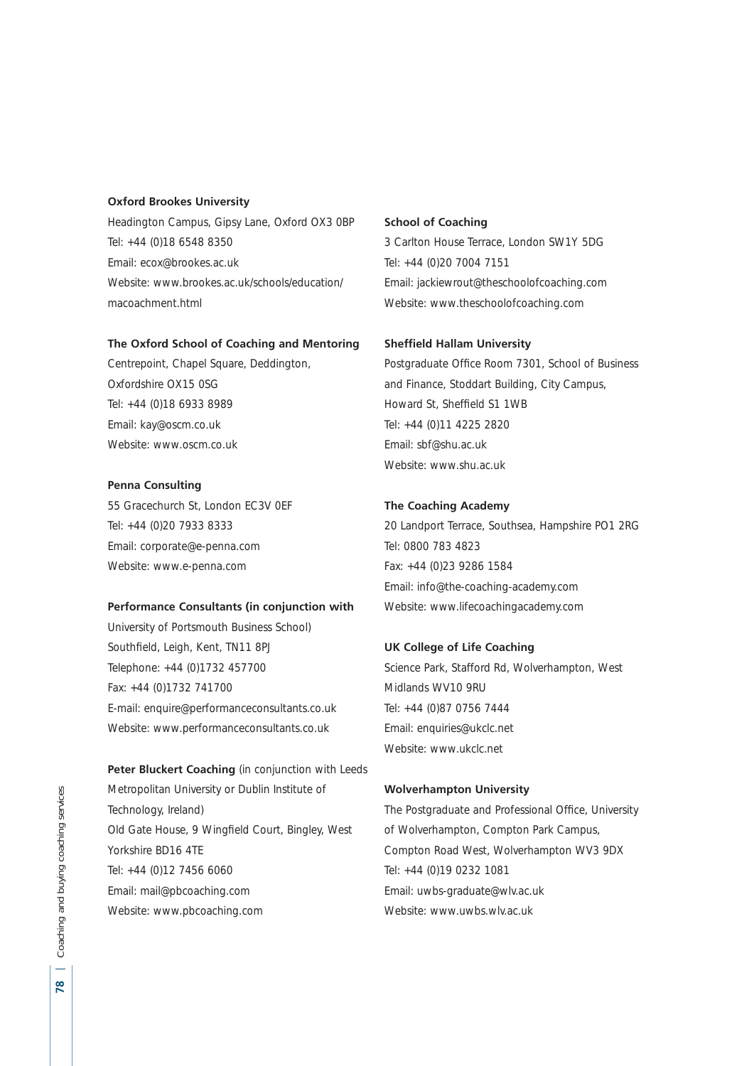**Oxford Brookes University**

Headington Campus, Gipsy Lane, Oxford OX3 0BP
Tel: +44 (0)18 6548 8350
Email: ecox@brookes.ac.uk
Website: www.brookes.ac.uk/schools/education/macoachment.html

**The Oxford School of Coaching and Mentoring**

Centrepoint, Chapel Square, Deddington, Oxfordshire OX15 0SG
Tel: +44 (0)18 6933 8989
Email: kay@oscm.co.uk
Website: www.oscm.co.uk

**Penna Consulting**

55 Gracechurch St, London EC3V 0EF
Tel: +44 (0)20 7933 8333
Email: corporate@e-penna.com
Website: www.e-penna.com

**Performance Consultants (in conjunction with** University of Portsmouth Business School)

Southfield, Leigh, Kent, TN11 8PJ
Telephone: +44 (0)1732 457700
Fax: +44 (0)1732 741700
E-mail: enquire@performanceconsultants.co.uk
Website: www.performanceconsultants.co.uk

**Peter Bluckert Coaching** (in conjunction with Leeds Metropolitan University or Dublin Institute of Technology, Ireland)

Old Gate House, 9 Wingfield Court, Bingley, West Yorkshire BD16 4TE
Tel: +44 (0)12 7456 6060
Email: mail@pbcoaching.com
Website: www.pbcoaching.com

**School of Coaching**

3 Carlton House Terrace, London SW1Y 5DG
Tel: +44 (0)20 7004 7151
Email: jackiewrout@theschoolofcoaching.com
Website: www.theschoolofcoaching.com

**Sheffield Hallam University**

Postgraduate Office Room 7301, School of Business and Finance, Stoddart Building, City Campus, Howard St, Sheffield S1 1WB
Tel: +44 (0)11 4225 2820
Email: sbf@shu.ac.uk
Website: www.shu.ac.uk

**The Coaching Academy**

20 Landport Terrace, Southsea, Hampshire PO1 2RG
Tel: 0800 783 4823
Fax: +44 (0)23 9286 1584
Email: info@the-coaching-academy.com
Website: www.lifecoachingacademy.com

**UK College of Life Coaching**

Science Park, Stafford Rd, Wolverhampton, West Midlands WV10 9RU
Tel: +44 (0)87 0756 7444
Email: enquiries@ukclc.net
Website: www.ukclc.net

**Wolverhampton University**

The Postgraduate and Professional Office, University of Wolverhampton, Compton Park Campus, Compton Road West, Wolverhampton WV3 9DX
Tel: +44 (0)19 0232 1081
Email: uwbs-graduate@wlv.ac.uk
Website: www.uwbs.wlv.ac.uk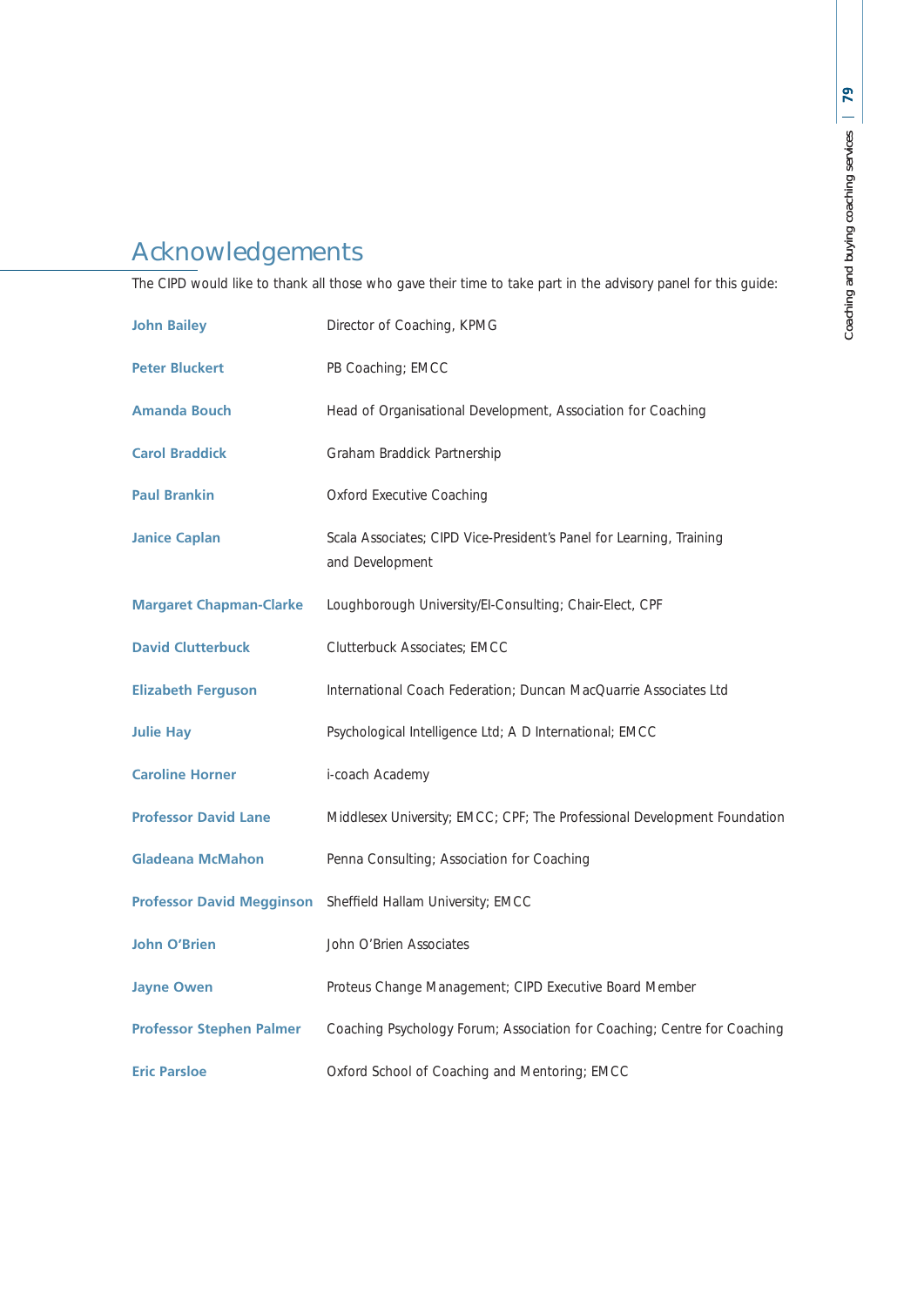# Acknowledgements

The CIPD would like to thank all those who gave their time to take part in the advisory panel for this guide:

| | |
|---|---|
| **John Bailey** | Director of Coaching, KPMG |
| **Peter Bluckert** | PB Coaching; EMCC |
| **Amanda Bouch** | Head of Organisational Development, Association for Coaching |
| **Carol Braddick** | Graham Braddick Partnership |
| **Paul Brankin** | Oxford Executive Coaching |
| **Janice Caplan** | Scala Associates; CIPD Vice-President's Panel for Learning, Training and Development |
| **Margaret Chapman-Clarke** | Loughborough University/EI-Consulting; Chair-Elect, CPF |
| **David Clutterbuck** | Clutterbuck Associates; EMCC |
| **Elizabeth Ferguson** | International Coach Federation; Duncan MacQuarrie Associates Ltd |
| **Julie Hay** | Psychological Intelligence Ltd; A D International; EMCC |
| **Caroline Horner** | i-coach Academy |
| **Professor David Lane** | Middlesex University; EMCC; CPF; The Professional Development Foundation |
| **Gladeana McMahon** | Penna Consulting; Association for Coaching |
| **Professor David Megginson** | Sheffield Hallam University; EMCC |
| **John O'Brien** | John O'Brien Associates |
| **Jayne Owen** | Proteus Change Management; CIPD Executive Board Member |
| **Professor Stephen Palmer** | Coaching Psychology Forum; Association for Coaching; Centre for Coaching |
| **Eric Parsloe** | Oxford School of Coaching and Mentoring; EMCC |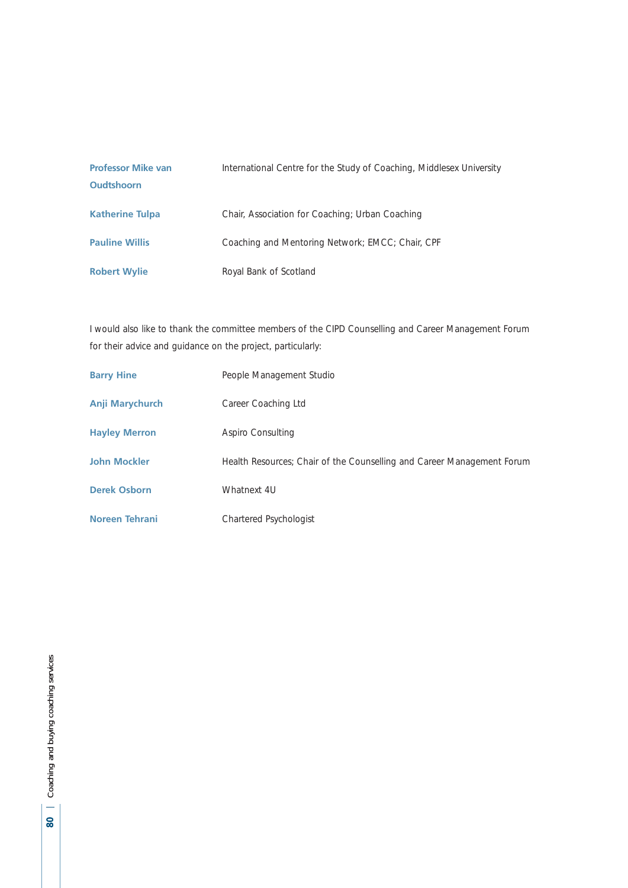| | |
|---|---|
| **Professor Mike van Oudtshoorn** | International Centre for the Study of Coaching, Middlesex University |
| **Katherine Tulpa** | Chair, Association for Coaching; Urban Coaching |
| **Pauline Willis** | Coaching and Mentoring Network; EMCC; Chair, CPF |
| **Robert Wylie** | Royal Bank of Scotland |

I would also like to thank the committee members of the CIPD Counselling and Career Management Forum for their advice and guidance on the project, particularly:

| | |
|---|---|
| **Barry Hine** | People Management Studio |
| **Anji Marychurch** | Career Coaching Ltd |
| **Hayley Merron** | Aspiro Consulting |
| **John Mockler** | Health Resources; Chair of the Counselling and Career Management Forum |
| **Derek Osborn** | Whatnext 4U |
| **Noreen Tehrani** | Chartered Psychologist |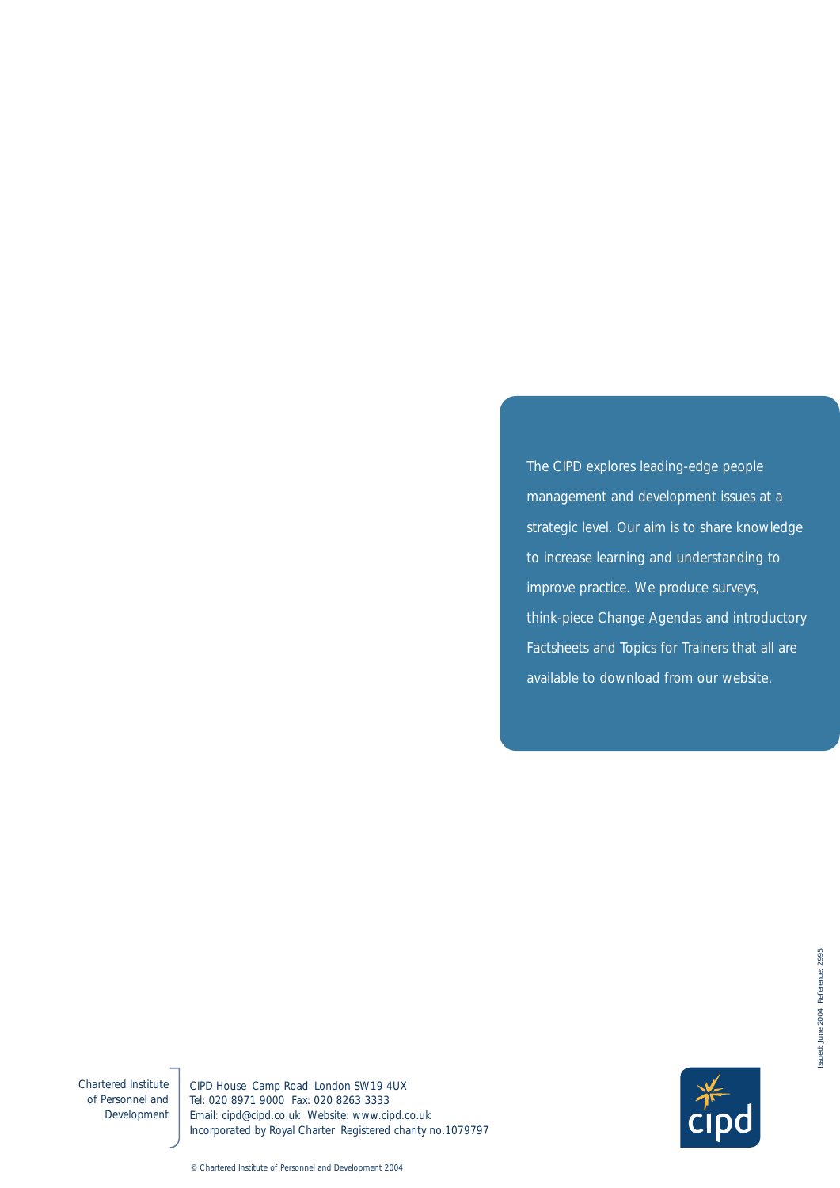The CIPD explores leading-edge people management and development issues at a strategic level. Our aim is to share knowledge to increase learning and understanding to improve practice. We produce surveys, think-piece Change Agendas and introductory Factsheets and Topics for Trainers that all are available to download from our website.

Chartered Institute of Personnel and Development

CIPD House Camp Road London SW19 4UX
Tel: 020 8971 9000 Fax: 020 8263 3333
Email: cipd@cipd.co.uk Website: www.cipd.co.uk
Incorporated by Royal Charter Registered charity no.1079797

© Chartered Institute of Personnel and Development 2004

Issued: June 2004 Reference: 2995